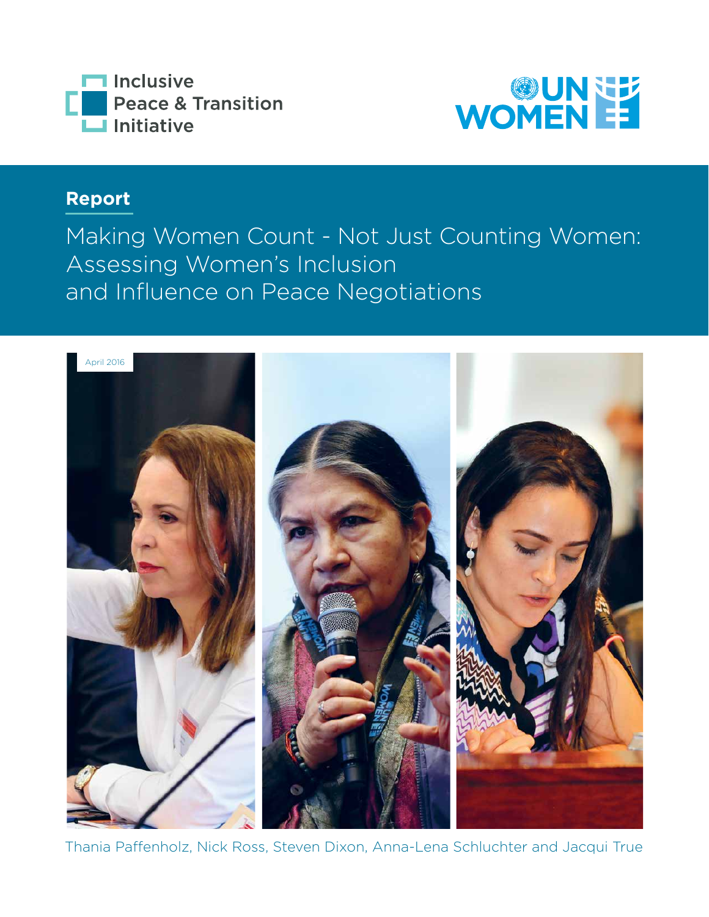Inclusive Peace & Transition Initiative

UN WOMEN

**Report**

# Making Women Count - Not Just Counting Women: Assessing Women's Inclusion and Influence on Peace Negotiations

April 2016

Thania Paffenholz, Nick Ross, Steven Dixon, Anna-Lena Schluchter and Jacqui True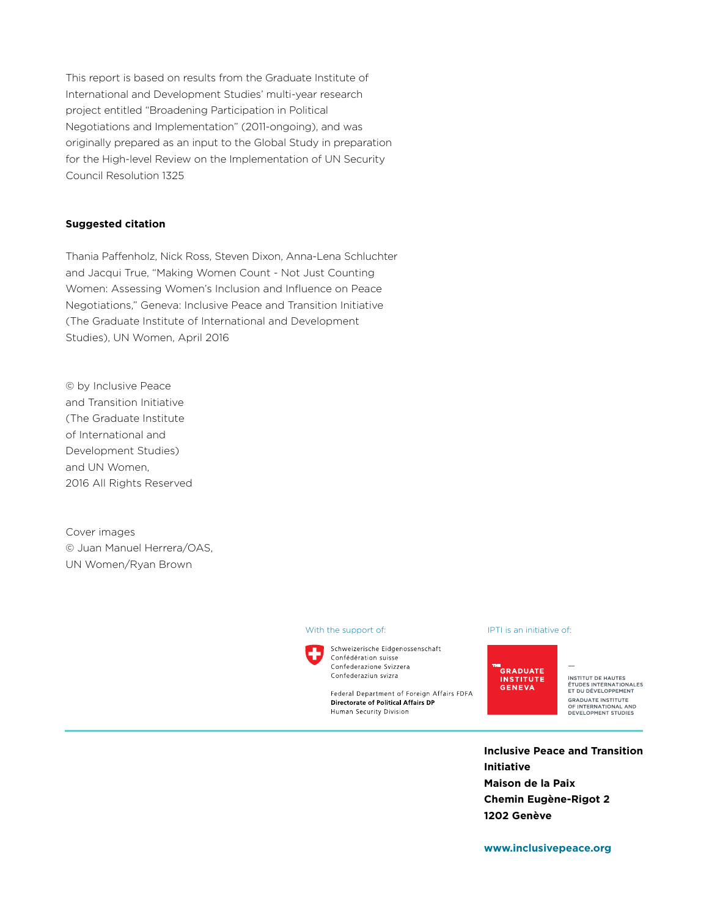This report is based on results from the Graduate Institute of International and Development Studies' multi-year research project entitled "Broadening Participation in Political Negotiations and Implementation" (2011-ongoing), and was originally prepared as an input to the Global Study in preparation for the High-level Review on the Implementation of UN Security Council Resolution 1325

**Suggested citation**

Thania Paffenholz, Nick Ross, Steven Dixon, Anna-Lena Schluchter and Jacqui True, "Making Women Count - Not Just Counting Women: Assessing Women's Inclusion and Influence on Peace Negotiations," Geneva: Inclusive Peace and Transition Initiative (The Graduate Institute of International and Development Studies), UN Women, April 2016

© by Inclusive Peace and Transition Initiative (The Graduate Institute of International and Development Studies) and UN Women, 2016 All Rights Reserved

Cover images
© Juan Manuel Herrera/OAS, UN Women/Ryan Brown

With the support of:

Schweizerische Eidgenossenschaft
Confédération suisse
Confederazione Svizzera
Confederaziun svizra

Federal Department of Foreign Affairs FDFA
**Directorate of Political Affairs DP**
Human Security Division

IPTI is an initiative of:

THE GRADUATE INSTITUTE GENEVA

INSTITUT DE HAUTES ÉTUDES INTERNATIONALES ET DU DÉVELOPPEMENT
GRADUATE INSTITUTE OF INTERNATIONAL AND DEVELOPMENT STUDIES

**Inclusive Peace and Transition Initiative**
**Maison de la Paix**
**Chemin Eugène-Rigot 2**
**1202 Genève**

**www.inclusivepeace.org**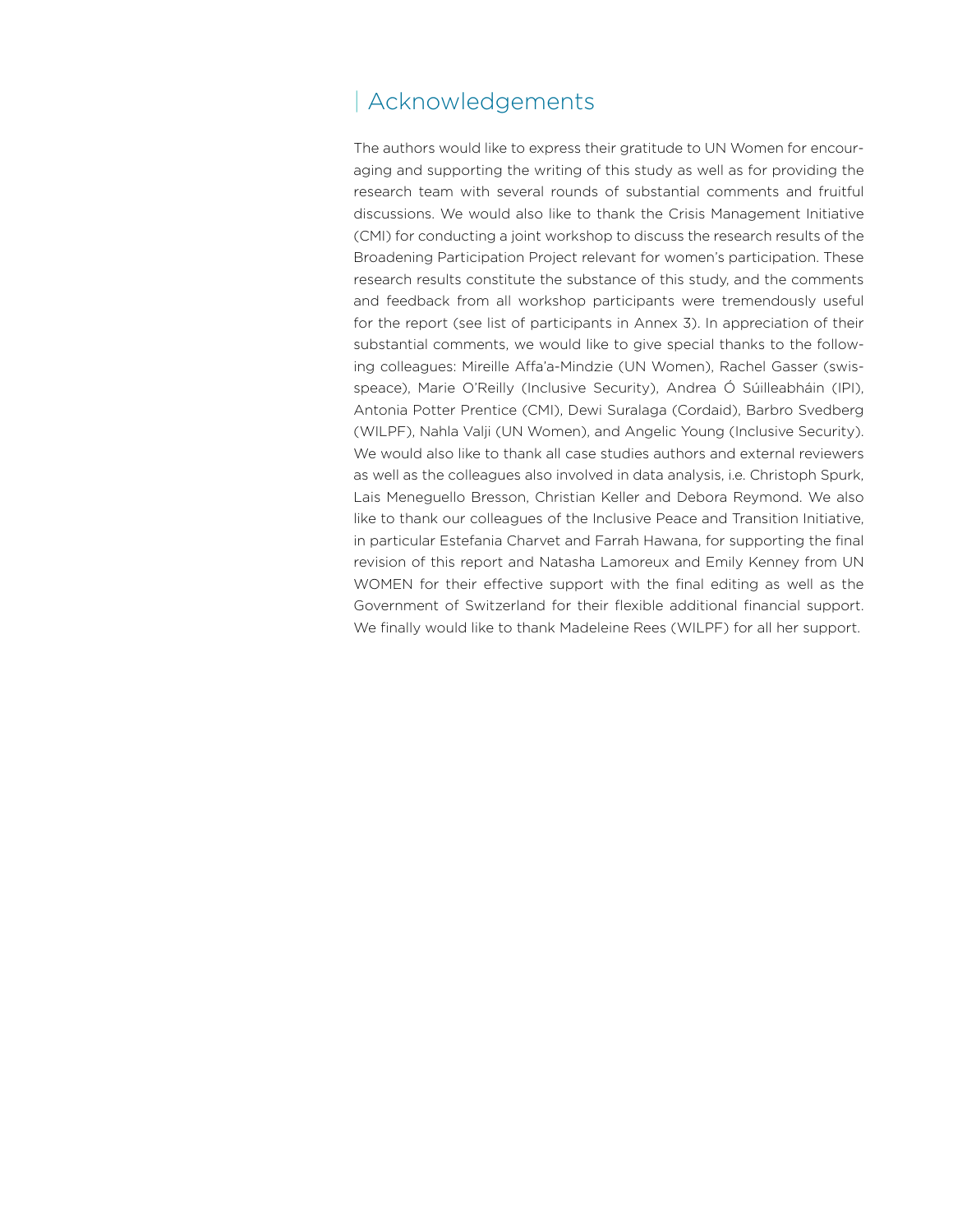# Acknowledgements

The authors would like to express their gratitude to UN Women for encouraging and supporting the writing of this study as well as for providing the research team with several rounds of substantial comments and fruitful discussions. We would also like to thank the Crisis Management Initiative (CMI) for conducting a joint workshop to discuss the research results of the Broadening Participation Project relevant for women's participation. These research results constitute the substance of this study, and the comments and feedback from all workshop participants were tremendously useful for the report (see list of participants in Annex 3). In appreciation of their substantial comments, we would like to give special thanks to the following colleagues: Mireille Affa'a-Mindzie (UN Women), Rachel Gasser (swisspeace), Marie O'Reilly (Inclusive Security), Andrea Ó Súilleabháin (IPI), Antonia Potter Prentice (CMI), Dewi Suralaga (Cordaid), Barbro Svedberg (WILPF), Nahla Valji (UN Women), and Angelic Young (Inclusive Security). We would also like to thank all case studies authors and external reviewers as well as the colleagues also involved in data analysis, i.e. Christoph Spurk, Lais Meneguello Bresson, Christian Keller and Debora Reymond. We also like to thank our colleagues of the Inclusive Peace and Transition Initiative, in particular Estefania Charvet and Farrah Hawana, for supporting the final revision of this report and Natasha Lamoreux and Emily Kenney from UN WOMEN for their effective support with the final editing as well as the Government of Switzerland for their flexible additional financial support. We finally would like to thank Madeleine Rees (WILPF) for all her support.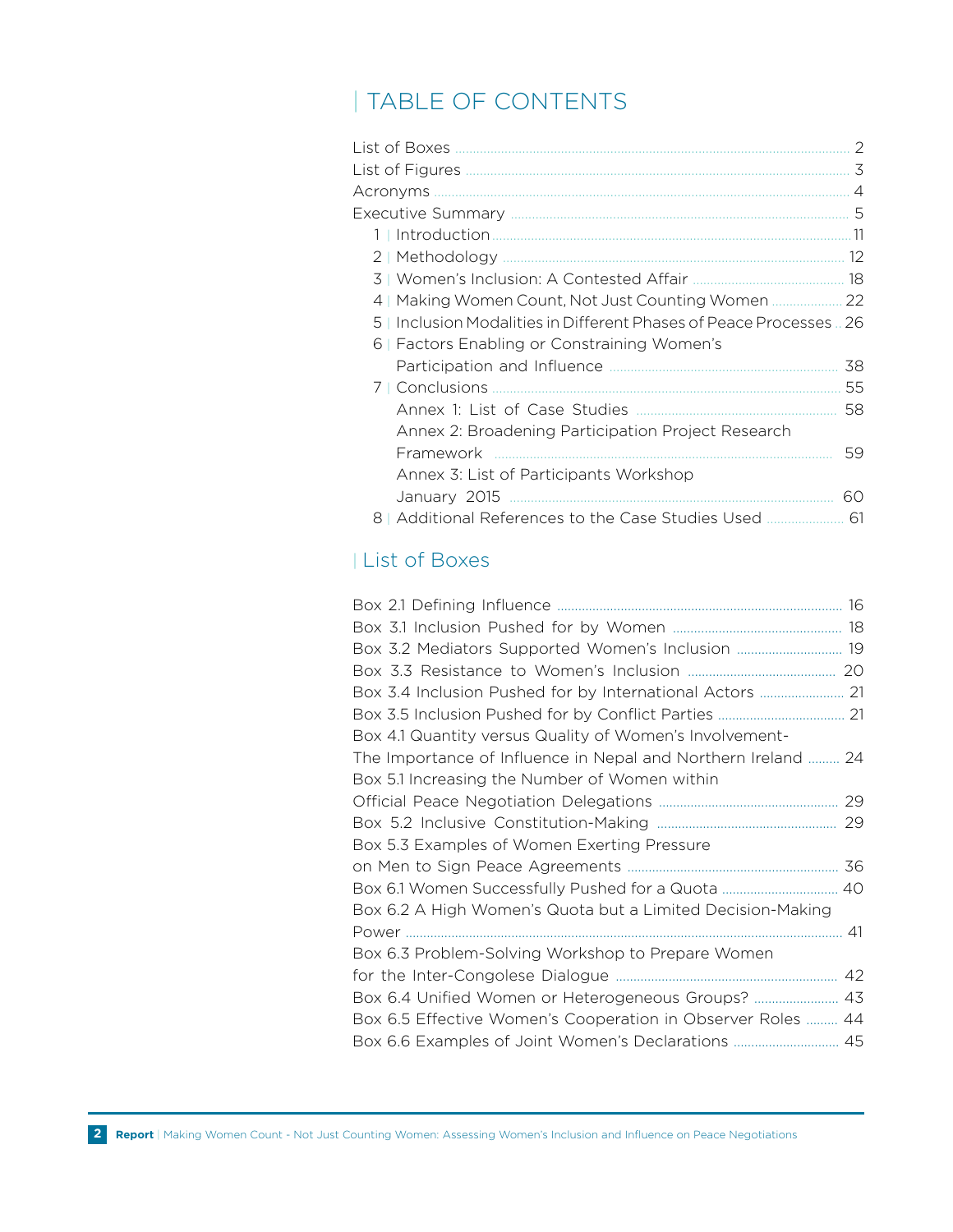# | TABLE OF CONTENTS

List of Boxes .......... 2
List of Figures .......... 3
Acronyms .......... 4
Executive Summary .......... 5
1 | Introduction .......... 11
2 | Methodology .......... 12
3 | Women's Inclusion: A Contested Affair .......... 18
4 | Making Women Count, Not Just Counting Women .......... 22
5 | Inclusion Modalities in Different Phases of Peace Processes .......... 26
6 | Factors Enabling or Constraining Women's Participation and Influence .......... 38
7 | Conclusions .......... 55
Annex 1: List of Case Studies .......... 58
Annex 2: Broadening Participation Project Research Framework .......... 59
Annex 3: List of Participants Workshop January 2015 .......... 60
8 | Additional References to the Case Studies Used .......... 61

## | List of Boxes

Box 2.1 Defining Influence .......... 16
Box 3.1 Inclusion Pushed for by Women .......... 18
Box 3.2 Mediators Supported Women's Inclusion .......... 19
Box 3.3 Resistance to Women's Inclusion .......... 20
Box 3.4 Inclusion Pushed for by International Actors .......... 21
Box 3.5 Inclusion Pushed for by Conflict Parties .......... 21
Box 4.1 Quantity versus Quality of Women's Involvement- The Importance of Influence in Nepal and Northern Ireland .......... 24
Box 5.1 Increasing the Number of Women within Official Peace Negotiation Delegations .......... 29
Box 5.2 Inclusive Constitution-Making .......... 29
Box 5.3 Examples of Women Exerting Pressure on Men to Sign Peace Agreements .......... 36
Box 6.1 Women Successfully Pushed for a Quota .......... 40
Box 6.2 A High Women's Quota but a Limited Decision-Making Power .......... 41
Box 6.3 Problem-Solving Workshop to Prepare Women for the Inter-Congolese Dialogue .......... 42
Box 6.4 Unified Women or Heterogeneous Groups? .......... 43
Box 6.5 Effective Women's Cooperation in Observer Roles .......... 44
Box 6.6 Examples of Joint Women's Declarations .......... 45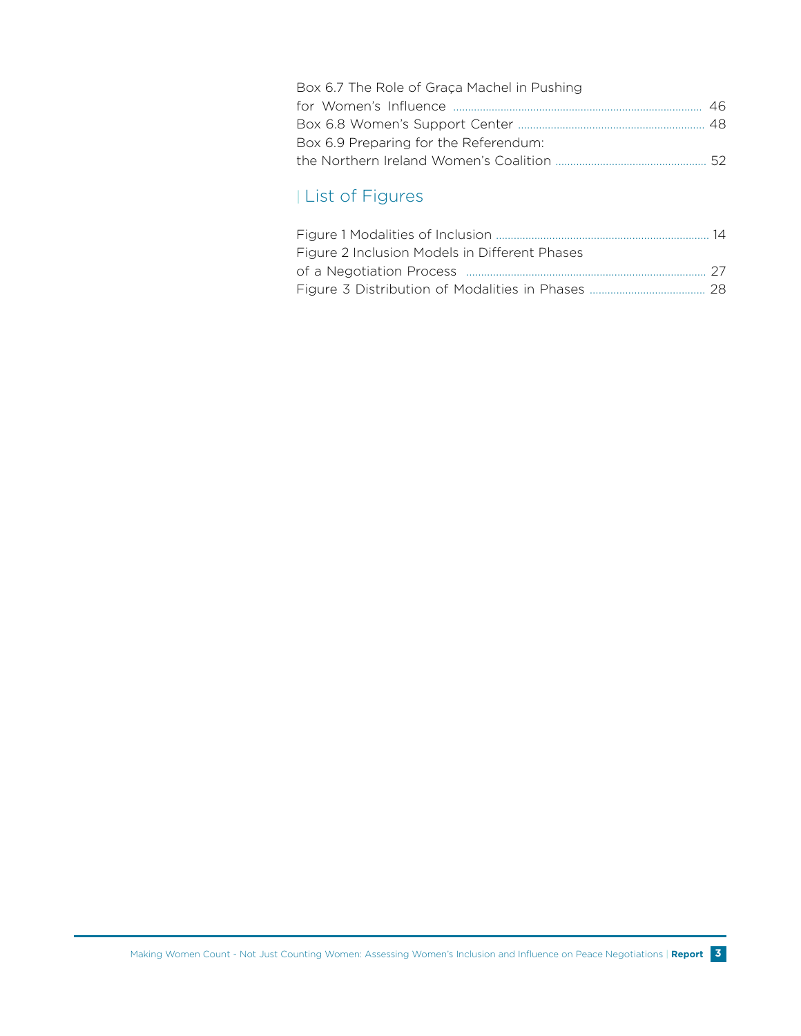Box 6.7 The Role of Graça Machel in Pushing for Women's Influence ........ 46

Box 6.8 Women's Support Center ........ 48

Box 6.9 Preparing for the Referendum: the Northern Ireland Women's Coalition ........ 52

## List of Figures

Figure 1 Modalities of Inclusion ........ 14

Figure 2 Inclusion Models in Different Phases of a Negotiation Process ........ 27

Figure 3 Distribution of Modalities in Phases ........ 28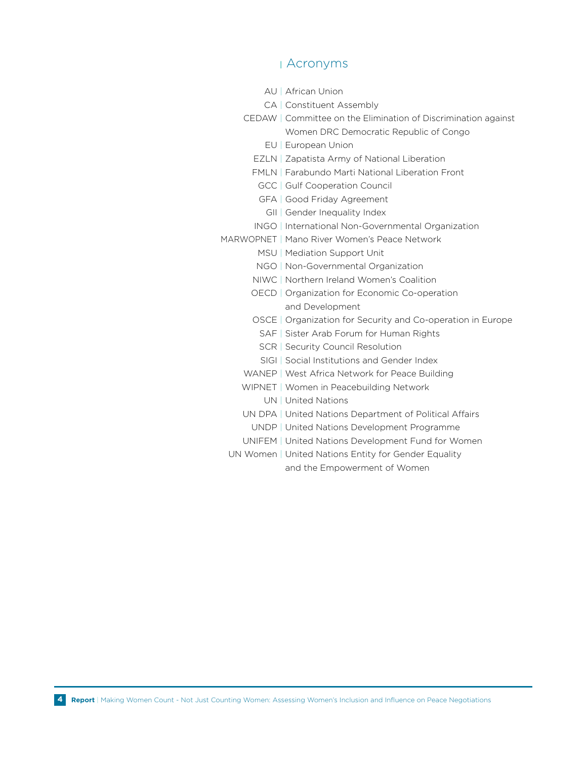# Acronyms

| | |
|---|---|
| AU | African Union |
| CA | Constituent Assembly |
| CEDAW | Committee on the Elimination of Discrimination against Women DRC Democratic Republic of Congo |
| EU | European Union |
| EZLN | Zapatista Army of National Liberation |
| FMLN | Farabundo Marti National Liberation Front |
| GCC | Gulf Cooperation Council |
| GFA | Good Friday Agreement |
| GII | Gender Inequality Index |
| INGO | International Non-Governmental Organization |
| MARWOPNET | Mano River Women's Peace Network |
| MSU | Mediation Support Unit |
| NGO | Non-Governmental Organization |
| NIWC | Northern Ireland Women's Coalition |
| OECD | Organization for Economic Co-operation and Development |
| OSCE | Organization for Security and Co-operation in Europe |
| SAF | Sister Arab Forum for Human Rights |
| SCR | Security Council Resolution |
| SIGI | Social Institutions and Gender Index |
| WANEP | West Africa Network for Peace Building |
| WIPNET | Women in Peacebuilding Network |
| UN | United Nations |
| UN DPA | United Nations Department of Political Affairs |
| UNDP | United Nations Development Programme |
| UNIFEM | United Nations Development Fund for Women |
| UN Women | United Nations Entity for Gender Equality and the Empowerment of Women |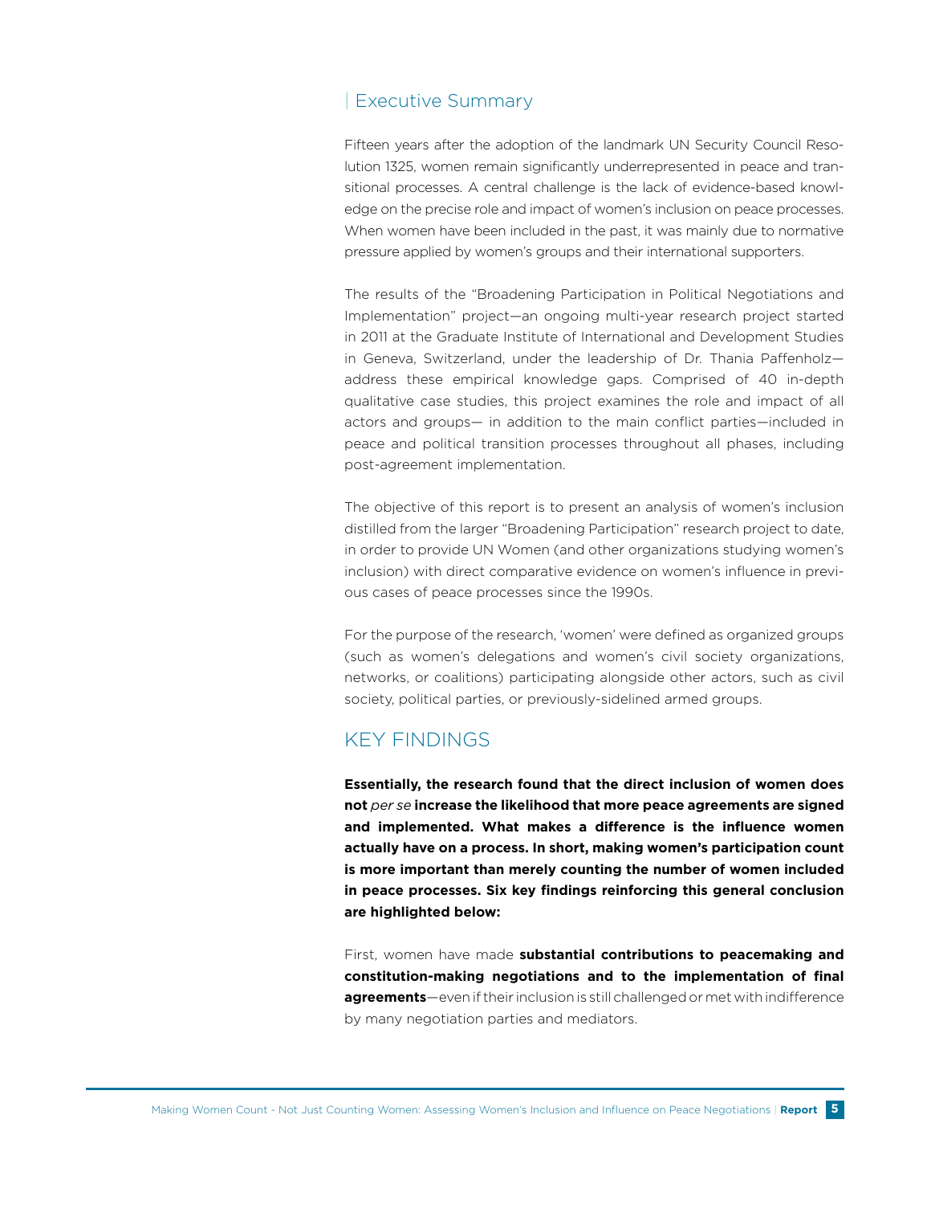## Executive Summary

Fifteen years after the adoption of the landmark UN Security Council Resolution 1325, women remain significantly underrepresented in peace and transitional processes. A central challenge is the lack of evidence-based knowledge on the precise role and impact of women's inclusion on peace processes. When women have been included in the past, it was mainly due to normative pressure applied by women's groups and their international supporters.

The results of the "Broadening Participation in Political Negotiations and Implementation" project—an ongoing multi-year research project started in 2011 at the Graduate Institute of International and Development Studies in Geneva, Switzerland, under the leadership of Dr. Thania Paffenholz—address these empirical knowledge gaps. Comprised of 40 in-depth qualitative case studies, this project examines the role and impact of all actors and groups— in addition to the main conflict parties—included in peace and political transition processes throughout all phases, including post-agreement implementation.

The objective of this report is to present an analysis of women's inclusion distilled from the larger "Broadening Participation" research project to date, in order to provide UN Women (and other organizations studying women's inclusion) with direct comparative evidence on women's influence in previous cases of peace processes since the 1990s.

For the purpose of the research, 'women' were defined as organized groups (such as women's delegations and women's civil society organizations, networks, or coalitions) participating alongside other actors, such as civil society, political parties, or previously-sidelined armed groups.

## KEY FINDINGS

**Essentially, the research found that the direct inclusion of women does not** ***per se*** **increase the likelihood that more peace agreements are signed and implemented. What makes a difference is the influence women actually have on a process. In short, making women's participation count is more important than merely counting the number of women included in peace processes. Six key findings reinforcing this general conclusion are highlighted below:**

First, women have made **substantial contributions to peacemaking and constitution-making negotiations and to the implementation of final agreements**—even if their inclusion is still challenged or met with indifference by many negotiation parties and mediators.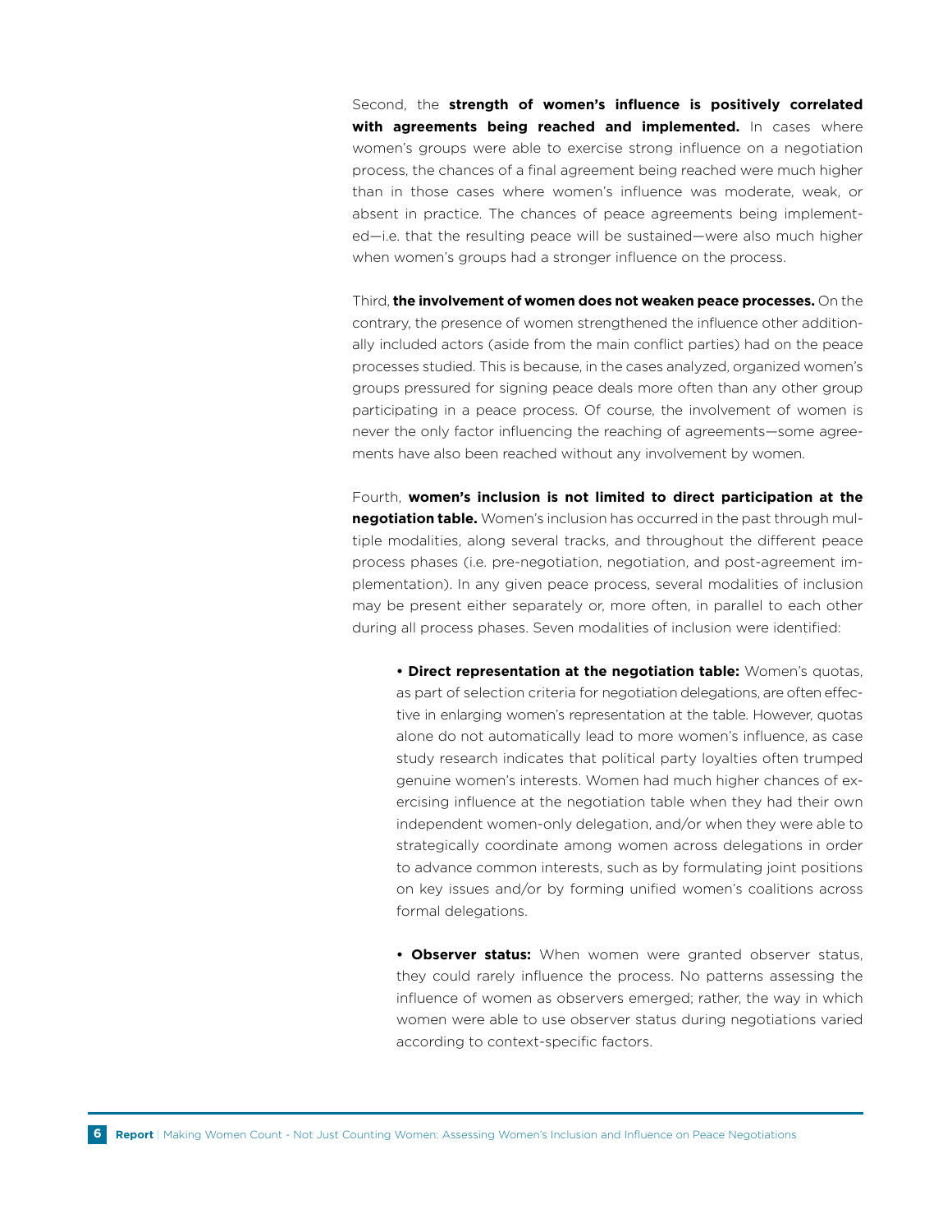Second, the **strength of women's influence is positively correlated with agreements being reached and implemented.** In cases where women's groups were able to exercise strong influence on a negotiation process, the chances of a final agreement being reached were much higher than in those cases where women's influence was moderate, weak, or absent in practice. The chances of peace agreements being implemented—i.e. that the resulting peace will be sustained—were also much higher when women's groups had a stronger influence on the process.

Third, **the involvement of women does not weaken peace processes.** On the contrary, the presence of women strengthened the influence other additionally included actors (aside from the main conflict parties) had on the peace processes studied. This is because, in the cases analyzed, organized women's groups pressured for signing peace deals more often than any other group participating in a peace process. Of course, the involvement of women is never the only factor influencing the reaching of agreements—some agreements have also been reached without any involvement by women.

Fourth, **women's inclusion is not limited to direct participation at the negotiation table.** Women's inclusion has occurred in the past through multiple modalities, along several tracks, and throughout the different peace process phases (i.e. pre-negotiation, negotiation, and post-agreement implementation). In any given peace process, several modalities of inclusion may be present either separately or, more often, in parallel to each other during all process phases. Seven modalities of inclusion were identified:

- **Direct representation at the negotiation table:** Women's quotas, as part of selection criteria for negotiation delegations, are often effective in enlarging women's representation at the table. However, quotas alone do not automatically lead to more women's influence, as case study research indicates that political party loyalties often trumped genuine women's interests. Women had much higher chances of exercising influence at the negotiation table when they had their own independent women-only delegation, and/or when they were able to strategically coordinate among women across delegations in order to advance common interests, such as by formulating joint positions on key issues and/or by forming unified women's coalitions across formal delegations.

- **Observer status:** When women were granted observer status, they could rarely influence the process. No patterns assessing the influence of women as observers emerged; rather, the way in which women were able to use observer status during negotiations varied according to context-specific factors.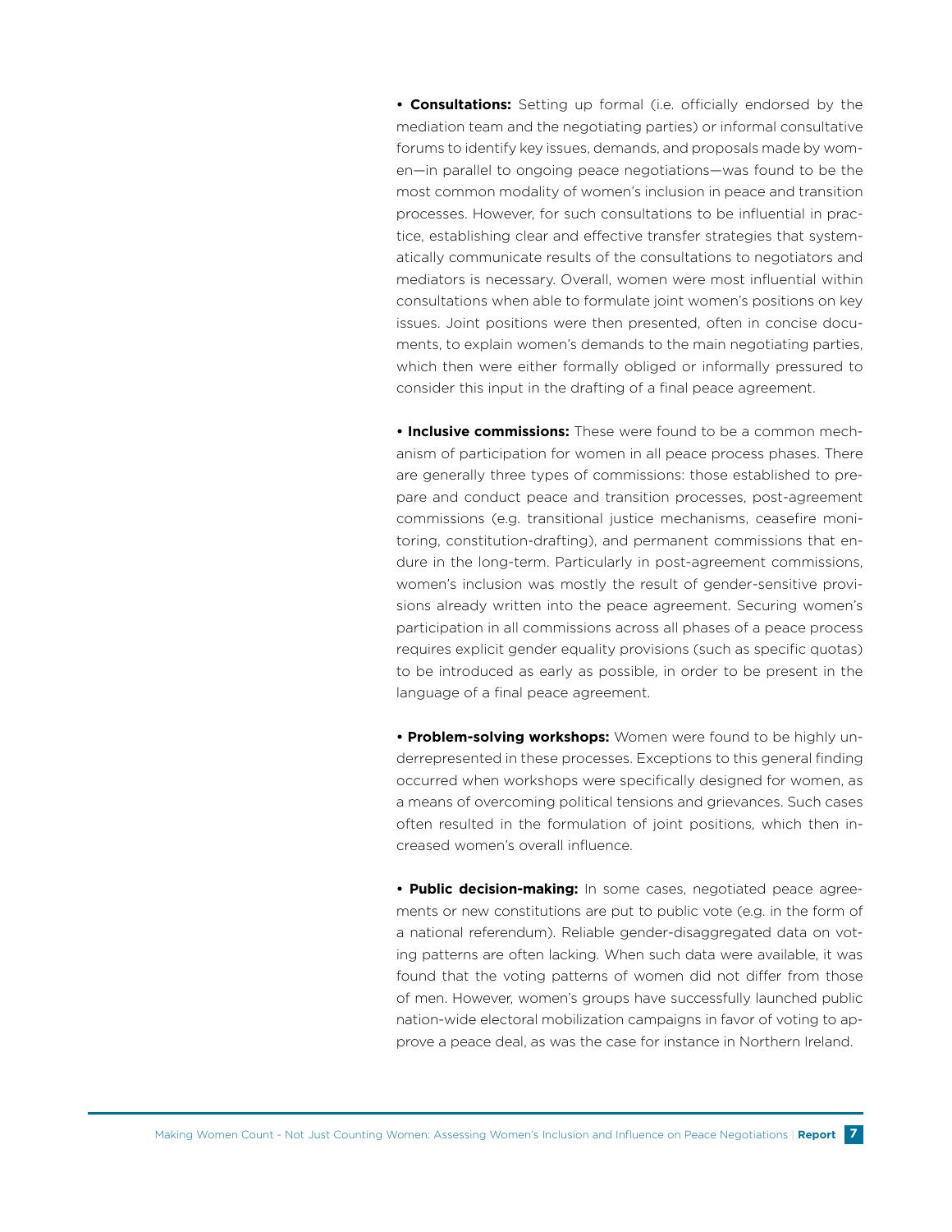- **Consultations:** Setting up formal (i.e. officially endorsed by the mediation team and the negotiating parties) or informal consultative forums to identify key issues, demands, and proposals made by women—in parallel to ongoing peace negotiations—was found to be the most common modality of women's inclusion in peace and transition processes. However, for such consultations to be influential in practice, establishing clear and effective transfer strategies that systematically communicate results of the consultations to negotiators and mediators is necessary. Overall, women were most influential within consultations when able to formulate joint women's positions on key issues. Joint positions were then presented, often in concise documents, to explain women's demands to the main negotiating parties, which then were either formally obliged or informally pressured to consider this input in the drafting of a final peace agreement.

- **Inclusive commissions:** These were found to be a common mechanism of participation for women in all peace process phases. There are generally three types of commissions: those established to prepare and conduct peace and transition processes, post-agreement commissions (e.g. transitional justice mechanisms, ceasefire monitoring, constitution-drafting), and permanent commissions that endure in the long-term. Particularly in post-agreement commissions, women's inclusion was mostly the result of gender-sensitive provisions already written into the peace agreement. Securing women's participation in all commissions across all phases of a peace process requires explicit gender equality provisions (such as specific quotas) to be introduced as early as possible, in order to be present in the language of a final peace agreement.

- **Problem-solving workshops:** Women were found to be highly underrepresented in these processes. Exceptions to this general finding occurred when workshops were specifically designed for women, as a means of overcoming political tensions and grievances. Such cases often resulted in the formulation of joint positions, which then increased women's overall influence.

- **Public decision-making:** In some cases, negotiated peace agreements or new constitutions are put to public vote (e.g. in the form of a national referendum). Reliable gender-disaggregated data on voting patterns are often lacking. When such data were available, it was found that the voting patterns of women did not differ from those of men. However, women's groups have successfully launched public nation-wide electoral mobilization campaigns in favor of voting to approve a peace deal, as was the case for instance in Northern Ireland.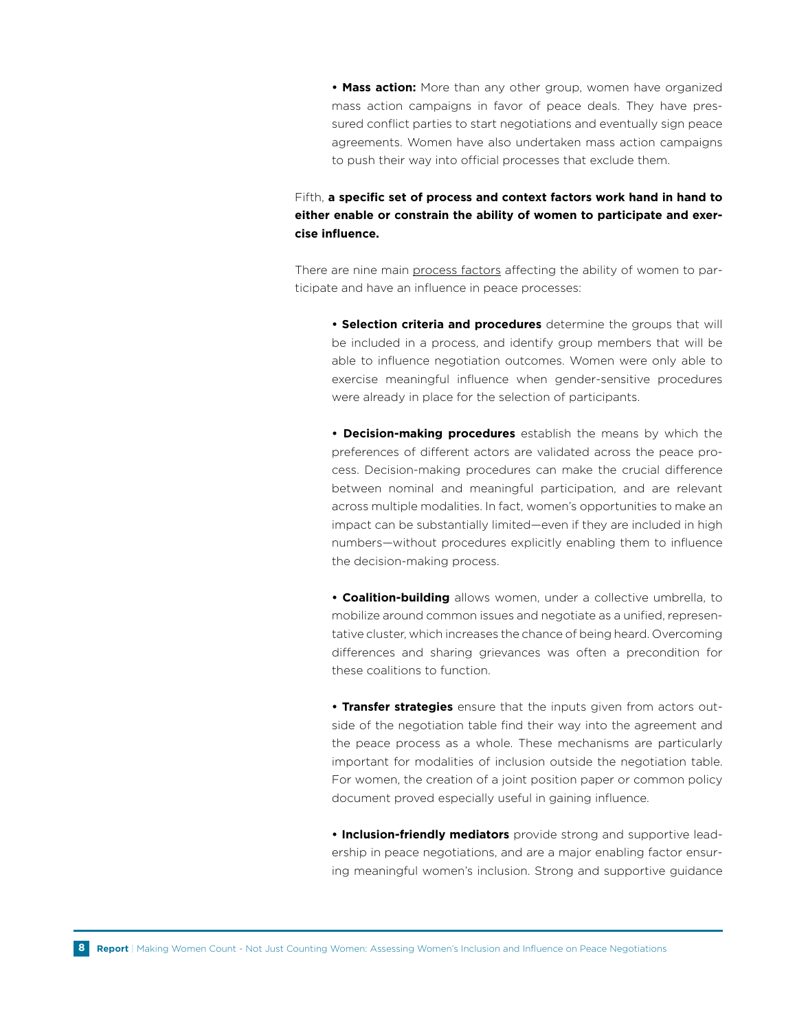- **Mass action:** More than any other group, women have organized mass action campaigns in favor of peace deals. They have pressured conflict parties to start negotiations and eventually sign peace agreements. Women have also undertaken mass action campaigns to push their way into official processes that exclude them.

Fifth, **a specific set of process and context factors work hand in hand to either enable or constrain the ability of women to participate and exercise influence.**

There are nine main process factors affecting the ability of women to participate and have an influence in peace processes:

- **Selection criteria and procedures** determine the groups that will be included in a process, and identify group members that will be able to influence negotiation outcomes. Women were only able to exercise meaningful influence when gender-sensitive procedures were already in place for the selection of participants.

- **Decision-making procedures** establish the means by which the preferences of different actors are validated across the peace process. Decision-making procedures can make the crucial difference between nominal and meaningful participation, and are relevant across multiple modalities. In fact, women's opportunities to make an impact can be substantially limited—even if they are included in high numbers—without procedures explicitly enabling them to influence the decision-making process.

- **Coalition-building** allows women, under a collective umbrella, to mobilize around common issues and negotiate as a unified, representative cluster, which increases the chance of being heard. Overcoming differences and sharing grievances was often a precondition for these coalitions to function.

- **Transfer strategies** ensure that the inputs given from actors outside of the negotiation table find their way into the agreement and the peace process as a whole. These mechanisms are particularly important for modalities of inclusion outside the negotiation table. For women, the creation of a joint position paper or common policy document proved especially useful in gaining influence.

- **Inclusion-friendly mediators** provide strong and supportive leadership in peace negotiations, and are a major enabling factor ensuring meaningful women's inclusion. Strong and supportive guidance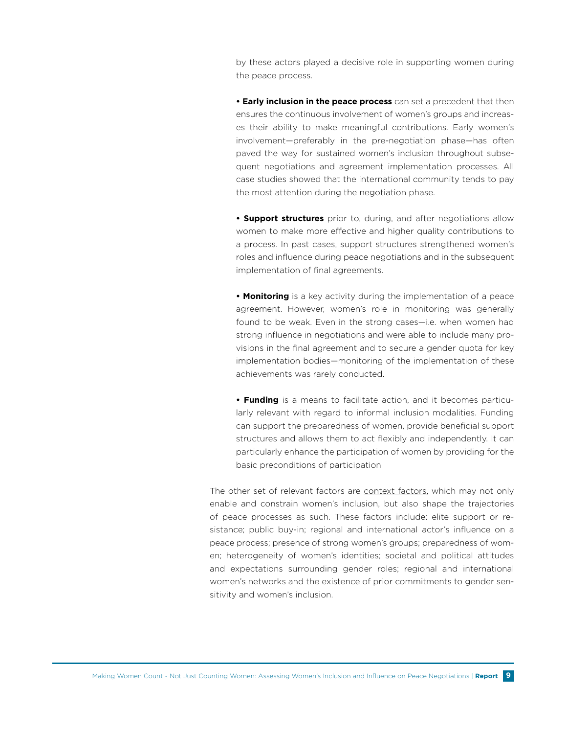by these actors played a decisive role in supporting women during the peace process.

- **Early inclusion in the peace process** can set a precedent that then ensures the continuous involvement of women's groups and increases their ability to make meaningful contributions. Early women's involvement—preferably in the pre-negotiation phase—has often paved the way for sustained women's inclusion throughout subsequent negotiations and agreement implementation processes. All case studies showed that the international community tends to pay the most attention during the negotiation phase.

- **Support structures** prior to, during, and after negotiations allow women to make more effective and higher quality contributions to a process. In past cases, support structures strengthened women's roles and influence during peace negotiations and in the subsequent implementation of final agreements.

- **Monitoring** is a key activity during the implementation of a peace agreement. However, women's role in monitoring was generally found to be weak. Even in the strong cases—i.e. when women had strong influence in negotiations and were able to include many provisions in the final agreement and to secure a gender quota for key implementation bodies—monitoring of the implementation of these achievements was rarely conducted.

- **Funding** is a means to facilitate action, and it becomes particularly relevant with regard to informal inclusion modalities. Funding can support the preparedness of women, provide beneficial support structures and allows them to act flexibly and independently. It can particularly enhance the participation of women by providing for the basic preconditions of participation

The other set of relevant factors are context factors, which may not only enable and constrain women's inclusion, but also shape the trajectories of peace processes as such. These factors include: elite support or resistance; public buy-in; regional and international actor's influence on a peace process; presence of strong women's groups; preparedness of women; heterogeneity of women's identities; societal and political attitudes and expectations surrounding gender roles; regional and international women's networks and the existence of prior commitments to gender sensitivity and women's inclusion.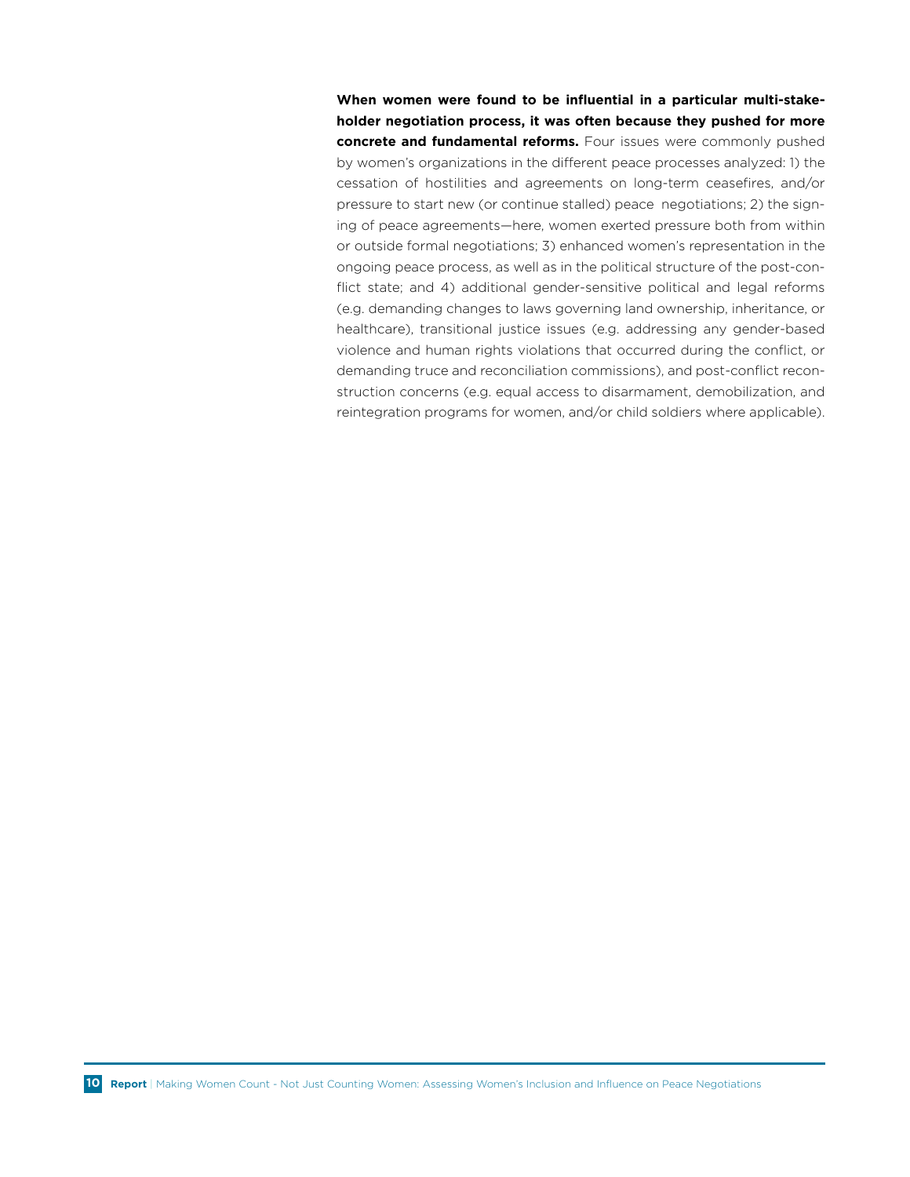**When women were found to be influential in a particular multi-stakeholder negotiation process, it was often because they pushed for more concrete and fundamental reforms.** Four issues were commonly pushed by women's organizations in the different peace processes analyzed: 1) the cessation of hostilities and agreements on long-term ceasefires, and/or pressure to start new (or continue stalled) peace negotiations; 2) the signing of peace agreements—here, women exerted pressure both from within or outside formal negotiations; 3) enhanced women's representation in the ongoing peace process, as well as in the political structure of the post-conflict state; and 4) additional gender-sensitive political and legal reforms (e.g. demanding changes to laws governing land ownership, inheritance, or healthcare), transitional justice issues (e.g. addressing any gender-based violence and human rights violations that occurred during the conflict, or demanding truce and reconciliation commissions), and post-conflict reconstruction concerns (e.g. equal access to disarmament, demobilization, and reintegration programs for women, and/or child soldiers where applicable).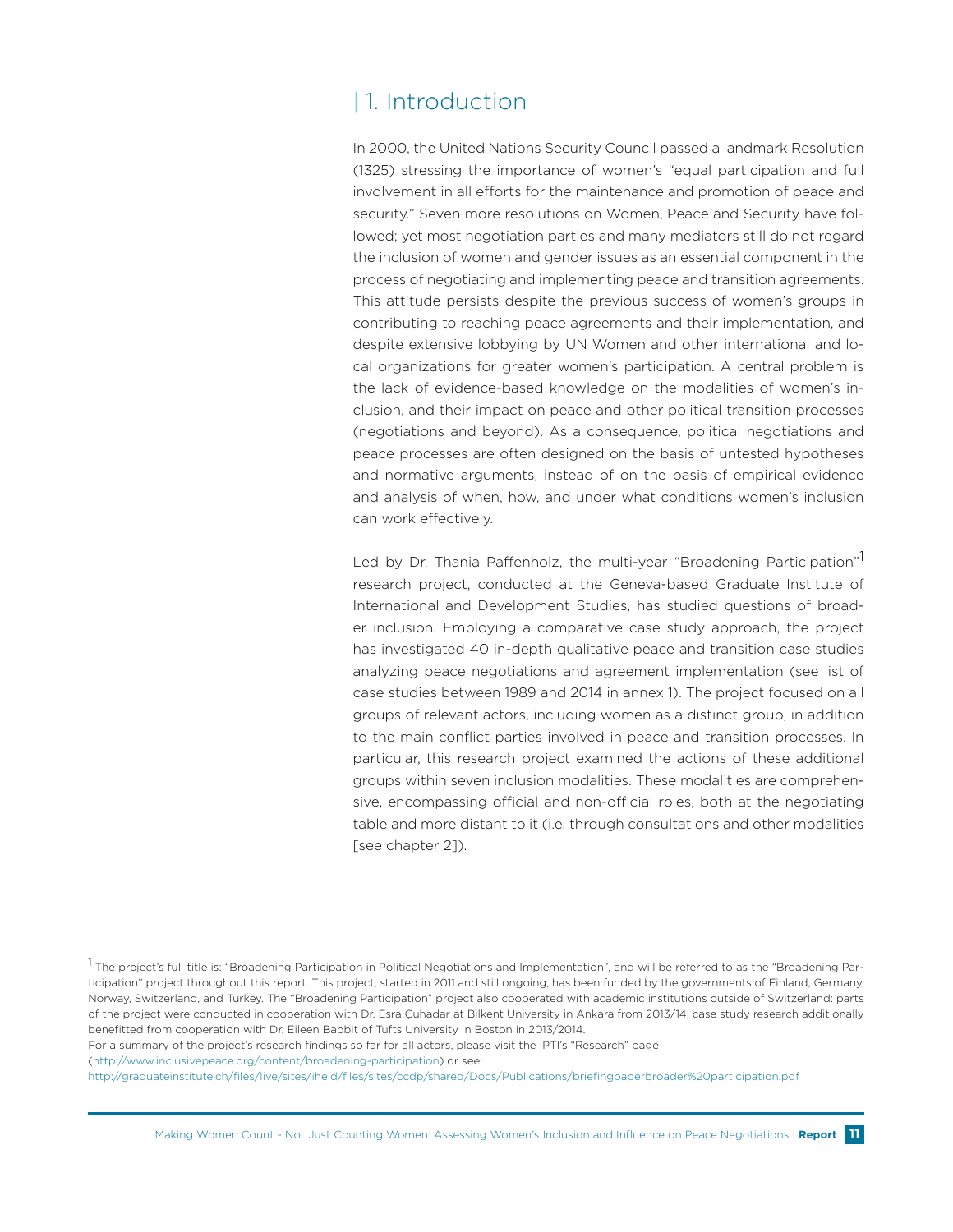## 1. Introduction

In 2000, the United Nations Security Council passed a landmark Resolution (1325) stressing the importance of women's "equal participation and full involvement in all efforts for the maintenance and promotion of peace and security." Seven more resolutions on Women, Peace and Security have followed; yet most negotiation parties and many mediators still do not regard the inclusion of women and gender issues as an essential component in the process of negotiating and implementing peace and transition agreements. This attitude persists despite the previous success of women's groups in contributing to reaching peace agreements and their implementation, and despite extensive lobbying by UN Women and other international and local organizations for greater women's participation. A central problem is the lack of evidence-based knowledge on the modalities of women's inclusion, and their impact on peace and other political transition processes (negotiations and beyond). As a consequence, political negotiations and peace processes are often designed on the basis of untested hypotheses and normative arguments, instead of on the basis of empirical evidence and analysis of when, how, and under what conditions women's inclusion can work effectively.

Led by Dr. Thania Paffenholz, the multi-year "Broadening Participation"[1] research project, conducted at the Geneva-based Graduate Institute of International and Development Studies, has studied questions of broader inclusion. Employing a comparative case study approach, the project has investigated 40 in-depth qualitative peace and transition case studies analyzing peace negotiations and agreement implementation (see list of case studies between 1989 and 2014 in annex 1). The project focused on all groups of relevant actors, including women as a distinct group, in addition to the main conflict parties involved in peace and transition processes. In particular, this research project examined the actions of these additional groups within seven inclusion modalities. These modalities are comprehensive, encompassing official and non-official roles, both at the negotiating table and more distant to it (i.e. through consultations and other modalities [see chapter 2]).

[1] The project's full title is: "Broadening Participation in Political Negotiations and Implementation", and will be referred to as the "Broadening Participation" project throughout this report. This project, started in 2011 and still ongoing, has been funded by the governments of Finland, Germany, Norway, Switzerland, and Turkey. The "Broadening Participation" project also cooperated with academic institutions outside of Switzerland: parts of the project were conducted in cooperation with Dr. Esra Çuhadar at Bilkent University in Ankara from 2013/14; case study research additionally benefitted from cooperation with Dr. Eileen Babbit of Tufts University in Boston in 2013/2014.
For a summary of the project's research findings so far for all actors, please visit the IPTI's "Research" page (http://www.inclusivepeace.org/content/broadening-participation) or see:
http://graduateinstitute.ch/files/live/sites/iheid/files/sites/ccdp/shared/Docs/Publications/briefingpaperbroader%20participation.pdf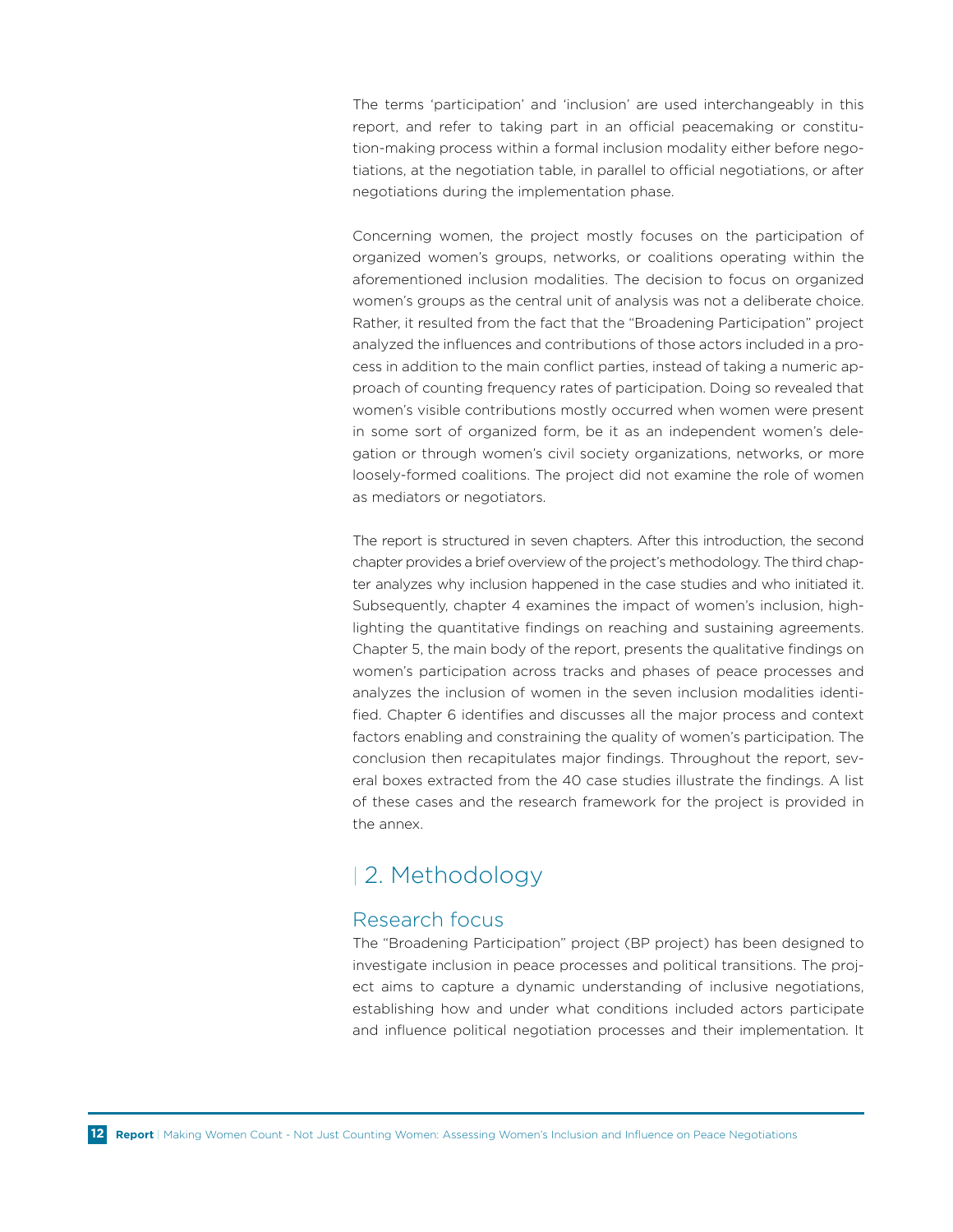The terms 'participation' and 'inclusion' are used interchangeably in this report, and refer to taking part in an official peacemaking or constitution-making process within a formal inclusion modality either before negotiations, at the negotiation table, in parallel to official negotiations, or after negotiations during the implementation phase.

Concerning women, the project mostly focuses on the participation of organized women's groups, networks, or coalitions operating within the aforementioned inclusion modalities. The decision to focus on organized women's groups as the central unit of analysis was not a deliberate choice. Rather, it resulted from the fact that the "Broadening Participation" project analyzed the influences and contributions of those actors included in a process in addition to the main conflict parties, instead of taking a numeric approach of counting frequency rates of participation. Doing so revealed that women's visible contributions mostly occurred when women were present in some sort of organized form, be it as an independent women's delegation or through women's civil society organizations, networks, or more loosely-formed coalitions. The project did not examine the role of women as mediators or negotiators.

The report is structured in seven chapters. After this introduction, the second chapter provides a brief overview of the project's methodology. The third chapter analyzes why inclusion happened in the case studies and who initiated it. Subsequently, chapter 4 examines the impact of women's inclusion, highlighting the quantitative findings on reaching and sustaining agreements. Chapter 5, the main body of the report, presents the qualitative findings on women's participation across tracks and phases of peace processes and analyzes the inclusion of women in the seven inclusion modalities identified. Chapter 6 identifies and discusses all the major process and context factors enabling and constraining the quality of women's participation. The conclusion then recapitulates major findings. Throughout the report, several boxes extracted from the 40 case studies illustrate the findings. A list of these cases and the research framework for the project is provided in the annex.

# 2. Methodology

## Research focus

The "Broadening Participation" project (BP project) has been designed to investigate inclusion in peace processes and political transitions. The project aims to capture a dynamic understanding of inclusive negotiations, establishing how and under what conditions included actors participate and influence political negotiation processes and their implementation. It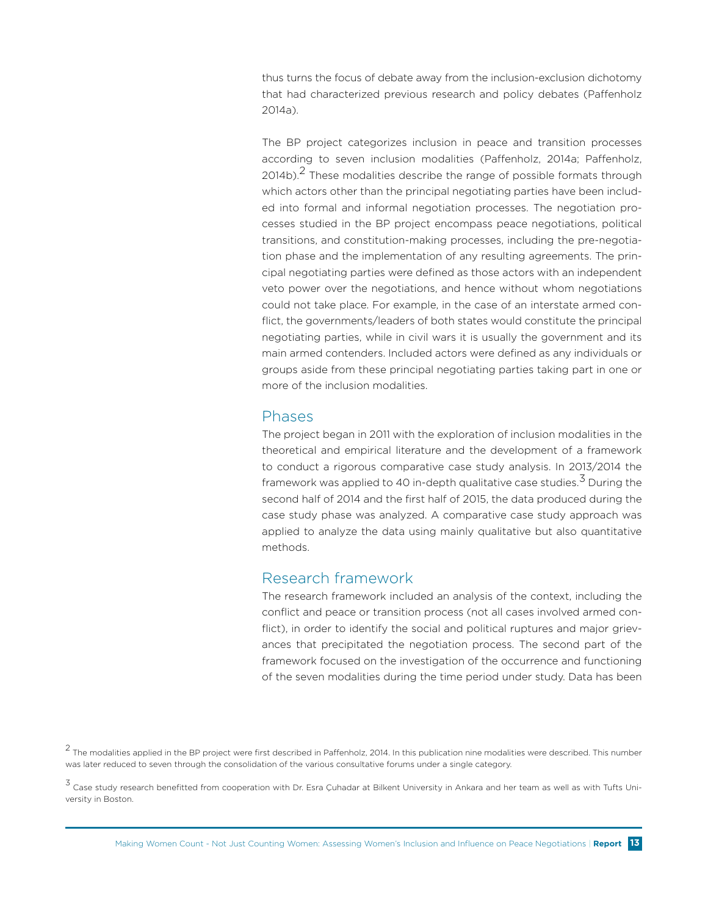thus turns the focus of debate away from the inclusion-exclusion dichotomy that had characterized previous research and policy debates (Paffenholz 2014a).

The BP project categorizes inclusion in peace and transition processes according to seven inclusion modalities (Paffenholz, 2014a; Paffenholz, 2014b).[2] These modalities describe the range of possible formats through which actors other than the principal negotiating parties have been included into formal and informal negotiation processes. The negotiation processes studied in the BP project encompass peace negotiations, political transitions, and constitution-making processes, including the pre-negotiation phase and the implementation of any resulting agreements. The principal negotiating parties were defined as those actors with an independent veto power over the negotiations, and hence without whom negotiations could not take place. For example, in the case of an interstate armed conflict, the governments/leaders of both states would constitute the principal negotiating parties, while in civil wars it is usually the government and its main armed contenders. Included actors were defined as any individuals or groups aside from these principal negotiating parties taking part in one or more of the inclusion modalities.

## Phases

The project began in 2011 with the exploration of inclusion modalities in the theoretical and empirical literature and the development of a framework to conduct a rigorous comparative case study analysis. In 2013/2014 the framework was applied to 40 in-depth qualitative case studies.[3] During the second half of 2014 and the first half of 2015, the data produced during the case study phase was analyzed. A comparative case study approach was applied to analyze the data using mainly qualitative but also quantitative methods.

## Research framework

The research framework included an analysis of the context, including the conflict and peace or transition process (not all cases involved armed conflict), in order to identify the social and political ruptures and major grievances that precipitated the negotiation process. The second part of the framework focused on the investigation of the occurrence and functioning of the seven modalities during the time period under study. Data has been

[2] The modalities applied in the BP project were first described in Paffenholz, 2014. In this publication nine modalities were described. This number was later reduced to seven through the consolidation of the various consultative forums under a single category.

[3] Case study research benefitted from cooperation with Dr. Esra Çuhadar at Bilkent University in Ankara and her team as well as with Tufts University in Boston.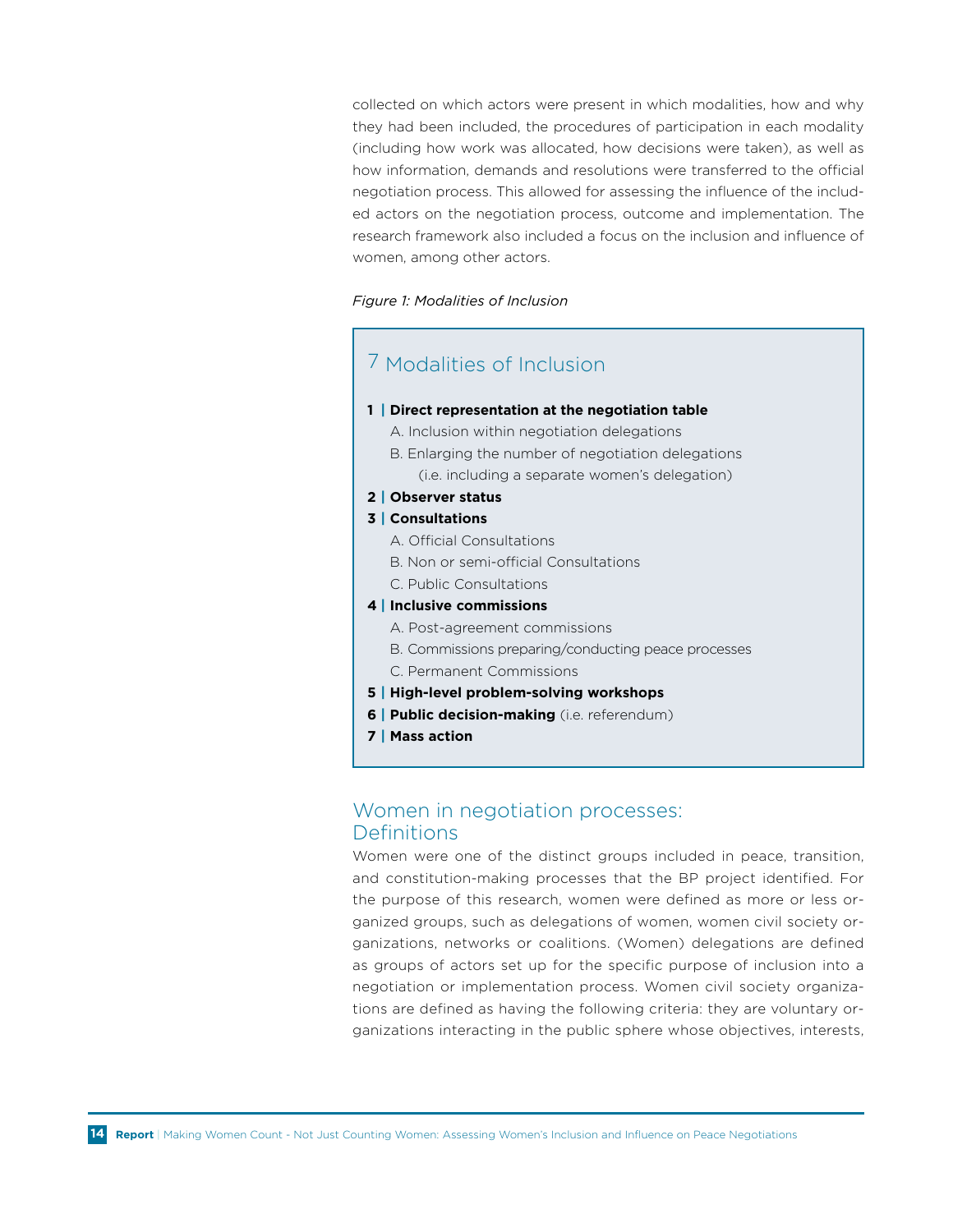collected on which actors were present in which modalities, how and why they had been included, the procedures of participation in each modality (including how work was allocated, how decisions were taken), as well as how information, demands and resolutions were transferred to the official negotiation process. This allowed for assessing the influence of the included actors on the negotiation process, outcome and implementation. The research framework also included a focus on the inclusion and influence of women, among other actors.

*Figure 1: Modalities of Inclusion*

### 7 Modalities of Inclusion

**1 | Direct representation at the negotiation table**
- A. Inclusion within negotiation delegations
- B. Enlarging the number of negotiation delegations (i.e. including a separate women's delegation)

**2 | Observer status**

**3 | Consultations**
- A. Official Consultations
- B. Non or semi-official Consultations
- C. Public Consultations

**4 | Inclusive commissions**
- A. Post-agreement commissions
- B. Commissions preparing/conducting peace processes
- C. Permanent Commissions

**5 | High-level problem-solving workshops**

**6 | Public decision-making** (i.e. referendum)

**7 | Mass action**

## Women in negotiation processes: Definitions

Women were one of the distinct groups included in peace, transition, and constitution-making processes that the BP project identified. For the purpose of this research, women were defined as more or less organized groups, such as delegations of women, women civil society organizations, networks or coalitions. (Women) delegations are defined as groups of actors set up for the specific purpose of inclusion into a negotiation or implementation process. Women civil society organizations are defined as having the following criteria: they are voluntary organizations interacting in the public sphere whose objectives, interests,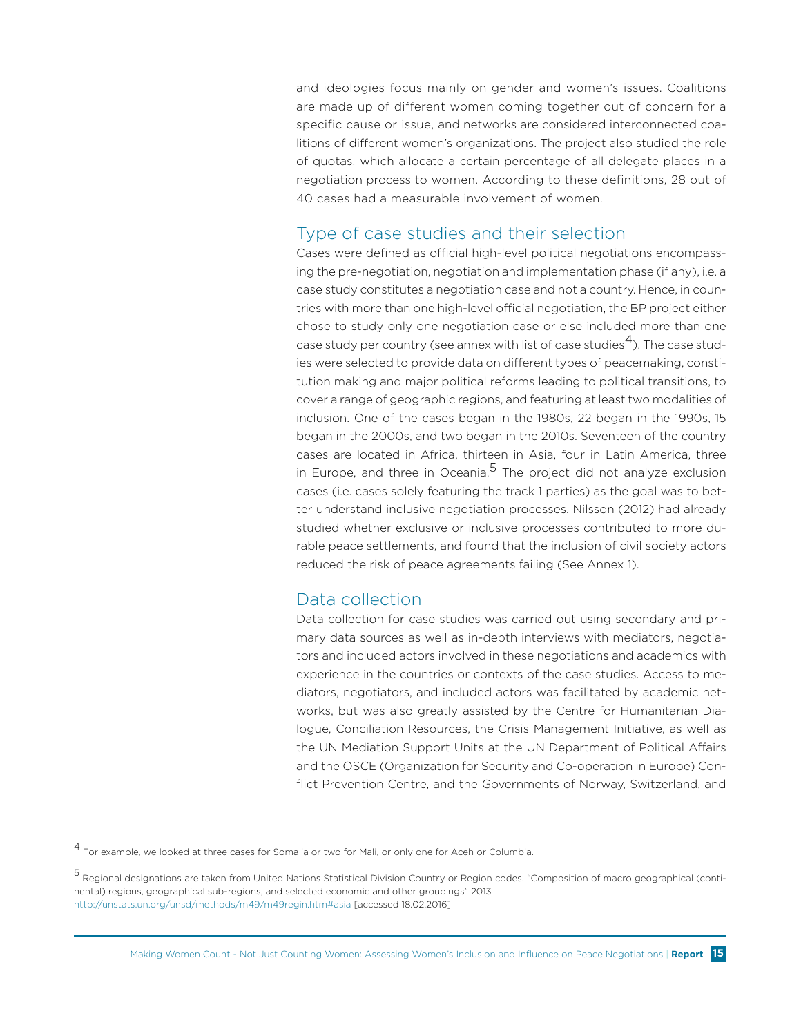and ideologies focus mainly on gender and women's issues. Coalitions are made up of different women coming together out of concern for a specific cause or issue, and networks are considered interconnected coalitions of different women's organizations. The project also studied the role of quotas, which allocate a certain percentage of all delegate places in a negotiation process to women. According to these definitions, 28 out of 40 cases had a measurable involvement of women.

## Type of case studies and their selection

Cases were defined as official high-level political negotiations encompassing the pre-negotiation, negotiation and implementation phase (if any), i.e. a case study constitutes a negotiation case and not a country. Hence, in countries with more than one high-level official negotiation, the BP project either chose to study only one negotiation case or else included more than one case study per country (see annex with list of case studies[4]). The case studies were selected to provide data on different types of peacemaking, constitution making and major political reforms leading to political transitions, to cover a range of geographic regions, and featuring at least two modalities of inclusion. One of the cases began in the 1980s, 22 began in the 1990s, 15 began in the 2000s, and two began in the 2010s. Seventeen of the country cases are located in Africa, thirteen in Asia, four in Latin America, three in Europe, and three in Oceania.[5] The project did not analyze exclusion cases (i.e. cases solely featuring the track 1 parties) as the goal was to better understand inclusive negotiation processes. Nilsson (2012) had already studied whether exclusive or inclusive processes contributed to more durable peace settlements, and found that the inclusion of civil society actors reduced the risk of peace agreements failing (See Annex 1).

## Data collection

Data collection for case studies was carried out using secondary and primary data sources as well as in-depth interviews with mediators, negotiators and included actors involved in these negotiations and academics with experience in the countries or contexts of the case studies. Access to mediators, negotiators, and included actors was facilitated by academic networks, but was also greatly assisted by the Centre for Humanitarian Dialogue, Conciliation Resources, the Crisis Management Initiative, as well as the UN Mediation Support Units at the UN Department of Political Affairs and the OSCE (Organization for Security and Co-operation in Europe) Conflict Prevention Centre, and the Governments of Norway, Switzerland, and

[4] For example, we looked at three cases for Somalia or two for Mali, or only one for Aceh or Columbia.

[5] Regional designations are taken from United Nations Statistical Division Country or Region codes. "Composition of macro geographical (continental) regions, geographical sub-regions, and selected economic and other groupings" 2013 http://unstats.un.org/unsd/methods/m49/m49regin.htm#asia [accessed 18.02.2016]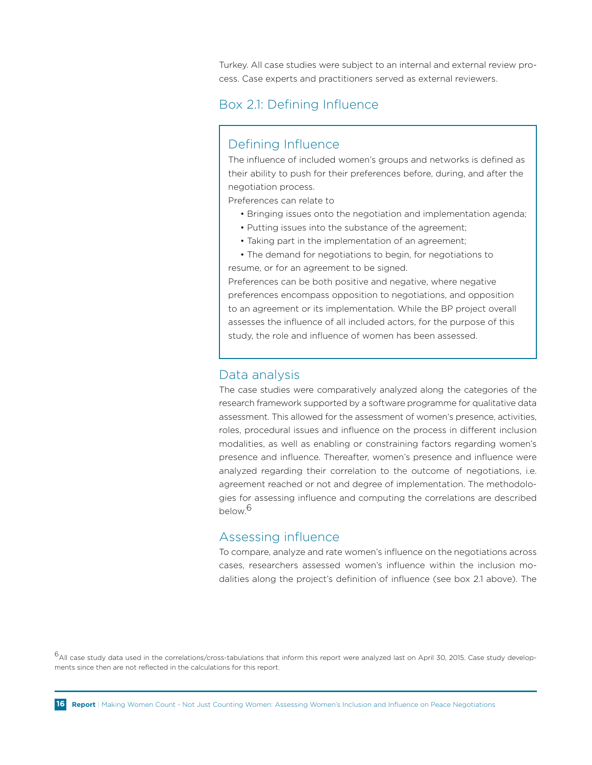Turkey. All case studies were subject to an internal and external review process. Case experts and practitioners served as external reviewers.

## Box 2.1: Defining Influence

### Defining Influence

The influence of included women's groups and networks is defined as their ability to push for their preferences before, during, and after the negotiation process.

Preferences can relate to

- Bringing issues onto the negotiation and implementation agenda;
- Putting issues into the substance of the agreement;
- Taking part in the implementation of an agreement;
- The demand for negotiations to begin, for negotiations to resume, or for an agreement to be signed.

Preferences can be both positive and negative, where negative preferences encompass opposition to negotiations, and opposition to an agreement or its implementation. While the BP project overall assesses the influence of all included actors, for the purpose of this study, the role and influence of women has been assessed.

## Data analysis

The case studies were comparatively analyzed along the categories of the research framework supported by a software programme for qualitative data assessment. This allowed for the assessment of women's presence, activities, roles, procedural issues and influence on the process in different inclusion modalities, as well as enabling or constraining factors regarding women's presence and influence. Thereafter, women's presence and influence were analyzed regarding their correlation to the outcome of negotiations, i.e. agreement reached or not and degree of implementation. The methodologies for assessing influence and computing the correlations are described below.[6]

## Assessing influence

To compare, analyze and rate women's influence on the negotiations across cases, researchers assessed women's influence within the inclusion modalities along the project's definition of influence (see box 2.1 above). The

[6] All case study data used in the correlations/cross-tabulations that inform this report were analyzed last on April 30, 2015. Case study developments since then are not reflected in the calculations for this report.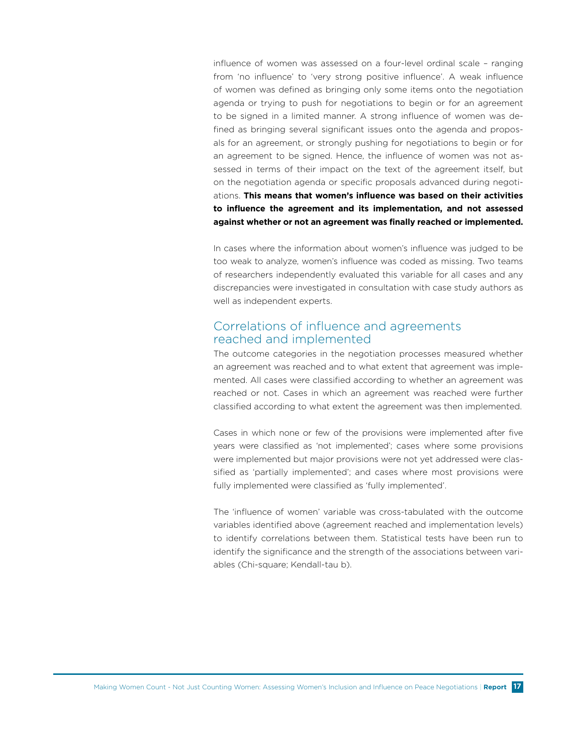influence of women was assessed on a four-level ordinal scale – ranging from 'no influence' to 'very strong positive influence'. A weak influence of women was defined as bringing only some items onto the negotiation agenda or trying to push for negotiations to begin or for an agreement to be signed in a limited manner. A strong influence of women was defined as bringing several significant issues onto the agenda and proposals for an agreement, or strongly pushing for negotiations to begin or for an agreement to be signed. Hence, the influence of women was not assessed in terms of their impact on the text of the agreement itself, but on the negotiation agenda or specific proposals advanced during negotiations. **This means that women's influence was based on their activities to influence the agreement and its implementation, and not assessed against whether or not an agreement was finally reached or implemented.**

In cases where the information about women's influence was judged to be too weak to analyze, women's influence was coded as missing. Two teams of researchers independently evaluated this variable for all cases and any discrepancies were investigated in consultation with case study authors as well as independent experts.

## Correlations of influence and agreements reached and implemented

The outcome categories in the negotiation processes measured whether an agreement was reached and to what extent that agreement was implemented. All cases were classified according to whether an agreement was reached or not. Cases in which an agreement was reached were further classified according to what extent the agreement was then implemented.

Cases in which none or few of the provisions were implemented after five years were classified as 'not implemented'; cases where some provisions were implemented but major provisions were not yet addressed were classified as 'partially implemented'; and cases where most provisions were fully implemented were classified as 'fully implemented'.

The 'influence of women' variable was cross-tabulated with the outcome variables identified above (agreement reached and implementation levels) to identify correlations between them. Statistical tests have been run to identify the significance and the strength of the associations between variables (Chi-square; Kendall-tau b).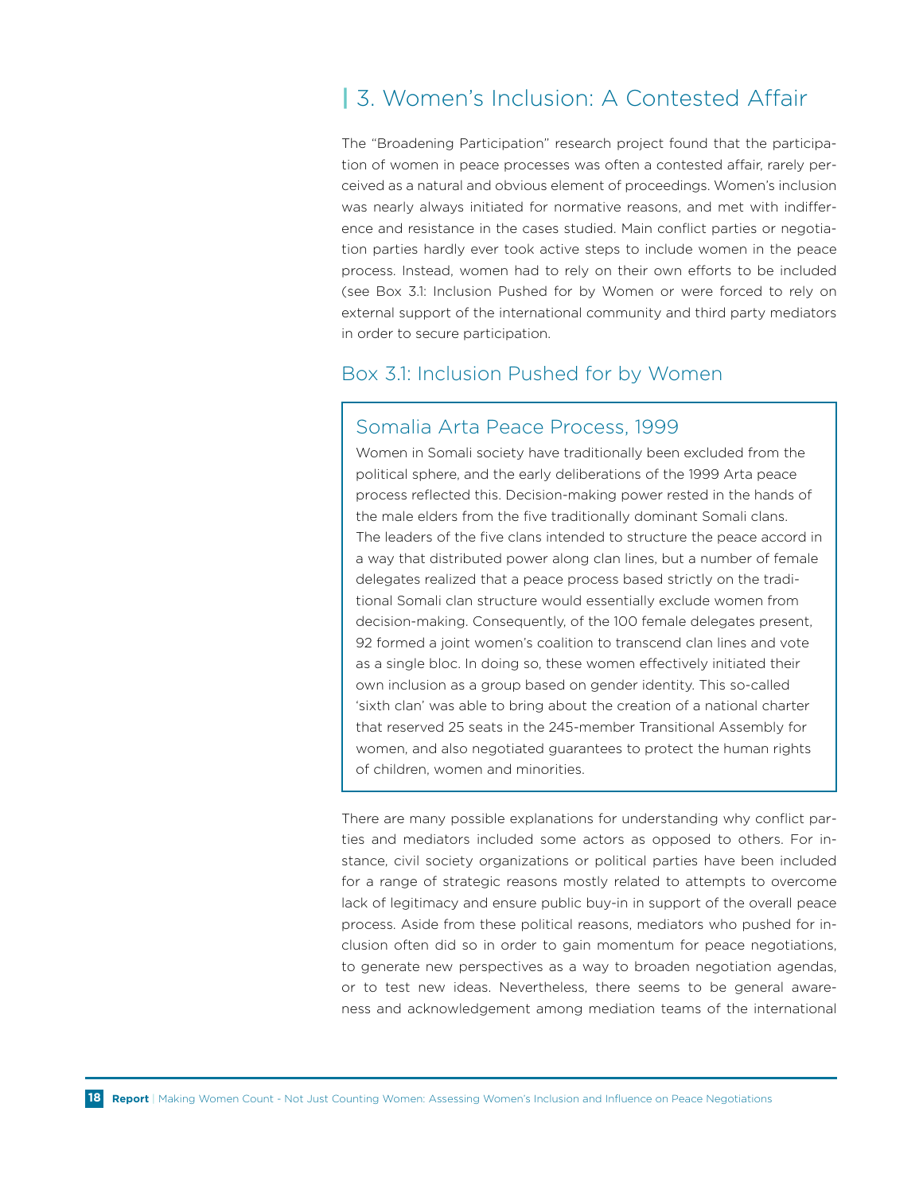## 3. Women's Inclusion: A Contested Affair

The "Broadening Participation" research project found that the participation of women in peace processes was often a contested affair, rarely perceived as a natural and obvious element of proceedings. Women's inclusion was nearly always initiated for normative reasons, and met with indifference and resistance in the cases studied. Main conflict parties or negotiation parties hardly ever took active steps to include women in the peace process. Instead, women had to rely on their own efforts to be included (see Box 3.1: Inclusion Pushed for by Women or were forced to rely on external support of the international community and third party mediators in order to secure participation.

### Box 3.1: Inclusion Pushed for by Women

#### Somalia Arta Peace Process, 1999

Women in Somali society have traditionally been excluded from the political sphere, and the early deliberations of the 1999 Arta peace process reflected this. Decision-making power rested in the hands of the male elders from the five traditionally dominant Somali clans. The leaders of the five clans intended to structure the peace accord in a way that distributed power along clan lines, but a number of female delegates realized that a peace process based strictly on the traditional Somali clan structure would essentially exclude women from decision-making. Consequently, of the 100 female delegates present, 92 formed a joint women's coalition to transcend clan lines and vote as a single bloc. In doing so, these women effectively initiated their own inclusion as a group based on gender identity. This so-called 'sixth clan' was able to bring about the creation of a national charter that reserved 25 seats in the 245-member Transitional Assembly for women, and also negotiated guarantees to protect the human rights of children, women and minorities.

There are many possible explanations for understanding why conflict parties and mediators included some actors as opposed to others. For instance, civil society organizations or political parties have been included for a range of strategic reasons mostly related to attempts to overcome lack of legitimacy and ensure public buy-in in support of the overall peace process. Aside from these political reasons, mediators who pushed for inclusion often did so in order to gain momentum for peace negotiations, to generate new perspectives as a way to broaden negotiation agendas, or to test new ideas. Nevertheless, there seems to be general awareness and acknowledgement among mediation teams of the international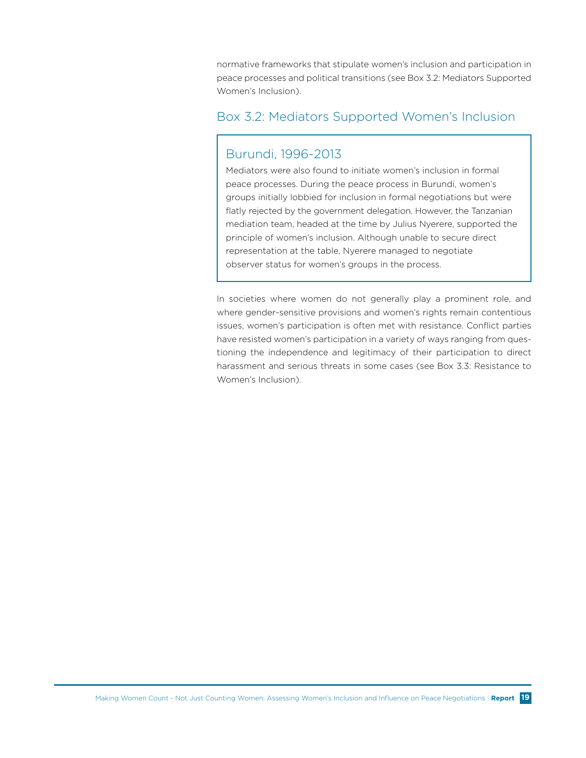normative frameworks that stipulate women's inclusion and participation in peace processes and political transitions (see Box 3.2: Mediators Supported Women's Inclusion).

## Box 3.2: Mediators Supported Women's Inclusion

### Burundi, 1996-2013

Mediators were also found to initiate women's inclusion in formal peace processes. During the peace process in Burundi, women's groups initially lobbied for inclusion in formal negotiations but were flatly rejected by the government delegation. However, the Tanzanian mediation team, headed at the time by Julius Nyerere, supported the principle of women's inclusion. Although unable to secure direct representation at the table, Nyerere managed to negotiate observer status for women's groups in the process.

In societies where women do not generally play a prominent role, and where gender-sensitive provisions and women's rights remain contentious issues, women's participation is often met with resistance. Conflict parties have resisted women's participation in a variety of ways ranging from questioning the independence and legitimacy of their participation to direct harassment and serious threats in some cases (see Box 3.3: Resistance to Women's Inclusion).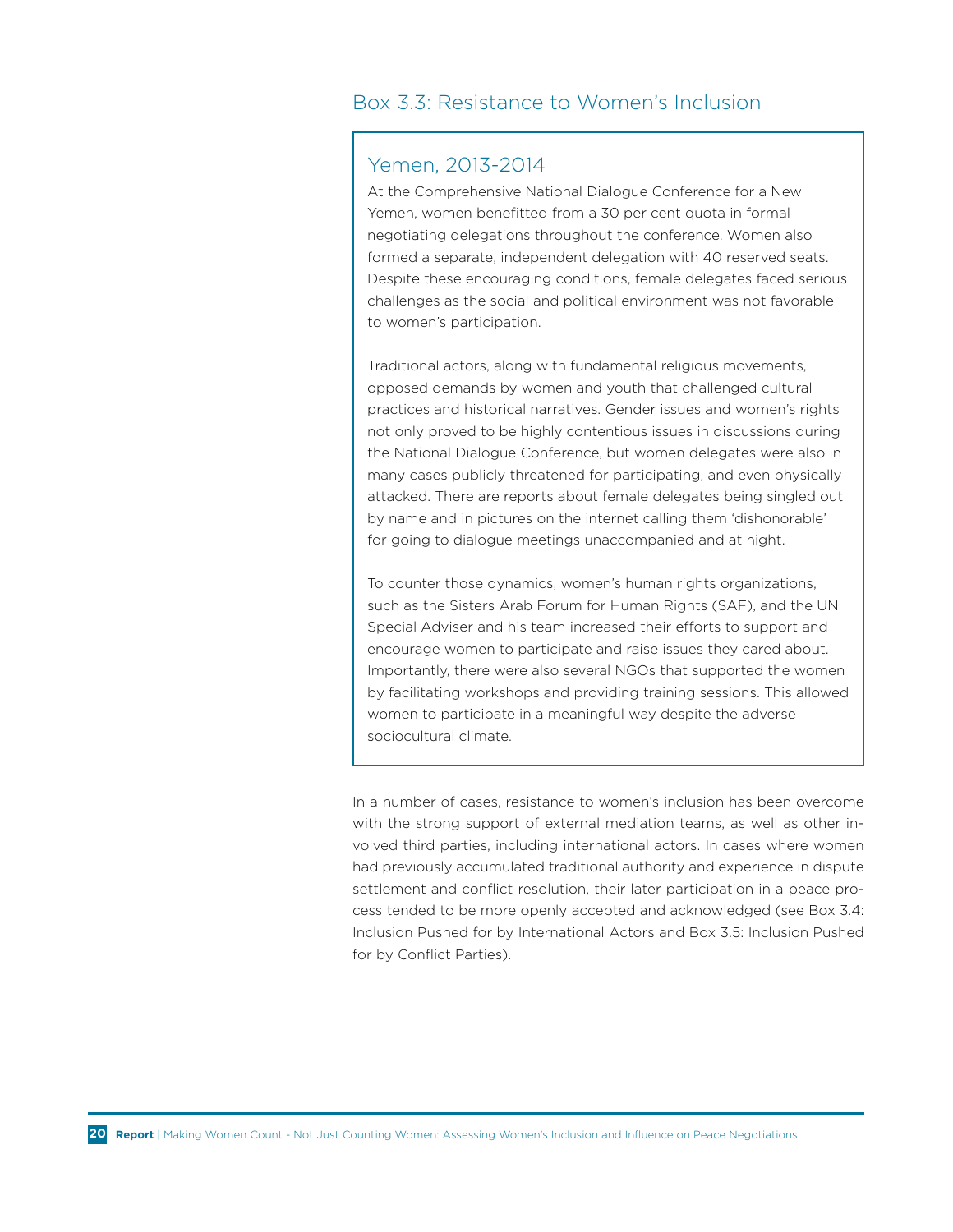## Box 3.3: Resistance to Women's Inclusion

### Yemen, 2013-2014

At the Comprehensive National Dialogue Conference for a New Yemen, women benefitted from a 30 per cent quota in formal negotiating delegations throughout the conference. Women also formed a separate, independent delegation with 40 reserved seats. Despite these encouraging conditions, female delegates faced serious challenges as the social and political environment was not favorable to women's participation.

Traditional actors, along with fundamental religious movements, opposed demands by women and youth that challenged cultural practices and historical narratives. Gender issues and women's rights not only proved to be highly contentious issues in discussions during the National Dialogue Conference, but women delegates were also in many cases publicly threatened for participating, and even physically attacked. There are reports about female delegates being singled out by name and in pictures on the internet calling them 'dishonorable' for going to dialogue meetings unaccompanied and at night.

To counter those dynamics, women's human rights organizations, such as the Sisters Arab Forum for Human Rights (SAF), and the UN Special Adviser and his team increased their efforts to support and encourage women to participate and raise issues they cared about. Importantly, there were also several NGOs that supported the women by facilitating workshops and providing training sessions. This allowed women to participate in a meaningful way despite the adverse sociocultural climate.

In a number of cases, resistance to women's inclusion has been overcome with the strong support of external mediation teams, as well as other involved third parties, including international actors. In cases where women had previously accumulated traditional authority and experience in dispute settlement and conflict resolution, their later participation in a peace process tended to be more openly accepted and acknowledged (see Box 3.4: Inclusion Pushed for by International Actors and Box 3.5: Inclusion Pushed for by Conflict Parties).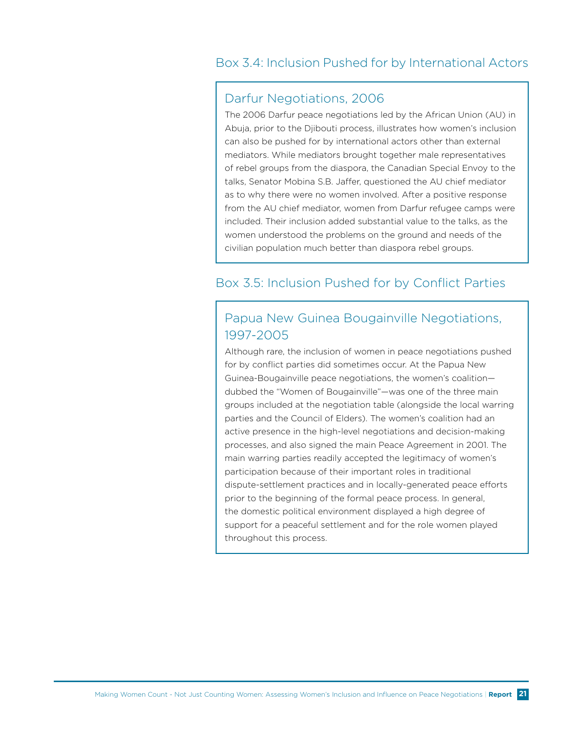### Box 3.4: Inclusion Pushed for by International Actors

#### Darfur Negotiations, 2006

The 2006 Darfur peace negotiations led by the African Union (AU) in Abuja, prior to the Djibouti process, illustrates how women's inclusion can also be pushed for by international actors other than external mediators. While mediators brought together male representatives of rebel groups from the diaspora, the Canadian Special Envoy to the talks, Senator Mobina S.B. Jaffer, questioned the AU chief mediator as to why there were no women involved. After a positive response from the AU chief mediator, women from Darfur refugee camps were included. Their inclusion added substantial value to the talks, as the women understood the problems on the ground and needs of the civilian population much better than diaspora rebel groups.

### Box 3.5: Inclusion Pushed for by Conflict Parties

#### Papua New Guinea Bougainville Negotiations, 1997-2005

Although rare, the inclusion of women in peace negotiations pushed for by conflict parties did sometimes occur. At the Papua New Guinea-Bougainville peace negotiations, the women's coalition—dubbed the "Women of Bougainville"—was one of the three main groups included at the negotiation table (alongside the local warring parties and the Council of Elders). The women's coalition had an active presence in the high-level negotiations and decision-making processes, and also signed the main Peace Agreement in 2001. The main warring parties readily accepted the legitimacy of women's participation because of their important roles in traditional dispute-settlement practices and in locally-generated peace efforts prior to the beginning of the formal peace process. In general, the domestic political environment displayed a high degree of support for a peaceful settlement and for the role women played throughout this process.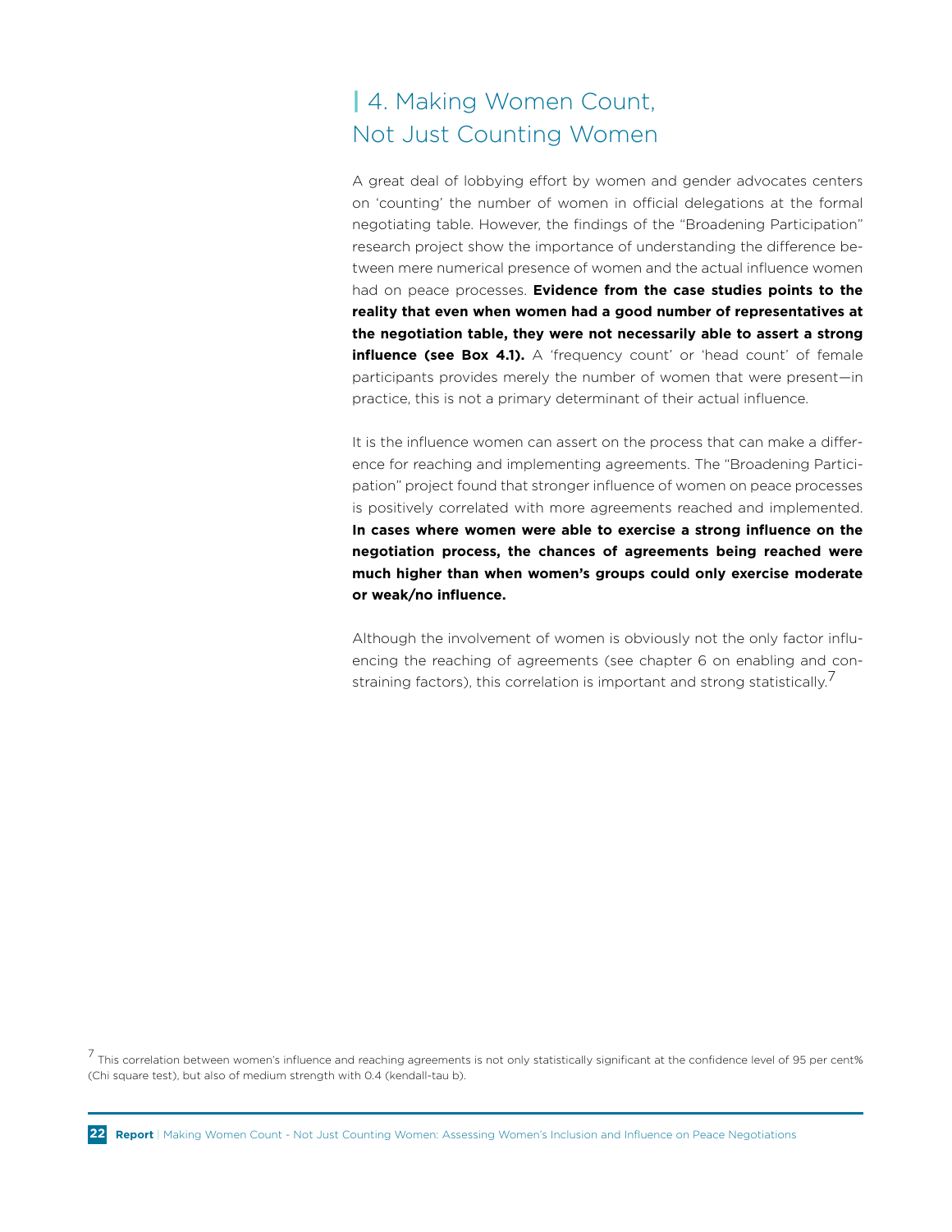# 4. Making Women Count, Not Just Counting Women

A great deal of lobbying effort by women and gender advocates centers on 'counting' the number of women in official delegations at the formal negotiating table. However, the findings of the "Broadening Participation" research project show the importance of understanding the difference between mere numerical presence of women and the actual influence women had on peace processes. **Evidence from the case studies points to the reality that even when women had a good number of representatives at the negotiation table, they were not necessarily able to assert a strong influence (see Box 4.1).** A 'frequency count' or 'head count' of female participants provides merely the number of women that were present—in practice, this is not a primary determinant of their actual influence.

It is the influence women can assert on the process that can make a difference for reaching and implementing agreements. The "Broadening Participation" project found that stronger influence of women on peace processes is positively correlated with more agreements reached and implemented. **In cases where women were able to exercise a strong influence on the negotiation process, the chances of agreements being reached were much higher than when women's groups could only exercise moderate or weak/no influence.**

Although the involvement of women is obviously not the only factor influencing the reaching of agreements (see chapter 6 on enabling and constraining factors), this correlation is important and strong statistically.[7]

[7] This correlation between women's influence and reaching agreements is not only statistically significant at the confidence level of 95 per cent% (Chi square test), but also of medium strength with 0.4 (kendall-tau b).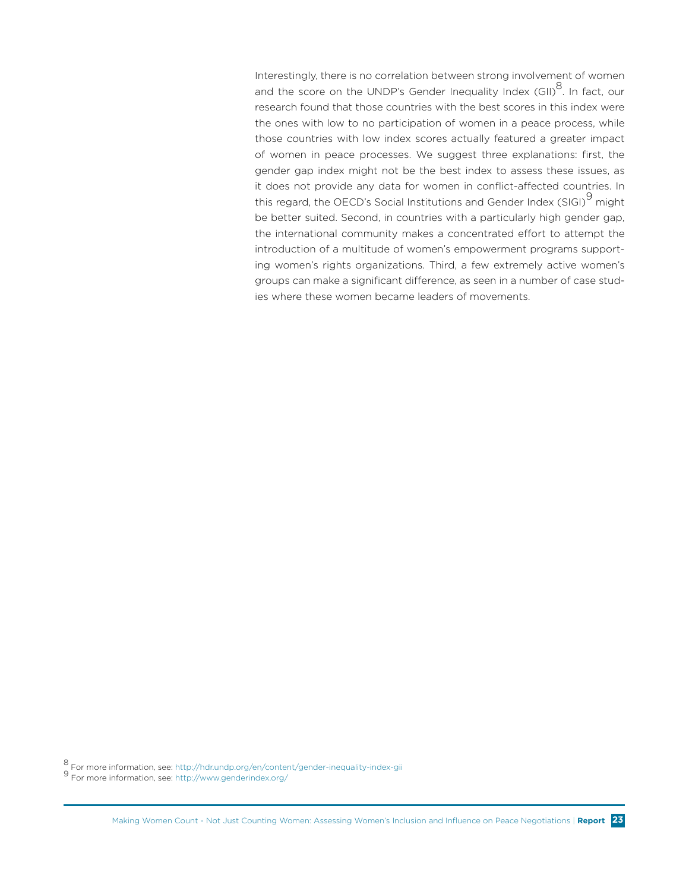Interestingly, there is no correlation between strong involvement of women and the score on the UNDP's Gender Inequality Index (GII)[8]. In fact, our research found that those countries with the best scores in this index were the ones with low to no participation of women in a peace process, while those countries with low index scores actually featured a greater impact of women in peace processes. We suggest three explanations: first, the gender gap index might not be the best index to assess these issues, as it does not provide any data for women in conflict-affected countries. In this regard, the OECD's Social Institutions and Gender Index (SIGI)[9] might be better suited. Second, in countries with a particularly high gender gap, the international community makes a concentrated effort to attempt the introduction of a multitude of women's empowerment programs supporting women's rights organizations. Third, a few extremely active women's groups can make a significant difference, as seen in a number of case studies where these women became leaders of movements.

[8] For more information, see: http://hdr.undp.org/en/content/gender-inequality-index-gii

[9] For more information, see: http://www.genderindex.org/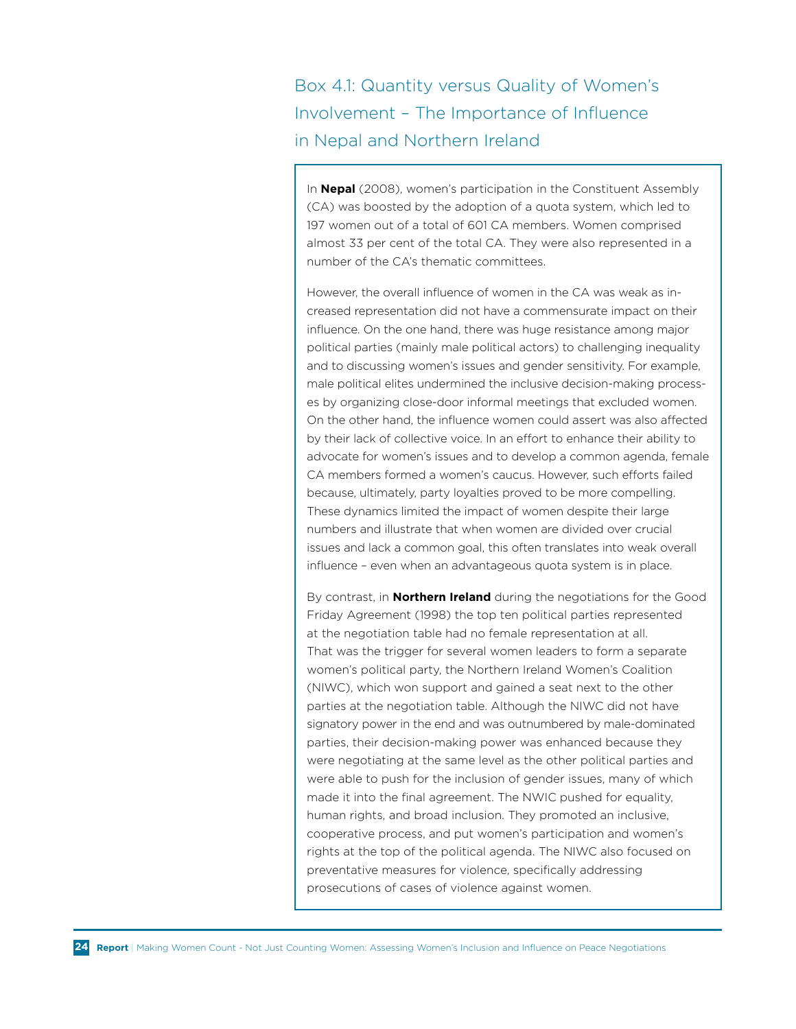### Box 4.1: Quantity versus Quality of Women's Involvement – The Importance of Influence in Nepal and Northern Ireland

In **Nepal** (2008), women's participation in the Constituent Assembly (CA) was boosted by the adoption of a quota system, which led to 197 women out of a total of 601 CA members. Women comprised almost 33 per cent of the total CA. They were also represented in a number of the CA's thematic committees.

However, the overall influence of women in the CA was weak as increased representation did not have a commensurate impact on their influence. On the one hand, there was huge resistance among major political parties (mainly male political actors) to challenging inequality and to discussing women's issues and gender sensitivity. For example, male political elites undermined the inclusive decision-making processes by organizing close-door informal meetings that excluded women. On the other hand, the influence women could assert was also affected by their lack of collective voice. In an effort to enhance their ability to advocate for women's issues and to develop a common agenda, female CA members formed a women's caucus. However, such efforts failed because, ultimately, party loyalties proved to be more compelling. These dynamics limited the impact of women despite their large numbers and illustrate that when women are divided over crucial issues and lack a common goal, this often translates into weak overall influence – even when an advantageous quota system is in place.

By contrast, in **Northern Ireland** during the negotiations for the Good Friday Agreement (1998) the top ten political parties represented at the negotiation table had no female representation at all. That was the trigger for several women leaders to form a separate women's political party, the Northern Ireland Women's Coalition (NIWC), which won support and gained a seat next to the other parties at the negotiation table. Although the NIWC did not have signatory power in the end and was outnumbered by male-dominated parties, their decision-making power was enhanced because they were negotiating at the same level as the other political parties and were able to push for the inclusion of gender issues, many of which made it into the final agreement. The NWIC pushed for equality, human rights, and broad inclusion. They promoted an inclusive, cooperative process, and put women's participation and women's rights at the top of the political agenda. The NIWC also focused on preventative measures for violence, specifically addressing prosecutions of cases of violence against women.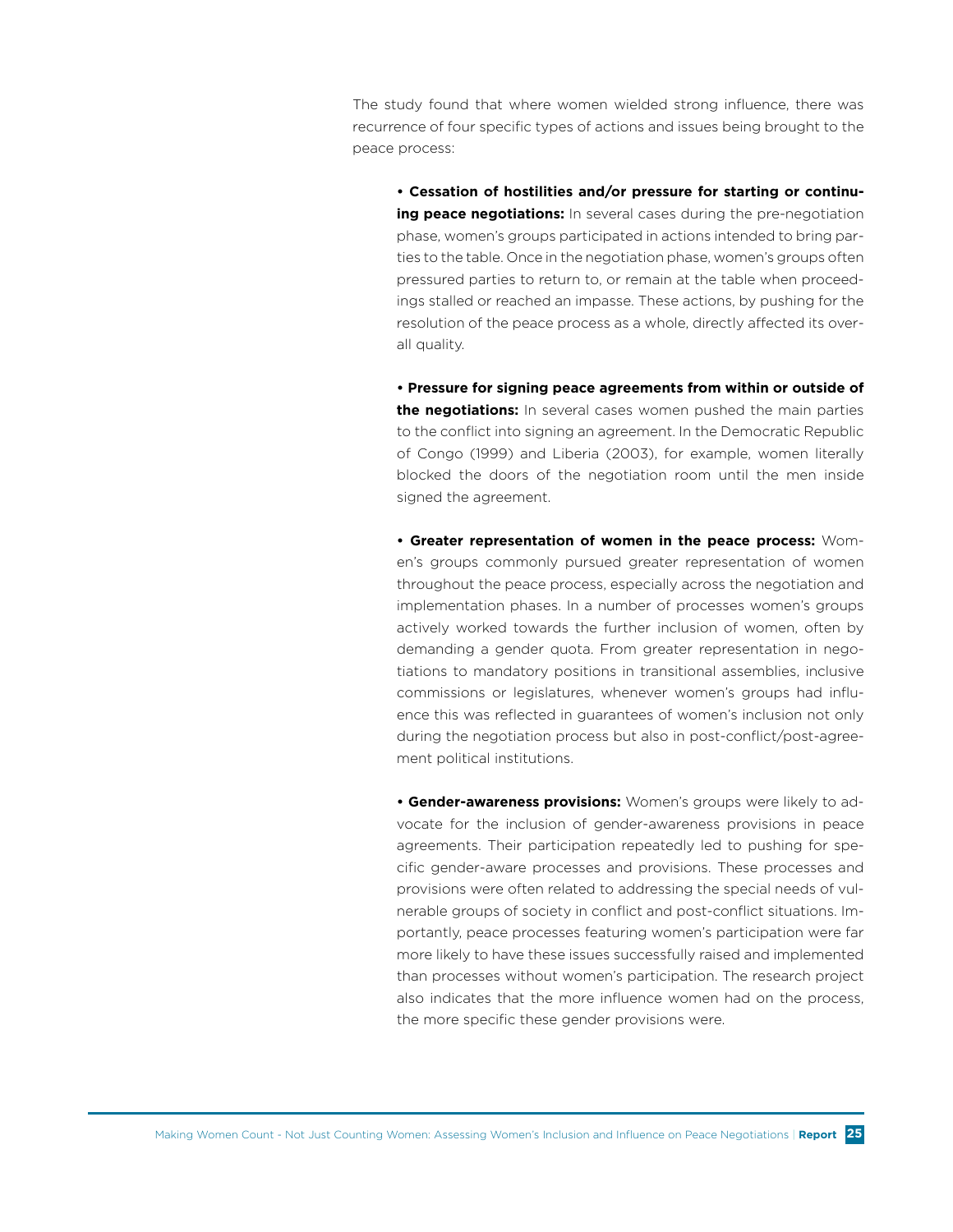The study found that where women wielded strong influence, there was recurrence of four specific types of actions and issues being brought to the peace process:

- **Cessation of hostilities and/or pressure for starting or continuing peace negotiations:** In several cases during the pre-negotiation phase, women's groups participated in actions intended to bring parties to the table. Once in the negotiation phase, women's groups often pressured parties to return to, or remain at the table when proceedings stalled or reached an impasse. These actions, by pushing for the resolution of the peace process as a whole, directly affected its overall quality.

- **Pressure for signing peace agreements from within or outside of the negotiations:** In several cases women pushed the main parties to the conflict into signing an agreement. In the Democratic Republic of Congo (1999) and Liberia (2003), for example, women literally blocked the doors of the negotiation room until the men inside signed the agreement.

- **Greater representation of women in the peace process:** Women's groups commonly pursued greater representation of women throughout the peace process, especially across the negotiation and implementation phases. In a number of processes women's groups actively worked towards the further inclusion of women, often by demanding a gender quota. From greater representation in negotiations to mandatory positions in transitional assemblies, inclusive commissions or legislatures, whenever women's groups had influence this was reflected in guarantees of women's inclusion not only during the negotiation process but also in post-conflict/post-agreement political institutions.

- **Gender-awareness provisions:** Women's groups were likely to advocate for the inclusion of gender-awareness provisions in peace agreements. Their participation repeatedly led to pushing for specific gender-aware processes and provisions. These processes and provisions were often related to addressing the special needs of vulnerable groups of society in conflict and post-conflict situations. Importantly, peace processes featuring women's participation were far more likely to have these issues successfully raised and implemented than processes without women's participation. The research project also indicates that the more influence women had on the process, the more specific these gender provisions were.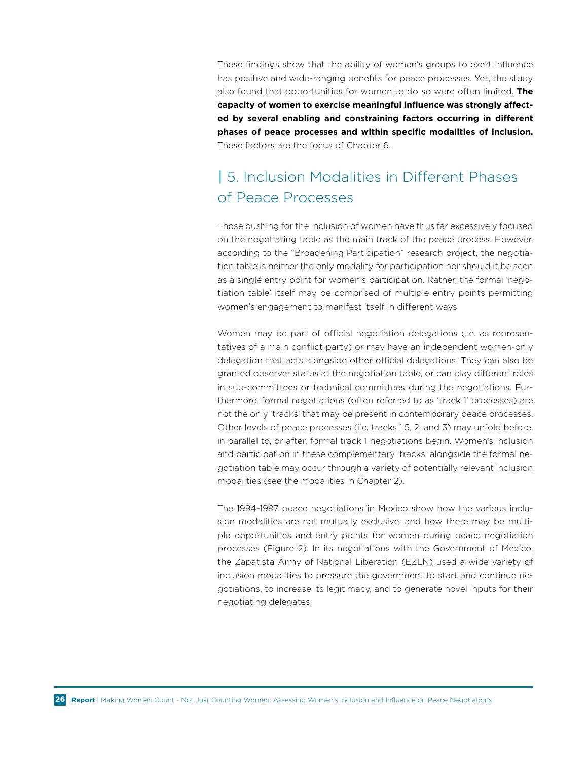These findings show that the ability of women's groups to exert influence has positive and wide-ranging benefits for peace processes. Yet, the study also found that opportunities for women to do so were often limited. **The capacity of women to exercise meaningful influence was strongly affected by several enabling and constraining factors occurring in different phases of peace processes and within specific modalities of inclusion.** These factors are the focus of Chapter 6.

## 5. Inclusion Modalities in Different Phases of Peace Processes

Those pushing for the inclusion of women have thus far excessively focused on the negotiating table as the main track of the peace process. However, according to the "Broadening Participation" research project, the negotiation table is neither the only modality for participation nor should it be seen as a single entry point for women's participation. Rather, the formal 'negotiation table' itself may be comprised of multiple entry points permitting women's engagement to manifest itself in different ways.

Women may be part of official negotiation delegations (i.e. as representatives of a main conflict party) or may have an independent women-only delegation that acts alongside other official delegations. They can also be granted observer status at the negotiation table, or can play different roles in sub-committees or technical committees during the negotiations. Furthermore, formal negotiations (often referred to as 'track 1' processes) are not the only 'tracks' that may be present in contemporary peace processes. Other levels of peace processes (i.e. tracks 1.5, 2, and 3) may unfold before, in parallel to, or after, formal track 1 negotiations begin. Women's inclusion and participation in these complementary 'tracks' alongside the formal negotiation table may occur through a variety of potentially relevant inclusion modalities (see the modalities in Chapter 2).

The 1994-1997 peace negotiations in Mexico show how the various inclusion modalities are not mutually exclusive, and how there may be multiple opportunities and entry points for women during peace negotiation processes (Figure 2). In its negotiations with the Government of Mexico, the Zapatista Army of National Liberation (EZLN) used a wide variety of inclusion modalities to pressure the government to start and continue negotiations, to increase its legitimacy, and to generate novel inputs for their negotiating delegates.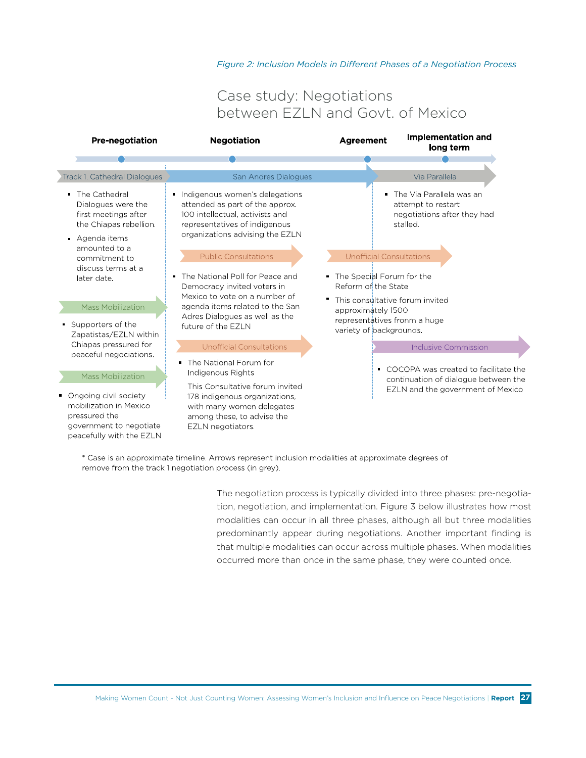*Figure 2: Inclusion Models in Different Phases of a Negotiation Process*

Case study: Negotiations between EZLN and Govt. of Mexico

Pre-negotiation

Negotiation

Agreement

Implementation and long term

Track 1. Cathedral Dialogues

- The Cathedral Dialogues were the first meetings after the Chiapas rebellion.
- Agenda items amounted to a commitment to discuss terms at a later date.

Mass Mobilization

- Supporters of the Zapatistas/EZLN within Chiapas pressured for peaceful negociations.

Mass Mobilization

- Ongoing civil society mobilization in Mexico pressured the government to negotiate peacefully with the EZLN

San Andres Dialogues

- Indigenous women's delegations attended as part of the approx. 100 intellectual, activists and representatives of indigenous organizations advising the EZLN

Public Consultations

- The National Poll for Peace and Democracy invited voters in Mexico to vote on a number of agenda items related to the San Adres Dialogues as well as the future of the EZLN

Unofficial Consultations

- The National Forum for Indigenous Rights

  This Consultative forum invited 178 indigenous organizations, with many women delegates among these, to advise the EZLN negotiators.

Via Parallela

- The Via Parallela was an attempt to restart negotiations after they had stalled.

Unofficial Consultations

- The Special Forum for the Reform of the State
- This consultative forum invited approximately 1500 representatives fronm a huge variety of backgrounds.

Inclusive Commission

- COCOPA was created to facilitate the continuation of dialogue between the EZLN and the government of Mexico

* Case is an approximate timeline. Arrows represent inclusion modalities at approximate degrees of remove from the track 1 negotiation process (in grey).

The negotiation process is typically divided into three phases: pre-negotiation, negotiation, and implementation. Figure 3 below illustrates how most modalities can occur in all three phases, although all but three modalities predominantly appear during negotiations. Another important finding is that multiple modalities can occur across multiple phases. When modalities occurred more than once in the same phase, they were counted once.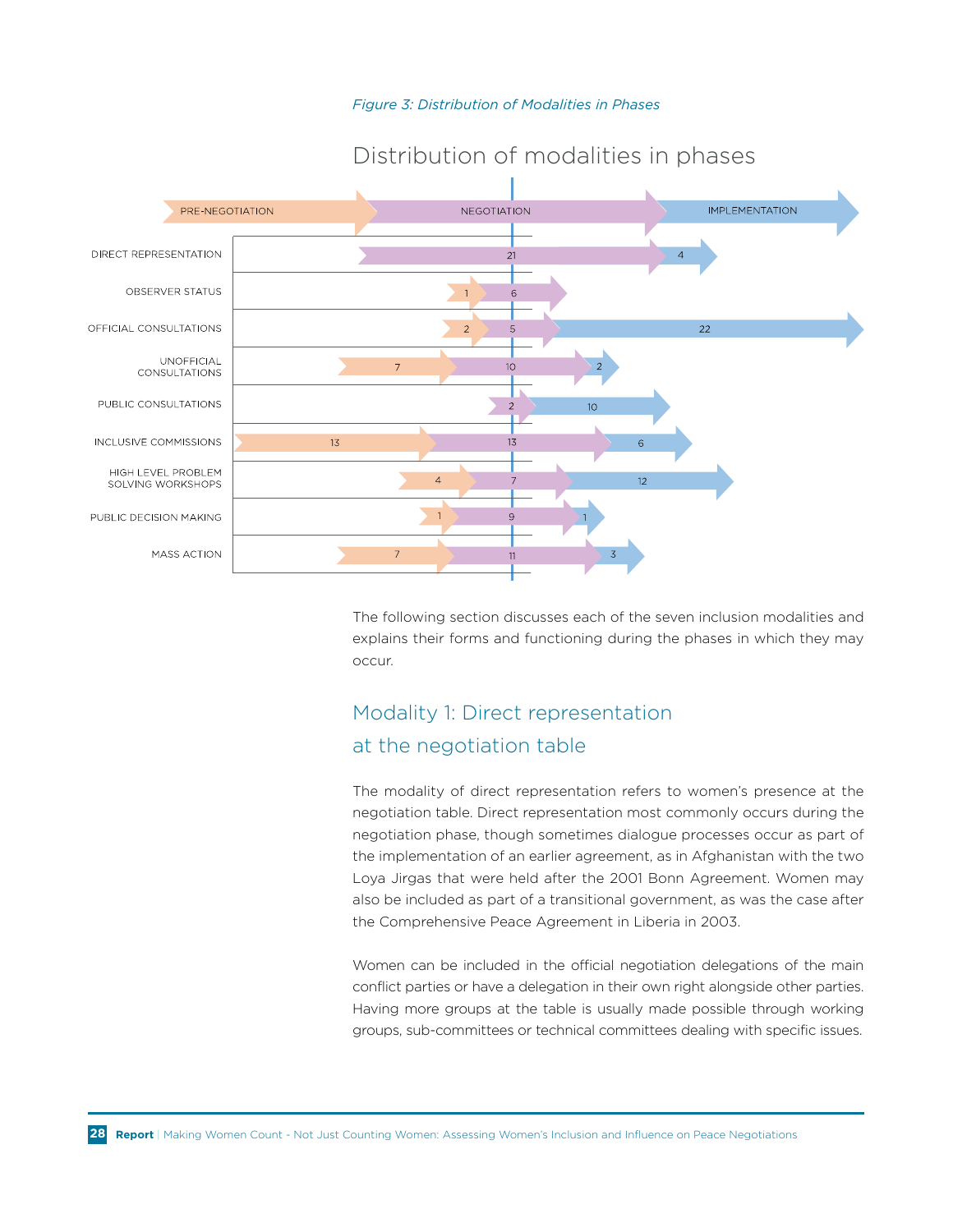*Figure 3: Distribution of Modalities in Phases*

Distribution of modalities in phases

| | PRE-NEGOTIATION | NEGOTIATION | IMPLEMENTATION |
|---|---|---|---|
| DIRECT REPRESENTATION | | 21 | 4 |
| OBSERVER STATUS | 1 | 6 | |
| OFFICIAL CONSULTATIONS | 2 | 5 | 22 |
| UNOFFICIAL CONSULTATIONS | 7 | 10 | 2 |
| PUBLIC CONSULTATIONS | | 2 | 10 |
| INCLUSIVE COMMISSIONS | 13 | 13 | 6 |
| HIGH LEVEL PROBLEM SOLVING WORKSHOPS | 4 | 7 | 12 |
| PUBLIC DECISION MAKING | 1 | 9 | 1 |
| MASS ACTION | 7 | 11 | 3 |

The following section discusses each of the seven inclusion modalities and explains their forms and functioning during the phases in which they may occur.

## Modality 1: Direct representation at the negotiation table

The modality of direct representation refers to women's presence at the negotiation table. Direct representation most commonly occurs during the negotiation phase, though sometimes dialogue processes occur as part of the implementation of an earlier agreement, as in Afghanistan with the two Loya Jirgas that were held after the 2001 Bonn Agreement. Women may also be included as part of a transitional government, as was the case after the Comprehensive Peace Agreement in Liberia in 2003.

Women can be included in the official negotiation delegations of the main conflict parties or have a delegation in their own right alongside other parties. Having more groups at the table is usually made possible through working groups, sub-committees or technical committees dealing with specific issues.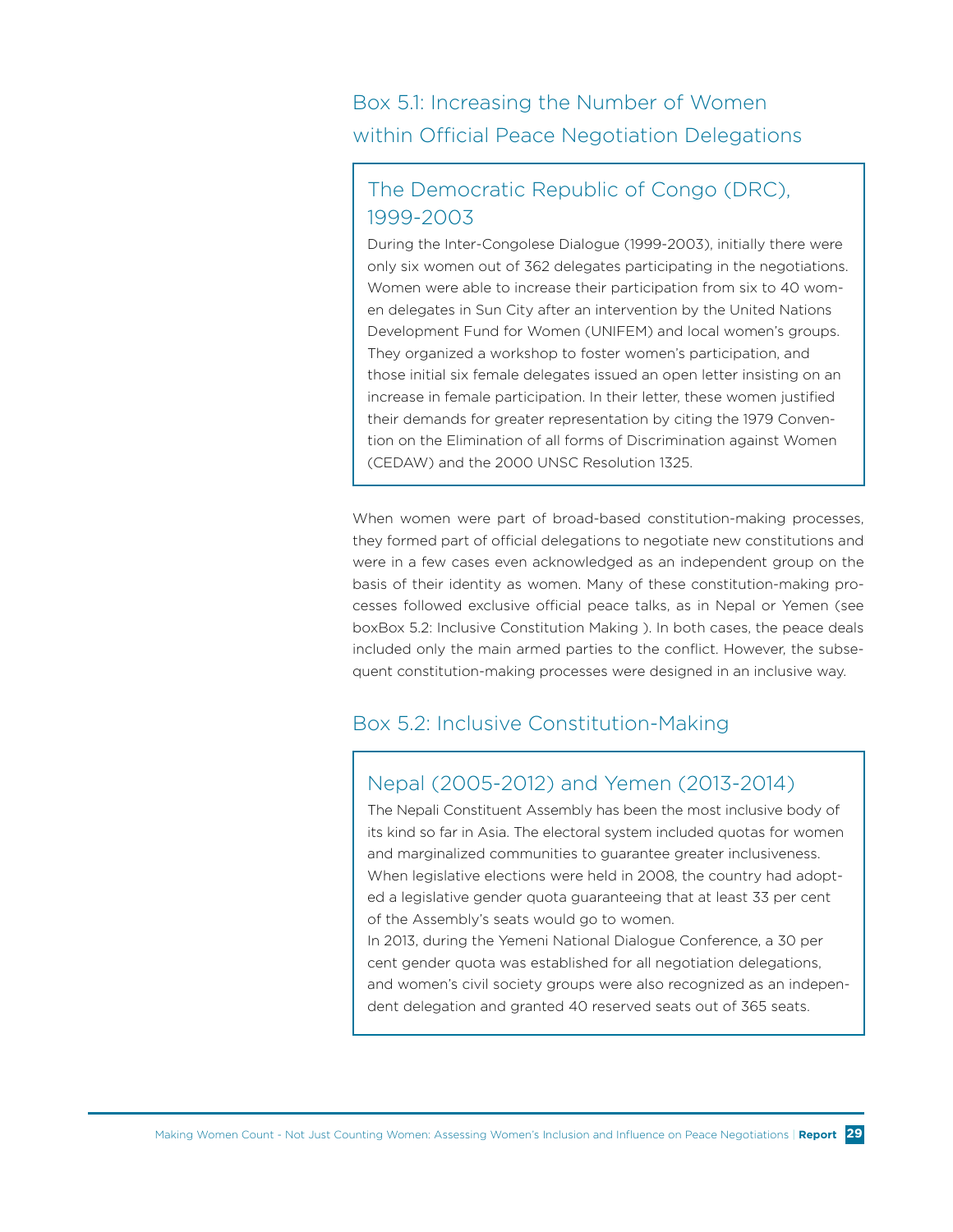## Box 5.1: Increasing the Number of Women within Official Peace Negotiation Delegations

### The Democratic Republic of Congo (DRC), 1999-2003

During the Inter-Congolese Dialogue (1999-2003), initially there were only six women out of 362 delegates participating in the negotiations. Women were able to increase their participation from six to 40 women delegates in Sun City after an intervention by the United Nations Development Fund for Women (UNIFEM) and local women's groups. They organized a workshop to foster women's participation, and those initial six female delegates issued an open letter insisting on an increase in female participation. In their letter, these women justified their demands for greater representation by citing the 1979 Convention on the Elimination of all forms of Discrimination against Women (CEDAW) and the 2000 UNSC Resolution 1325.

When women were part of broad-based constitution-making processes, they formed part of official delegations to negotiate new constitutions and were in a few cases even acknowledged as an independent group on the basis of their identity as women. Many of these constitution-making processes followed exclusive official peace talks, as in Nepal or Yemen (see boxBox 5.2: Inclusive Constitution Making ). In both cases, the peace deals included only the main armed parties to the conflict. However, the subsequent constitution-making processes were designed in an inclusive way.

## Box 5.2: Inclusive Constitution-Making

### Nepal (2005-2012) and Yemen (2013-2014)

The Nepali Constituent Assembly has been the most inclusive body of its kind so far in Asia. The electoral system included quotas for women and marginalized communities to guarantee greater inclusiveness. When legislative elections were held in 2008, the country had adopted a legislative gender quota guaranteeing that at least 33 per cent of the Assembly's seats would go to women.

In 2013, during the Yemeni National Dialogue Conference, a 30 per cent gender quota was established for all negotiation delegations, and women's civil society groups were also recognized as an independent delegation and granted 40 reserved seats out of 365 seats.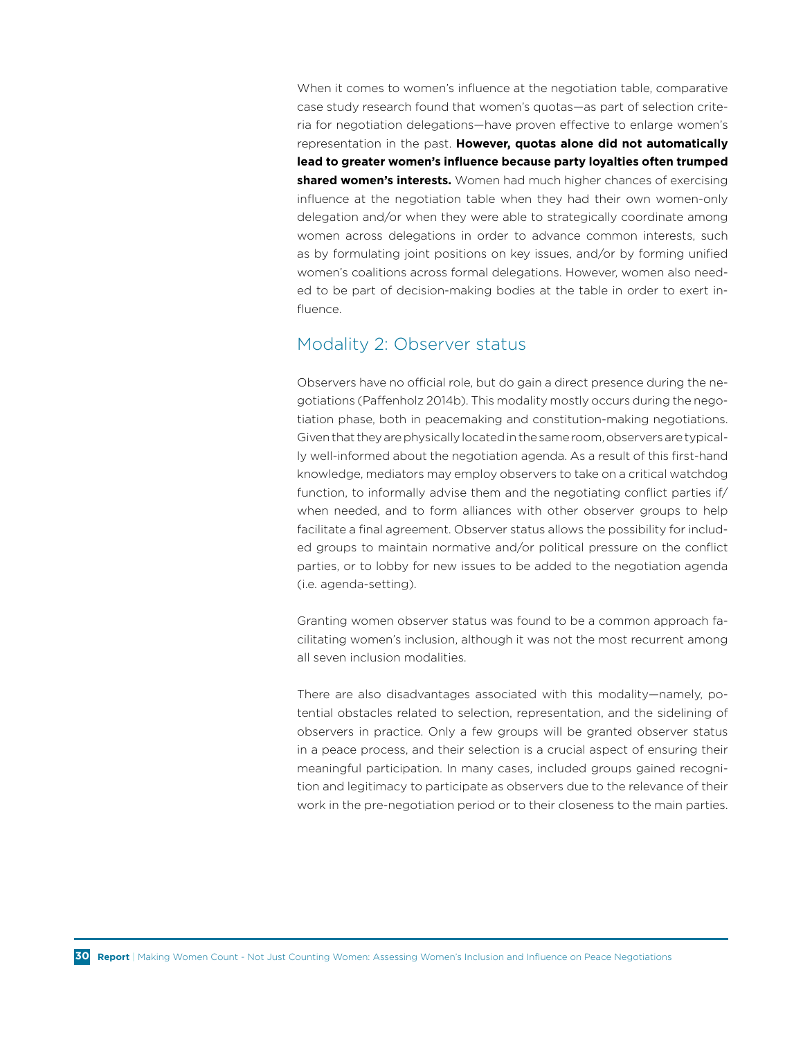When it comes to women's influence at the negotiation table, comparative case study research found that women's quotas—as part of selection criteria for negotiation delegations—have proven effective to enlarge women's representation in the past. **However, quotas alone did not automatically lead to greater women's influence because party loyalties often trumped shared women's interests.** Women had much higher chances of exercising influence at the negotiation table when they had their own women-only delegation and/or when they were able to strategically coordinate among women across delegations in order to advance common interests, such as by formulating joint positions on key issues, and/or by forming unified women's coalitions across formal delegations. However, women also needed to be part of decision-making bodies at the table in order to exert influence.

## Modality 2: Observer status

Observers have no official role, but do gain a direct presence during the negotiations (Paffenholz 2014b). This modality mostly occurs during the negotiation phase, both in peacemaking and constitution-making negotiations. Given that they are physically located in the same room, observers are typically well-informed about the negotiation agenda. As a result of this first-hand knowledge, mediators may employ observers to take on a critical watchdog function, to informally advise them and the negotiating conflict parties if/when needed, and to form alliances with other observer groups to help facilitate a final agreement. Observer status allows the possibility for included groups to maintain normative and/or political pressure on the conflict parties, or to lobby for new issues to be added to the negotiation agenda (i.e. agenda-setting).

Granting women observer status was found to be a common approach facilitating women's inclusion, although it was not the most recurrent among all seven inclusion modalities.

There are also disadvantages associated with this modality—namely, potential obstacles related to selection, representation, and the sidelining of observers in practice. Only a few groups will be granted observer status in a peace process, and their selection is a crucial aspect of ensuring their meaningful participation. In many cases, included groups gained recognition and legitimacy to participate as observers due to the relevance of their work in the pre-negotiation period or to their closeness to the main parties.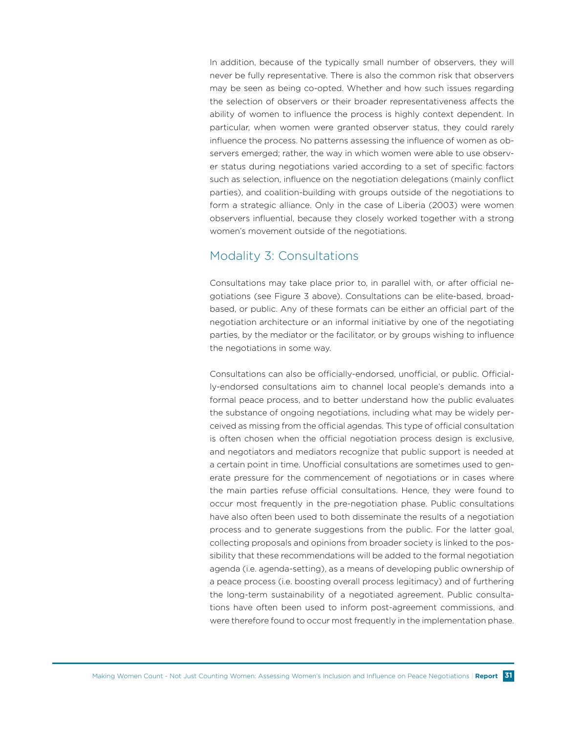In addition, because of the typically small number of observers, they will never be fully representative. There is also the common risk that observers may be seen as being co-opted. Whether and how such issues regarding the selection of observers or their broader representativeness affects the ability of women to influence the process is highly context dependent. In particular, when women were granted observer status, they could rarely influence the process. No patterns assessing the influence of women as observers emerged; rather, the way in which women were able to use observer status during negotiations varied according to a set of specific factors such as selection, influence on the negotiation delegations (mainly conflict parties), and coalition-building with groups outside of the negotiations to form a strategic alliance. Only in the case of Liberia (2003) were women observers influential, because they closely worked together with a strong women's movement outside of the negotiations.

## Modality 3: Consultations

Consultations may take place prior to, in parallel with, or after official negotiations (see Figure 3 above). Consultations can be elite-based, broad-based, or public. Any of these formats can be either an official part of the negotiation architecture or an informal initiative by one of the negotiating parties, by the mediator or the facilitator, or by groups wishing to influence the negotiations in some way.

Consultations can also be officially-endorsed, unofficial, or public. Officially-endorsed consultations aim to channel local people's demands into a formal peace process, and to better understand how the public evaluates the substance of ongoing negotiations, including what may be widely perceived as missing from the official agendas. This type of official consultation is often chosen when the official negotiation process design is exclusive, and negotiators and mediators recognize that public support is needed at a certain point in time. Unofficial consultations are sometimes used to generate pressure for the commencement of negotiations or in cases where the main parties refuse official consultations. Hence, they were found to occur most frequently in the pre-negotiation phase. Public consultations have also often been used to both disseminate the results of a negotiation process and to generate suggestions from the public. For the latter goal, collecting proposals and opinions from broader society is linked to the possibility that these recommendations will be added to the formal negotiation agenda (i.e. agenda-setting), as a means of developing public ownership of a peace process (i.e. boosting overall process legitimacy) and of furthering the long-term sustainability of a negotiated agreement. Public consultations have often been used to inform post-agreement commissions, and were therefore found to occur most frequently in the implementation phase.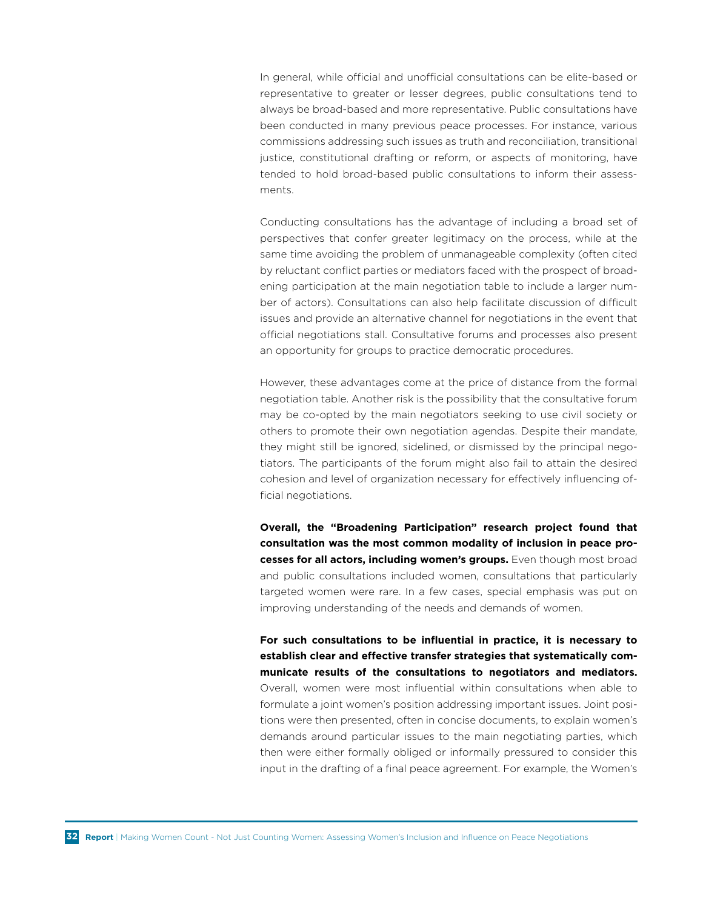In general, while official and unofficial consultations can be elite-based or representative to greater or lesser degrees, public consultations tend to always be broad-based and more representative. Public consultations have been conducted in many previous peace processes. For instance, various commissions addressing such issues as truth and reconciliation, transitional justice, constitutional drafting or reform, or aspects of monitoring, have tended to hold broad-based public consultations to inform their assessments.

Conducting consultations has the advantage of including a broad set of perspectives that confer greater legitimacy on the process, while at the same time avoiding the problem of unmanageable complexity (often cited by reluctant conflict parties or mediators faced with the prospect of broadening participation at the main negotiation table to include a larger number of actors). Consultations can also help facilitate discussion of difficult issues and provide an alternative channel for negotiations in the event that official negotiations stall. Consultative forums and processes also present an opportunity for groups to practice democratic procedures.

However, these advantages come at the price of distance from the formal negotiation table. Another risk is the possibility that the consultative forum may be co-opted by the main negotiators seeking to use civil society or others to promote their own negotiation agendas. Despite their mandate, they might still be ignored, sidelined, or dismissed by the principal negotiators. The participants of the forum might also fail to attain the desired cohesion and level of organization necessary for effectively influencing official negotiations.

**Overall, the "Broadening Participation" research project found that consultation was the most common modality of inclusion in peace processes for all actors, including women's groups.** Even though most broad and public consultations included women, consultations that particularly targeted women were rare. In a few cases, special emphasis was put on improving understanding of the needs and demands of women.

**For such consultations to be influential in practice, it is necessary to establish clear and effective transfer strategies that systematically communicate results of the consultations to negotiators and mediators.** Overall, women were most influential within consultations when able to formulate a joint women's position addressing important issues. Joint positions were then presented, often in concise documents, to explain women's demands around particular issues to the main negotiating parties, which then were either formally obliged or informally pressured to consider this input in the drafting of a final peace agreement. For example, the Women's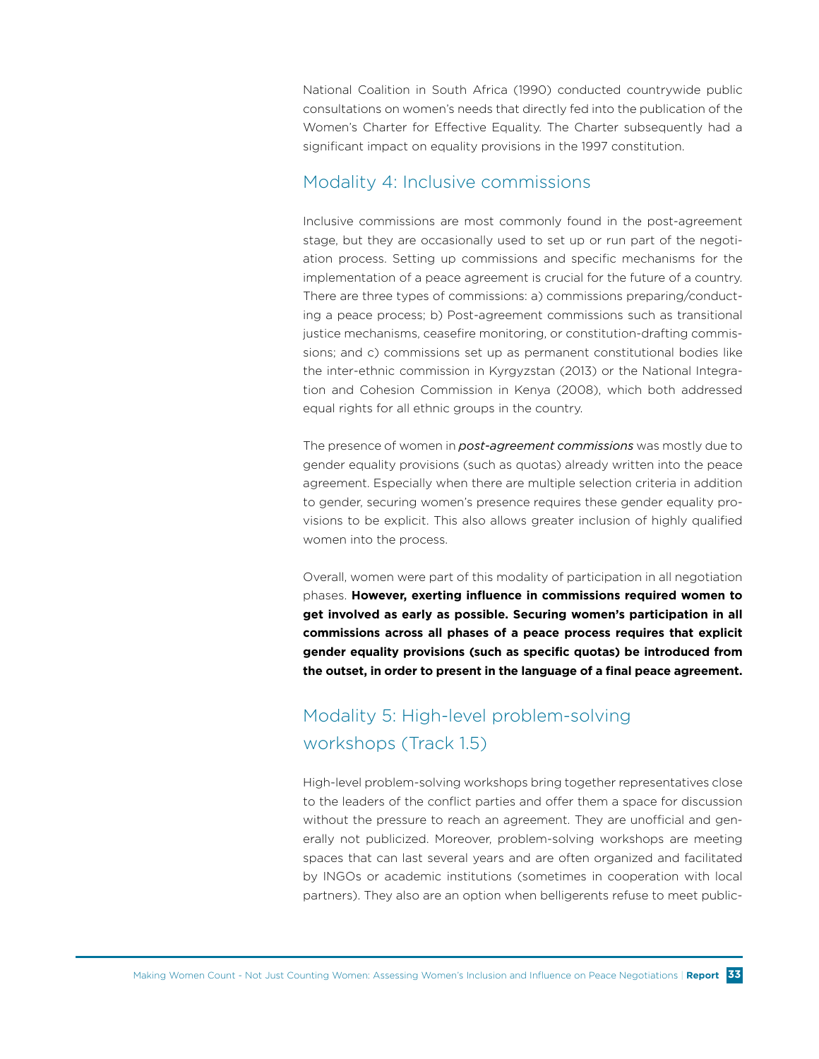National Coalition in South Africa (1990) conducted countrywide public consultations on women's needs that directly fed into the publication of the Women's Charter for Effective Equality. The Charter subsequently had a significant impact on equality provisions in the 1997 constitution.

## Modality 4: Inclusive commissions

Inclusive commissions are most commonly found in the post-agreement stage, but they are occasionally used to set up or run part of the negotiation process. Setting up commissions and specific mechanisms for the implementation of a peace agreement is crucial for the future of a country. There are three types of commissions: a) commissions preparing/conducting a peace process; b) Post-agreement commissions such as transitional justice mechanisms, ceasefire monitoring, or constitution-drafting commissions; and c) commissions set up as permanent constitutional bodies like the inter-ethnic commission in Kyrgyzstan (2013) or the National Integration and Cohesion Commission in Kenya (2008), which both addressed equal rights for all ethnic groups in the country.

The presence of women in *post-agreement commissions* was mostly due to gender equality provisions (such as quotas) already written into the peace agreement. Especially when there are multiple selection criteria in addition to gender, securing women's presence requires these gender equality provisions to be explicit. This also allows greater inclusion of highly qualified women into the process.

Overall, women were part of this modality of participation in all negotiation phases. **However, exerting influence in commissions required women to get involved as early as possible. Securing women's participation in all commissions across all phases of a peace process requires that explicit gender equality provisions (such as specific quotas) be introduced from the outset, in order to present in the language of a final peace agreement.**

## Modality 5: High-level problem-solving workshops (Track 1.5)

High-level problem-solving workshops bring together representatives close to the leaders of the conflict parties and offer them a space for discussion without the pressure to reach an agreement. They are unofficial and generally not publicized. Moreover, problem-solving workshops are meeting spaces that can last several years and are often organized and facilitated by INGOs or academic institutions (sometimes in cooperation with local partners). They also are an option when belligerents refuse to meet public-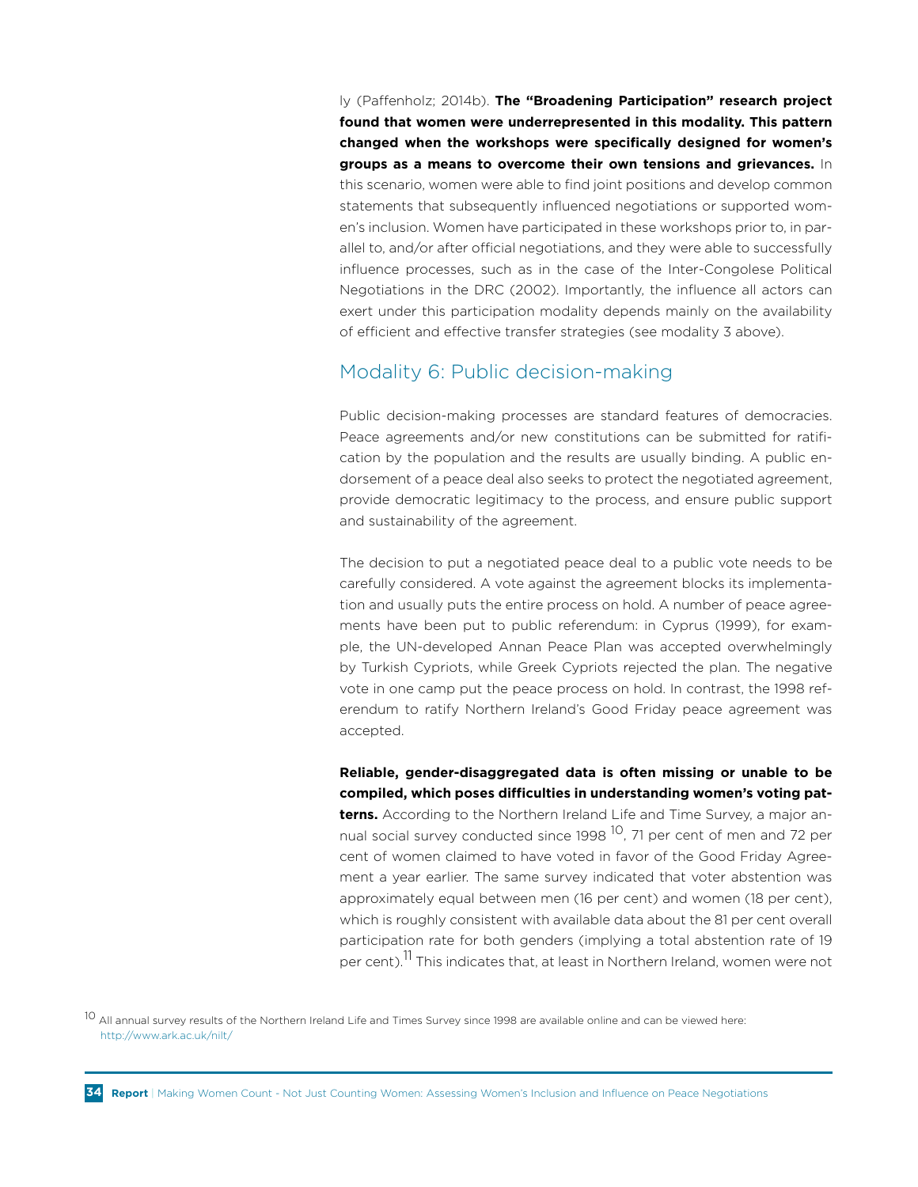ly (Paffenholz; 2014b). **The "Broadening Participation" research project found that women were underrepresented in this modality. This pattern changed when the workshops were specifically designed for women's groups as a means to overcome their own tensions and grievances.** In this scenario, women were able to find joint positions and develop common statements that subsequently influenced negotiations or supported women's inclusion. Women have participated in these workshops prior to, in parallel to, and/or after official negotiations, and they were able to successfully influence processes, such as in the case of the Inter-Congolese Political Negotiations in the DRC (2002). Importantly, the influence all actors can exert under this participation modality depends mainly on the availability of efficient and effective transfer strategies (see modality 3 above).

## Modality 6: Public decision-making

Public decision-making processes are standard features of democracies. Peace agreements and/or new constitutions can be submitted for ratification by the population and the results are usually binding. A public endorsement of a peace deal also seeks to protect the negotiated agreement, provide democratic legitimacy to the process, and ensure public support and sustainability of the agreement.

The decision to put a negotiated peace deal to a public vote needs to be carefully considered. A vote against the agreement blocks its implementation and usually puts the entire process on hold. A number of peace agreements have been put to public referendum: in Cyprus (1999), for example, the UN-developed Annan Peace Plan was accepted overwhelmingly by Turkish Cypriots, while Greek Cypriots rejected the plan. The negative vote in one camp put the peace process on hold. In contrast, the 1998 referendum to ratify Northern Ireland's Good Friday peace agreement was accepted.

**Reliable, gender-disaggregated data is often missing or unable to be compiled, which poses difficulties in understanding women's voting patterns.** According to the Northern Ireland Life and Time Survey, a major annual social survey conducted since 1998 [10], 71 per cent of men and 72 per cent of women claimed to have voted in favor of the Good Friday Agreement a year earlier. The same survey indicated that voter abstention was approximately equal between men (16 per cent) and women (18 per cent), which is roughly consistent with available data about the 81 per cent overall participation rate for both genders (implying a total abstention rate of 19 per cent).[11] This indicates that, at least in Northern Ireland, women were not

[10] All annual survey results of the Northern Ireland Life and Times Survey since 1998 are available online and can be viewed here: http://www.ark.ac.uk/nilt/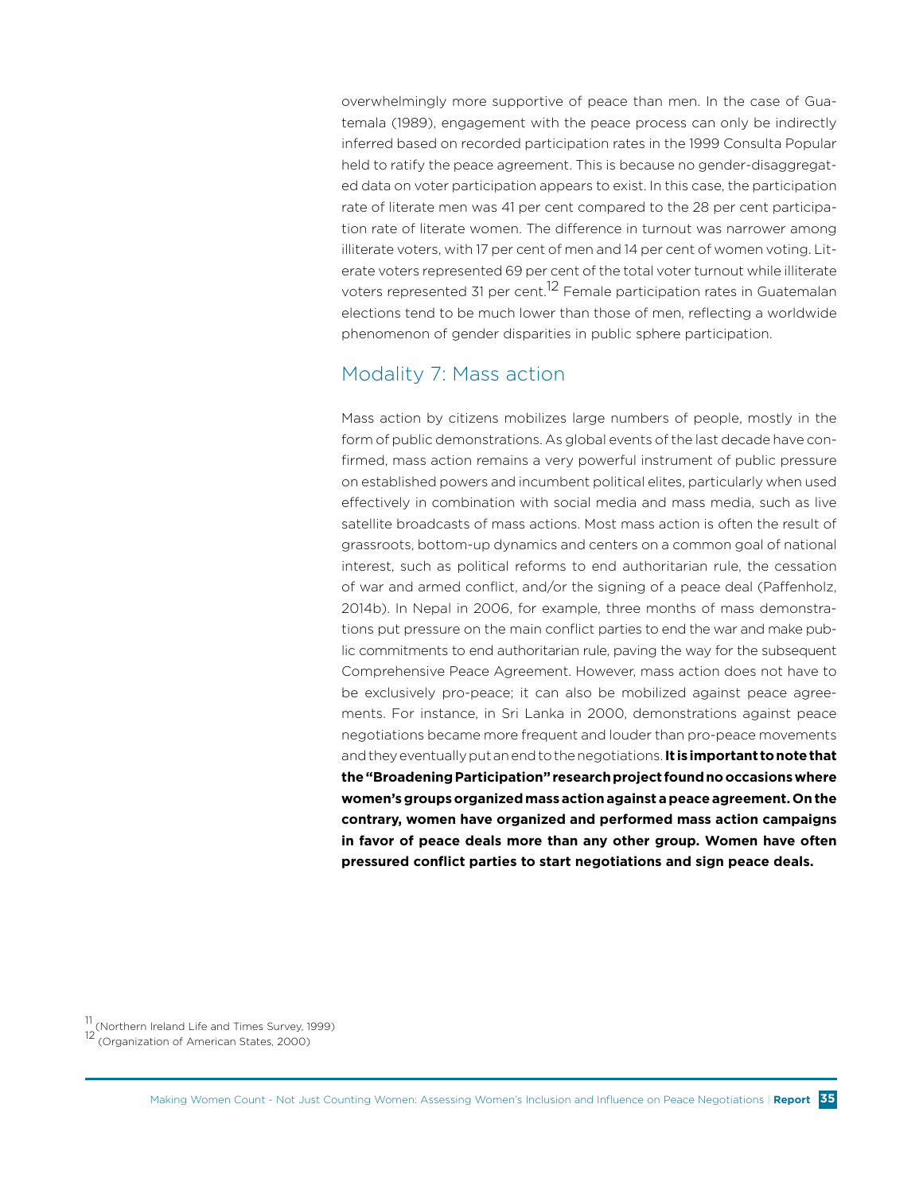overwhelmingly more supportive of peace than men. In the case of Guatemala (1989), engagement with the peace process can only be indirectly inferred based on recorded participation rates in the 1999 Consulta Popular held to ratify the peace agreement. This is because no gender-disaggregated data on voter participation appears to exist. In this case, the participation rate of literate men was 41 per cent compared to the 28 per cent participation rate of literate women. The difference in turnout was narrower among illiterate voters, with 17 per cent of men and 14 per cent of women voting. Literate voters represented 69 per cent of the total voter turnout while illiterate voters represented 31 per cent.[12] Female participation rates in Guatemalan elections tend to be much lower than those of men, reflecting a worldwide phenomenon of gender disparities in public sphere participation.

## Modality 7: Mass action

Mass action by citizens mobilizes large numbers of people, mostly in the form of public demonstrations. As global events of the last decade have confirmed, mass action remains a very powerful instrument of public pressure on established powers and incumbent political elites, particularly when used effectively in combination with social media and mass media, such as live satellite broadcasts of mass actions. Most mass action is often the result of grassroots, bottom-up dynamics and centers on a common goal of national interest, such as political reforms to end authoritarian rule, the cessation of war and armed conflict, and/or the signing of a peace deal (Paffenholz, 2014b). In Nepal in 2006, for example, three months of mass demonstrations put pressure on the main conflict parties to end the war and make public commitments to end authoritarian rule, paving the way for the subsequent Comprehensive Peace Agreement. However, mass action does not have to be exclusively pro-peace; it can also be mobilized against peace agreements. For instance, in Sri Lanka in 2000, demonstrations against peace negotiations became more frequent and louder than pro-peace movements and they eventually put an end to the negotiations. **It is important to note that the "Broadening Participation" research project found no occasions where women's groups organized mass action against a peace agreement. On the contrary, women have organized and performed mass action campaigns in favor of peace deals more than any other group. Women have often pressured conflict parties to start negotiations and sign peace deals.**

[11] (Northern Ireland Life and Times Survey, 1999)
[12] (Organization of American States, 2000)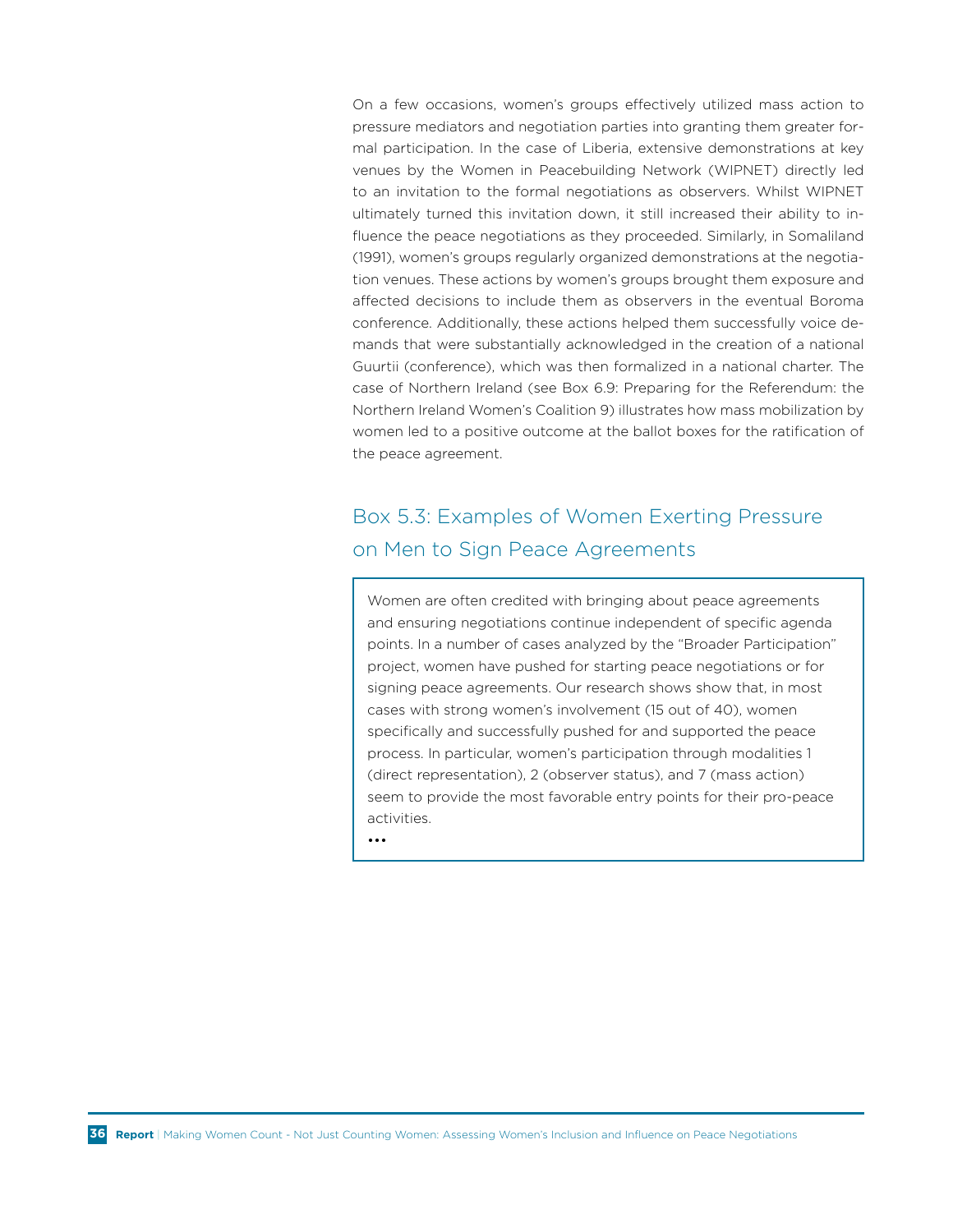On a few occasions, women's groups effectively utilized mass action to pressure mediators and negotiation parties into granting them greater formal participation. In the case of Liberia, extensive demonstrations at key venues by the Women in Peacebuilding Network (WIPNET) directly led to an invitation to the formal negotiations as observers. Whilst WIPNET ultimately turned this invitation down, it still increased their ability to influence the peace negotiations as they proceeded. Similarly, in Somaliland (1991), women's groups regularly organized demonstrations at the negotiation venues. These actions by women's groups brought them exposure and affected decisions to include them as observers in the eventual Boroma conference. Additionally, these actions helped them successfully voice demands that were substantially acknowledged in the creation of a national Guurtii (conference), which was then formalized in a national charter. The case of Northern Ireland (see Box 6.9: Preparing for the Referendum: the Northern Ireland Women's Coalition 9) illustrates how mass mobilization by women led to a positive outcome at the ballot boxes for the ratification of the peace agreement.

## Box 5.3: Examples of Women Exerting Pressure on Men to Sign Peace Agreements

Women are often credited with bringing about peace agreements and ensuring negotiations continue independent of specific agenda points. In a number of cases analyzed by the "Broader Participation" project, women have pushed for starting peace negotiations or for signing peace agreements. Our research shows show that, in most cases with strong women's involvement (15 out of 40), women specifically and successfully pushed for and supported the peace process. In particular, women's participation through modalities 1 (direct representation), 2 (observer status), and 7 (mass action) seem to provide the most favorable entry points for their pro-peace activities.

•••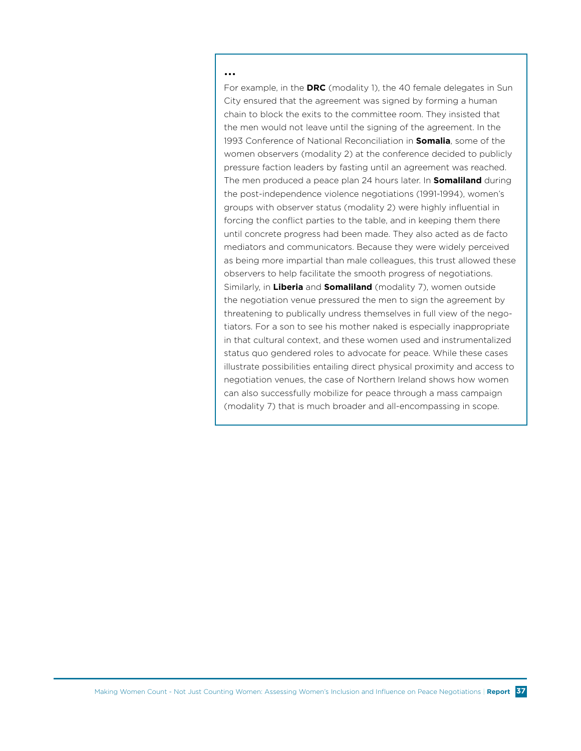...

For example, in the **DRC** (modality 1), the 40 female delegates in Sun City ensured that the agreement was signed by forming a human chain to block the exits to the committee room. They insisted that the men would not leave until the signing of the agreement. In the 1993 Conference of National Reconciliation in **Somalia**, some of the women observers (modality 2) at the conference decided to publicly pressure faction leaders by fasting until an agreement was reached. The men produced a peace plan 24 hours later. In **Somaliland** during the post-independence violence negotiations (1991-1994), women's groups with observer status (modality 2) were highly influential in forcing the conflict parties to the table, and in keeping them there until concrete progress had been made. They also acted as de facto mediators and communicators. Because they were widely perceived as being more impartial than male colleagues, this trust allowed these observers to help facilitate the smooth progress of negotiations. Similarly, in **Liberia** and **Somaliland** (modality 7), women outside the negotiation venue pressured the men to sign the agreement by threatening to publically undress themselves in full view of the negotiators. For a son to see his mother naked is especially inappropriate in that cultural context, and these women used and instrumentalized status quo gendered roles to advocate for peace. While these cases illustrate possibilities entailing direct physical proximity and access to negotiation venues, the case of Northern Ireland shows how women can also successfully mobilize for peace through a mass campaign (modality 7) that is much broader and all-encompassing in scope.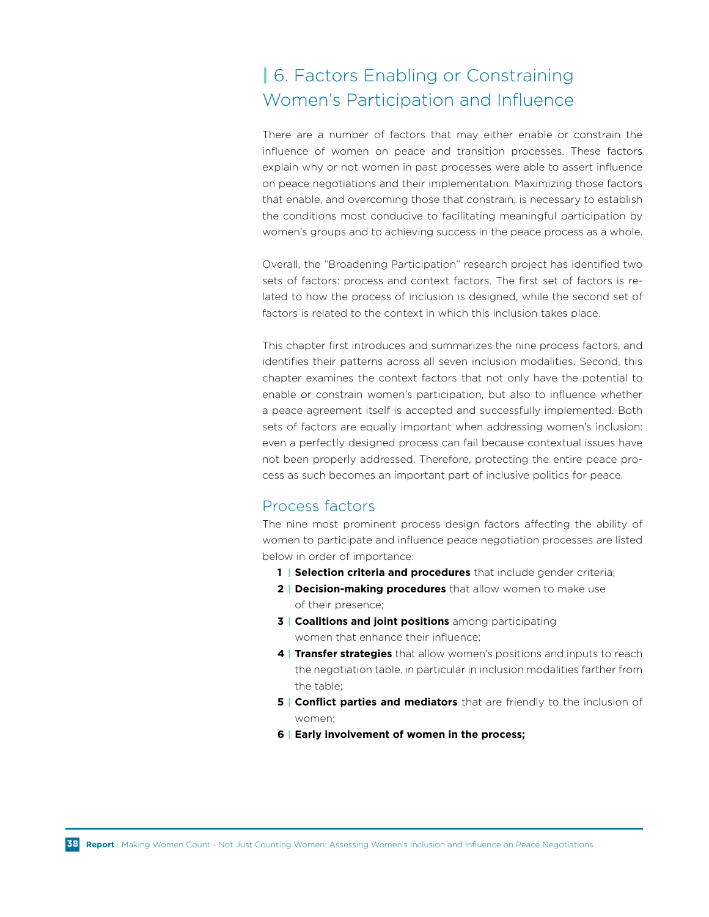# 6. Factors Enabling or Constraining Women's Participation and Influence

There are a number of factors that may either enable or constrain the influence of women on peace and transition processes. These factors explain why or not women in past processes were able to assert influence on peace negotiations and their implementation. Maximizing those factors that enable, and overcoming those that constrain, is necessary to establish the conditions most conducive to facilitating meaningful participation by women's groups and to achieving success in the peace process as a whole.

Overall, the "Broadening Participation" research project has identified two sets of factors: process and context factors. The first set of factors is related to how the process of inclusion is designed, while the second set of factors is related to the context in which this inclusion takes place.

This chapter first introduces and summarizes the nine process factors, and identifies their patterns across all seven inclusion modalities. Second, this chapter examines the context factors that not only have the potential to enable or constrain women's participation, but also to influence whether a peace agreement itself is accepted and successfully implemented. Both sets of factors are equally important when addressing women's inclusion: even a perfectly designed process can fail because contextual issues have not been properly addressed. Therefore, protecting the entire peace process as such becomes an important part of inclusive politics for peace.

## Process factors

The nine most prominent process design factors affecting the ability of women to participate and influence peace negotiation processes are listed below in order of importance:

1 | **Selection criteria and procedures** that include gender criteria;

2 | **Decision-making procedures** that allow women to make use of their presence;

3 | **Coalitions and joint positions** among participating women that enhance their influence;

4 | **Transfer strategies** that allow women's positions and inputs to reach the negotiation table, in particular in inclusion modalities farther from the table;

5 | **Conflict parties and mediators** that are friendly to the inclusion of women;

6 | **Early involvement of women in the process;**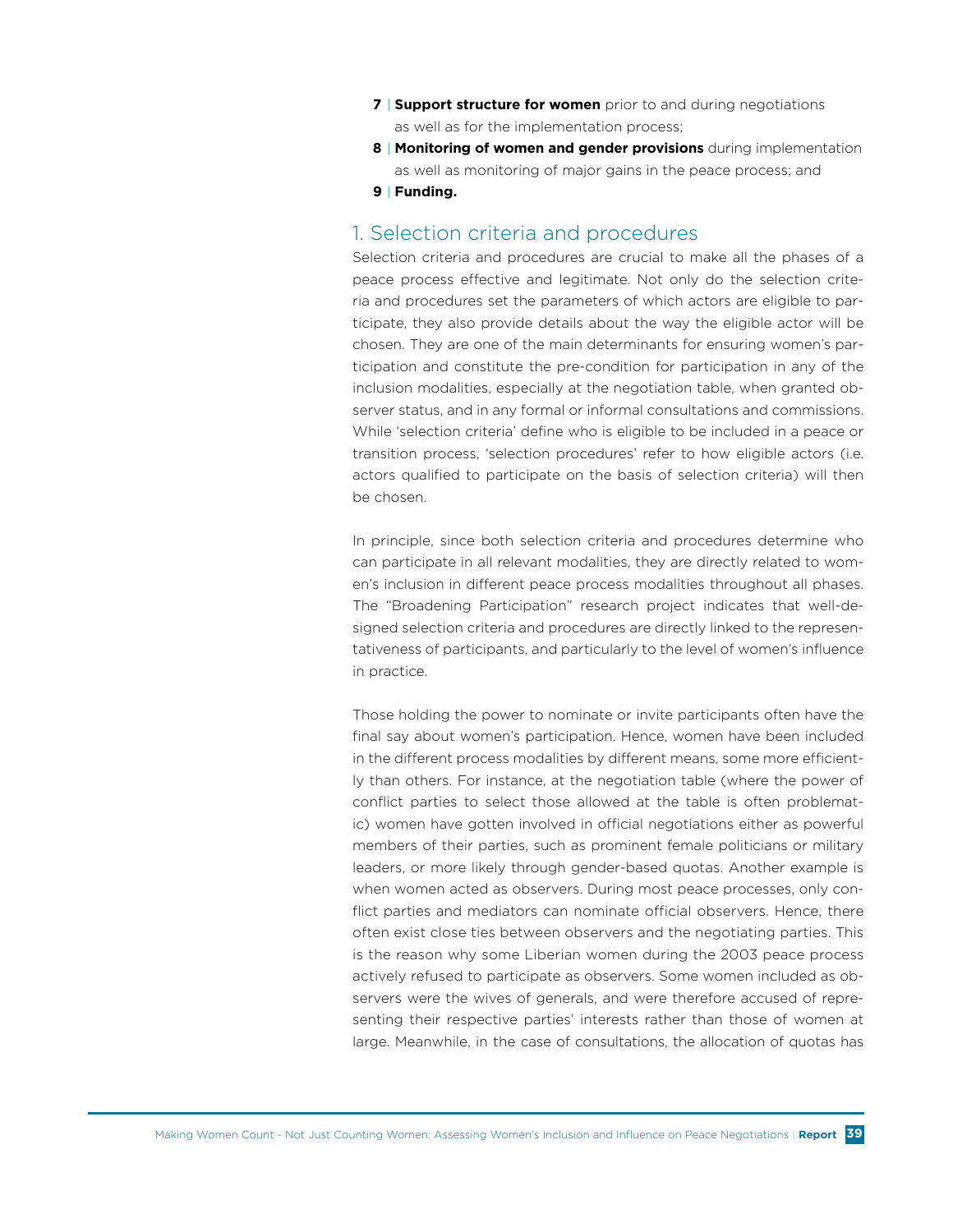7 | **Support structure for women** prior to and during negotiations as well as for the implementation process;

8 | **Monitoring of women and gender provisions** during implementation as well as monitoring of major gains in the peace process; and

9 | **Funding.**

## 1. Selection criteria and procedures

Selection criteria and procedures are crucial to make all the phases of a peace process effective and legitimate. Not only do the selection criteria and procedures set the parameters of which actors are eligible to participate, they also provide details about the way the eligible actor will be chosen. They are one of the main determinants for ensuring women's participation and constitute the pre-condition for participation in any of the inclusion modalities, especially at the negotiation table, when granted observer status, and in any formal or informal consultations and commissions. While 'selection criteria' define who is eligible to be included in a peace or transition process, 'selection procedures' refer to how eligible actors (i.e. actors qualified to participate on the basis of selection criteria) will then be chosen.

In principle, since both selection criteria and procedures determine who can participate in all relevant modalities, they are directly related to women's inclusion in different peace process modalities throughout all phases. The "Broadening Participation" research project indicates that well-designed selection criteria and procedures are directly linked to the representativeness of participants, and particularly to the level of women's influence in practice.

Those holding the power to nominate or invite participants often have the final say about women's participation. Hence, women have been included in the different process modalities by different means, some more efficiently than others. For instance, at the negotiation table (where the power of conflict parties to select those allowed at the table is often problematic) women have gotten involved in official negotiations either as powerful members of their parties, such as prominent female politicians or military leaders, or more likely through gender-based quotas. Another example is when women acted as observers. During most peace processes, only conflict parties and mediators can nominate official observers. Hence, there often exist close ties between observers and the negotiating parties. This is the reason why some Liberian women during the 2003 peace process actively refused to participate as observers. Some women included as observers were the wives of generals, and were therefore accused of representing their respective parties' interests rather than those of women at large. Meanwhile, in the case of consultations, the allocation of quotas has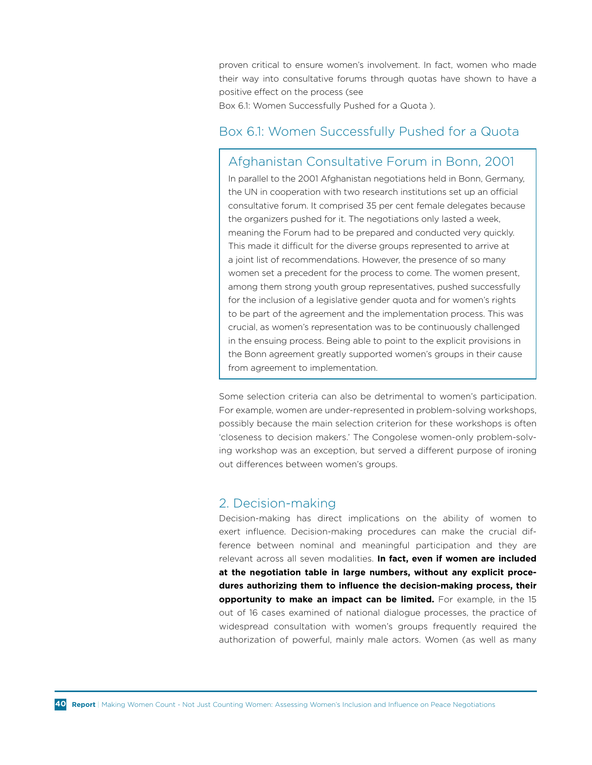proven critical to ensure women's involvement. In fact, women who made their way into consultative forums through quotas have shown to have a positive effect on the process (see
Box 6.1: Women Successfully Pushed for a Quota ).

### Box 6.1: Women Successfully Pushed for a Quota

#### Afghanistan Consultative Forum in Bonn, 2001

In parallel to the 2001 Afghanistan negotiations held in Bonn, Germany, the UN in cooperation with two research institutions set up an official consultative forum. It comprised 35 per cent female delegates because the organizers pushed for it. The negotiations only lasted a week, meaning the Forum had to be prepared and conducted very quickly. This made it difficult for the diverse groups represented to arrive at a joint list of recommendations. However, the presence of so many women set a precedent for the process to come. The women present, among them strong youth group representatives, pushed successfully for the inclusion of a legislative gender quota and for women's rights to be part of the agreement and the implementation process. This was crucial, as women's representation was to be continuously challenged in the ensuing process. Being able to point to the explicit provisions in the Bonn agreement greatly supported women's groups in their cause from agreement to implementation.

Some selection criteria can also be detrimental to women's participation. For example, women are under-represented in problem-solving workshops, possibly because the main selection criterion for these workshops is often 'closeness to decision makers.' The Congolese women-only problem-solving workshop was an exception, but served a different purpose of ironing out differences between women's groups.

## 2. Decision-making

Decision-making has direct implications on the ability of women to exert influence. Decision-making procedures can make the crucial difference between nominal and meaningful participation and they are relevant across all seven modalities. **In fact, even if women are included at the negotiation table in large numbers, without any explicit procedures authorizing them to influence the decision-making process, their opportunity to make an impact can be limited.** For example, in the 15 out of 16 cases examined of national dialogue processes, the practice of widespread consultation with women's groups frequently required the authorization of powerful, mainly male actors. Women (as well as many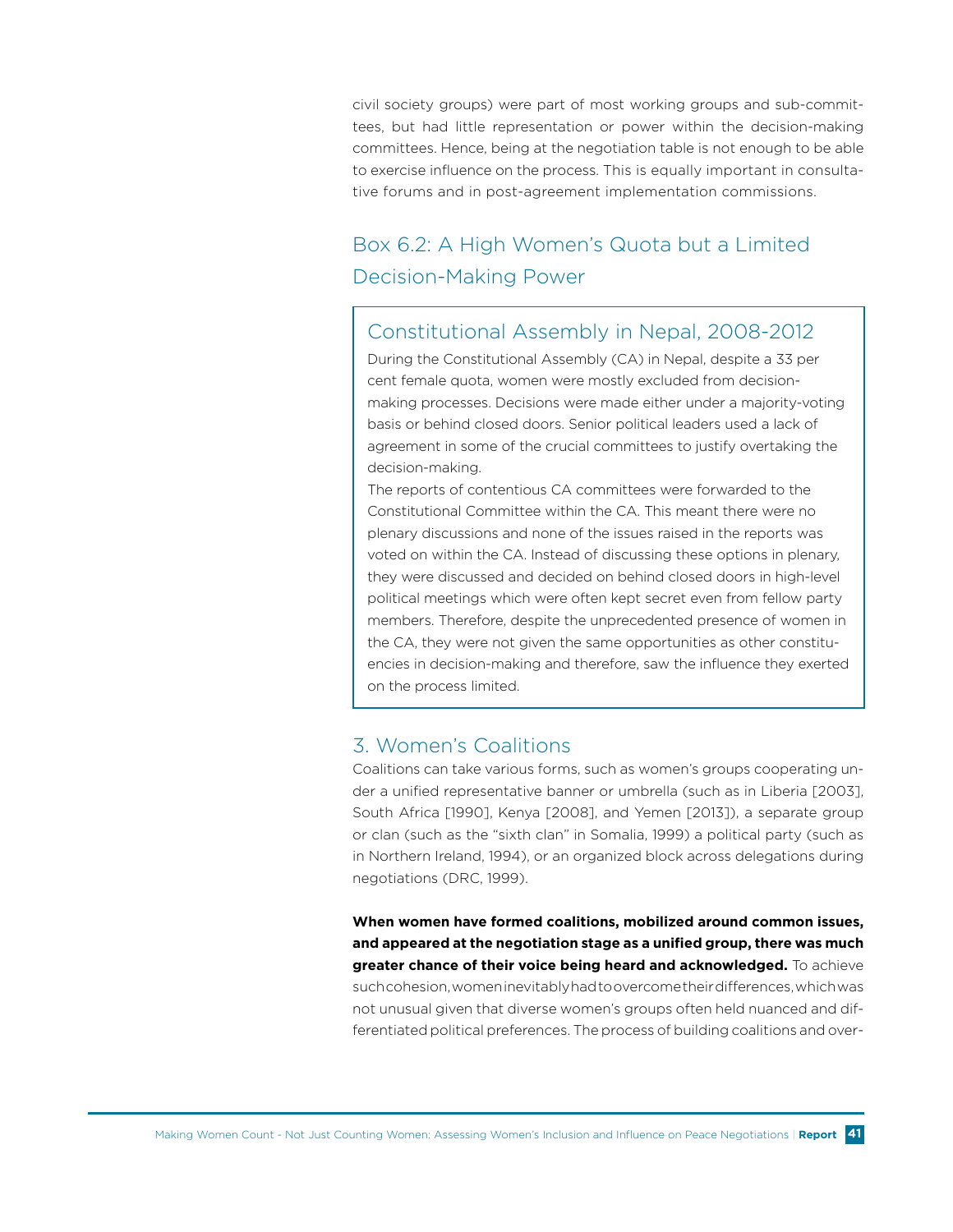civil society groups) were part of most working groups and sub-committees, but had little representation or power within the decision-making committees. Hence, being at the negotiation table is not enough to be able to exercise influence on the process. This is equally important in consultative forums and in post-agreement implementation commissions.

## Box 6.2: A High Women's Quota but a Limited Decision-Making Power

### Constitutional Assembly in Nepal, 2008-2012

During the Constitutional Assembly (CA) in Nepal, despite a 33 per cent female quota, women were mostly excluded from decision-making processes. Decisions were made either under a majority-voting basis or behind closed doors. Senior political leaders used a lack of agreement in some of the crucial committees to justify overtaking the decision-making.

The reports of contentious CA committees were forwarded to the Constitutional Committee within the CA. This meant there were no plenary discussions and none of the issues raised in the reports was voted on within the CA. Instead of discussing these options in plenary, they were discussed and decided on behind closed doors in high-level political meetings which were often kept secret even from fellow party members. Therefore, despite the unprecedented presence of women in the CA, they were not given the same opportunities as other constituencies in decision-making and therefore, saw the influence they exerted on the process limited.

## 3. Women's Coalitions

Coalitions can take various forms, such as women's groups cooperating under a unified representative banner or umbrella (such as in Liberia [2003], South Africa [1990], Kenya [2008], and Yemen [2013]), a separate group or clan (such as the "sixth clan" in Somalia, 1999) a political party (such as in Northern Ireland, 1994), or an organized block across delegations during negotiations (DRC, 1999).

**When women have formed coalitions, mobilized around common issues, and appeared at the negotiation stage as a unified group, there was much greater chance of their voice being heard and acknowledged.** To achieve such cohesion, women inevitably had to overcome their differences, which was not unusual given that diverse women's groups often held nuanced and differentiated political preferences. The process of building coalitions and over-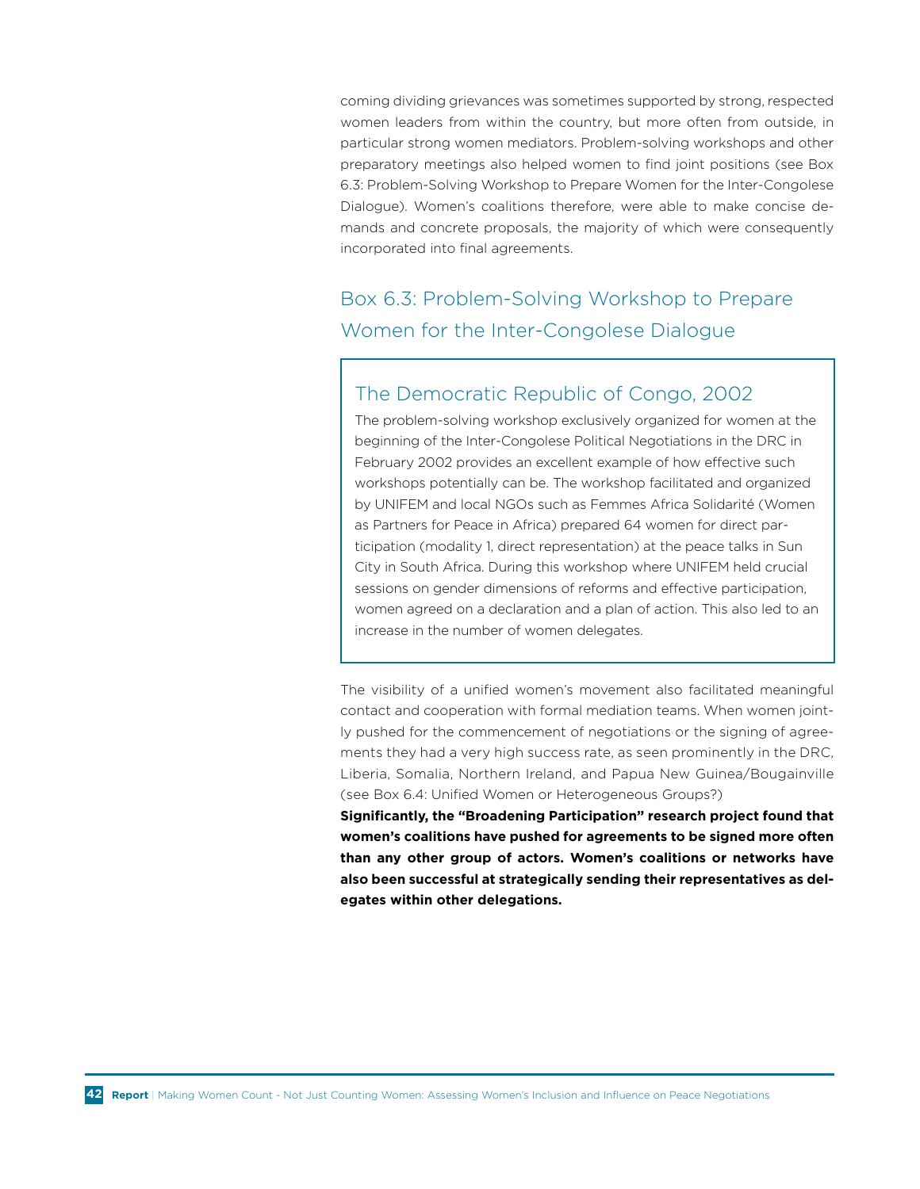coming dividing grievances was sometimes supported by strong, respected women leaders from within the country, but more often from outside, in particular strong women mediators. Problem-solving workshops and other preparatory meetings also helped women to find joint positions (see Box 6.3: Problem-Solving Workshop to Prepare Women for the Inter-Congolese Dialogue). Women's coalitions therefore, were able to make concise demands and concrete proposals, the majority of which were consequently incorporated into final agreements.

## Box 6.3: Problem-Solving Workshop to Prepare Women for the Inter-Congolese Dialogue

### The Democratic Republic of Congo, 2002

The problem-solving workshop exclusively organized for women at the beginning of the Inter-Congolese Political Negotiations in the DRC in February 2002 provides an excellent example of how effective such workshops potentially can be. The workshop facilitated and organized by UNIFEM and local NGOs such as Femmes Africa Solidarité (Women as Partners for Peace in Africa) prepared 64 women for direct participation (modality 1, direct representation) at the peace talks in Sun City in South Africa. During this workshop where UNIFEM held crucial sessions on gender dimensions of reforms and effective participation, women agreed on a declaration and a plan of action. This also led to an increase in the number of women delegates.

The visibility of a unified women's movement also facilitated meaningful contact and cooperation with formal mediation teams. When women jointly pushed for the commencement of negotiations or the signing of agreements they had a very high success rate, as seen prominently in the DRC, Liberia, Somalia, Northern Ireland, and Papua New Guinea/Bougainville (see Box 6.4: Unified Women or Heterogeneous Groups?)

**Significantly, the "Broadening Participation" research project found that women's coalitions have pushed for agreements to be signed more often than any other group of actors. Women's coalitions or networks have also been successful at strategically sending their representatives as delegates within other delegations.**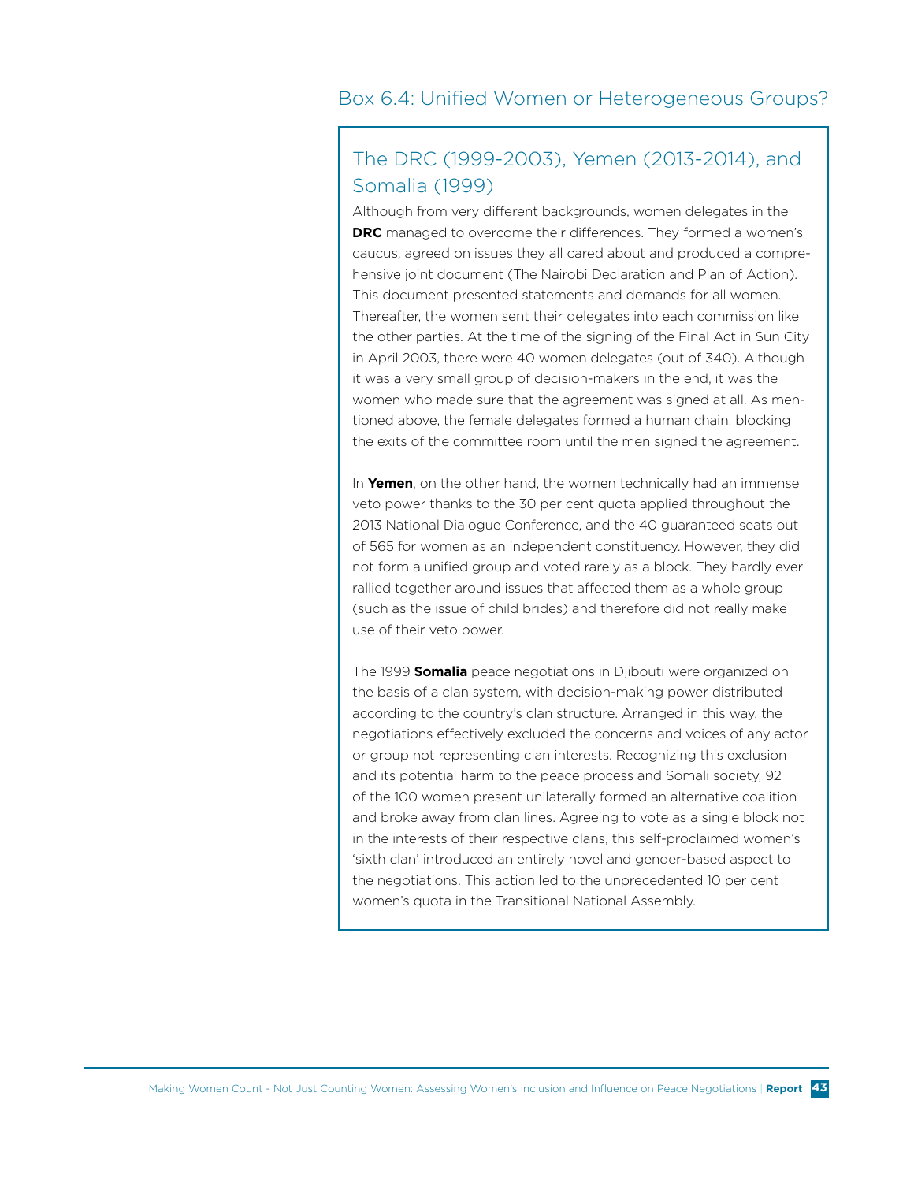## Box 6.4: Unified Women or Heterogeneous Groups?

### The DRC (1999-2003), Yemen (2013-2014), and Somalia (1999)

Although from very different backgrounds, women delegates in the **DRC** managed to overcome their differences. They formed a women's caucus, agreed on issues they all cared about and produced a comprehensive joint document (The Nairobi Declaration and Plan of Action). This document presented statements and demands for all women. Thereafter, the women sent their delegates into each commission like the other parties. At the time of the signing of the Final Act in Sun City in April 2003, there were 40 women delegates (out of 340). Although it was a very small group of decision-makers in the end, it was the women who made sure that the agreement was signed at all. As mentioned above, the female delegates formed a human chain, blocking the exits of the committee room until the men signed the agreement.

In **Yemen**, on the other hand, the women technically had an immense veto power thanks to the 30 per cent quota applied throughout the 2013 National Dialogue Conference, and the 40 guaranteed seats out of 565 for women as an independent constituency. However, they did not form a unified group and voted rarely as a block. They hardly ever rallied together around issues that affected them as a whole group (such as the issue of child brides) and therefore did not really make use of their veto power.

The 1999 **Somalia** peace negotiations in Djibouti were organized on the basis of a clan system, with decision-making power distributed according to the country's clan structure. Arranged in this way, the negotiations effectively excluded the concerns and voices of any actor or group not representing clan interests. Recognizing this exclusion and its potential harm to the peace process and Somali society, 92 of the 100 women present unilaterally formed an alternative coalition and broke away from clan lines. Agreeing to vote as a single block not in the interests of their respective clans, this self-proclaimed women's 'sixth clan' introduced an entirely novel and gender-based aspect to the negotiations. This action led to the unprecedented 10 per cent women's quota in the Transitional National Assembly.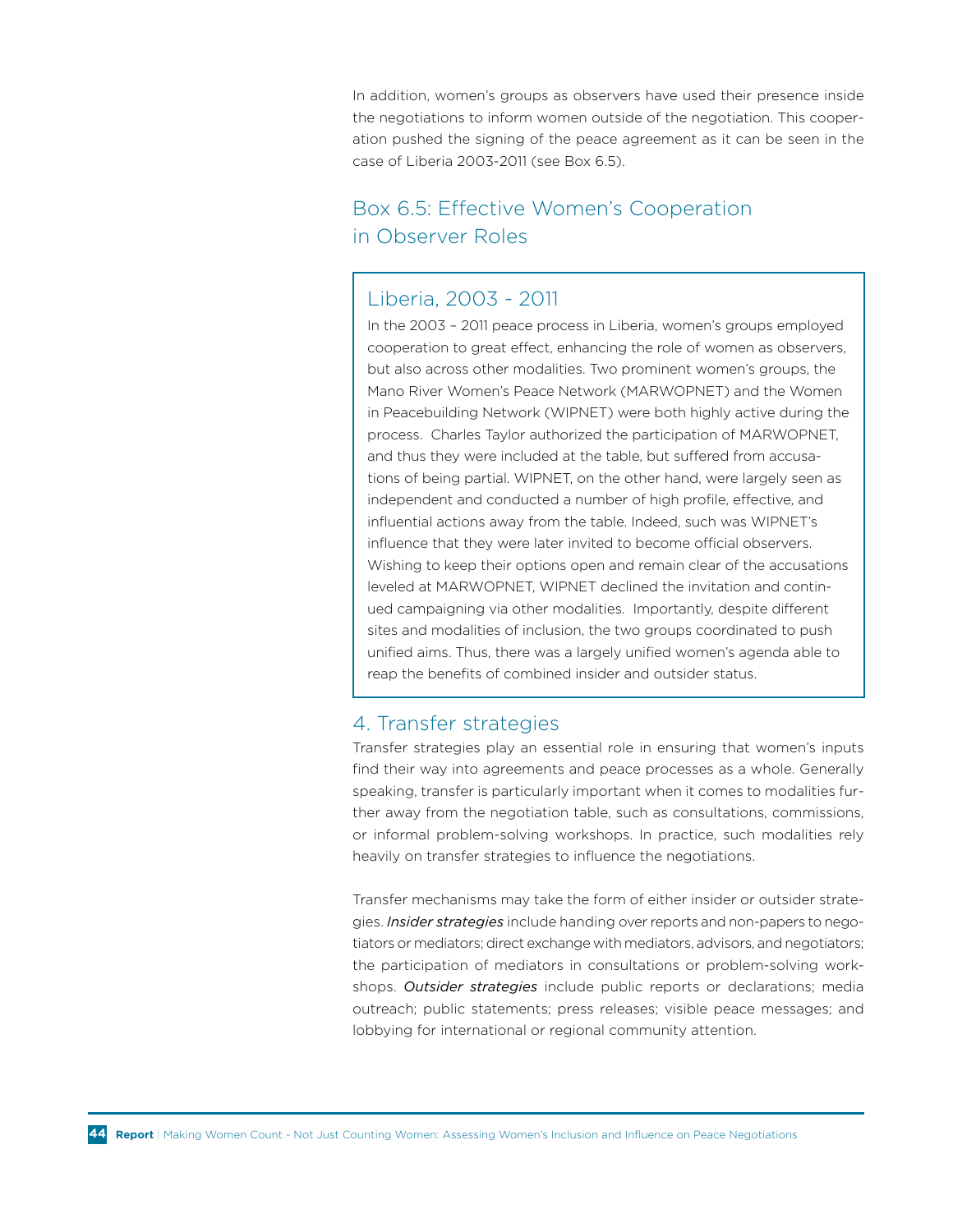In addition, women's groups as observers have used their presence inside the negotiations to inform women outside of the negotiation. This cooperation pushed the signing of the peace agreement as it can be seen in the case of Liberia 2003-2011 (see Box 6.5).

## Box 6.5: Effective Women's Cooperation in Observer Roles

### Liberia, 2003 - 2011

In the 2003 – 2011 peace process in Liberia, women's groups employed cooperation to great effect, enhancing the role of women as observers, but also across other modalities. Two prominent women's groups, the Mano River Women's Peace Network (MARWOPNET) and the Women in Peacebuilding Network (WIPNET) were both highly active during the process. Charles Taylor authorized the participation of MARWOPNET, and thus they were included at the table, but suffered from accusations of being partial. WIPNET, on the other hand, were largely seen as independent and conducted a number of high profile, effective, and influential actions away from the table. Indeed, such was WIPNET's influence that they were later invited to become official observers. Wishing to keep their options open and remain clear of the accusations leveled at MARWOPNET, WIPNET declined the invitation and continued campaigning via other modalities. Importantly, despite different sites and modalities of inclusion, the two groups coordinated to push unified aims. Thus, there was a largely unified women's agenda able to reap the benefits of combined insider and outsider status.

## 4. Transfer strategies

Transfer strategies play an essential role in ensuring that women's inputs find their way into agreements and peace processes as a whole. Generally speaking, transfer is particularly important when it comes to modalities further away from the negotiation table, such as consultations, commissions, or informal problem-solving workshops. In practice, such modalities rely heavily on transfer strategies to influence the negotiations.

Transfer mechanisms may take the form of either insider or outsider strategies. *Insider strategies* include handing over reports and non-papers to negotiators or mediators; direct exchange with mediators, advisors, and negotiators; the participation of mediators in consultations or problem-solving workshops. *Outsider strategies* include public reports or declarations; media outreach; public statements; press releases; visible peace messages; and lobbying for international or regional community attention.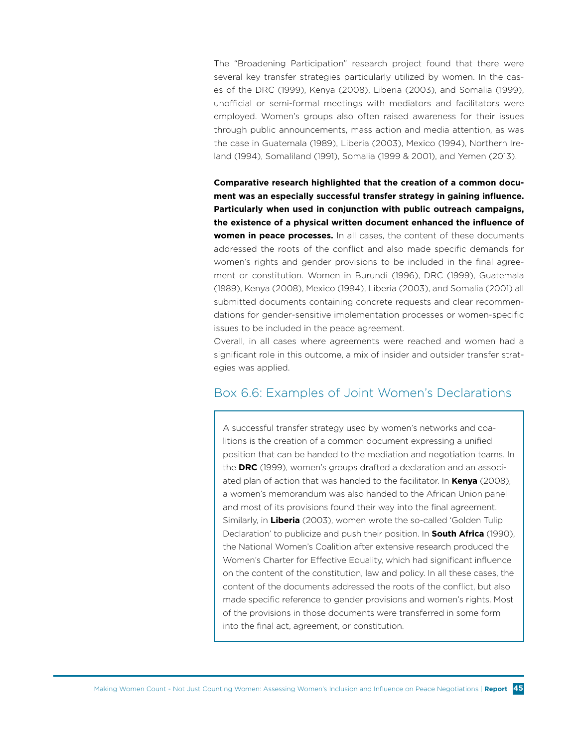The "Broadening Participation" research project found that there were several key transfer strategies particularly utilized by women. In the cases of the DRC (1999), Kenya (2008), Liberia (2003), and Somalia (1999), unofficial or semi-formal meetings with mediators and facilitators were employed. Women's groups also often raised awareness for their issues through public announcements, mass action and media attention, as was the case in Guatemala (1989), Liberia (2003), Mexico (1994), Northern Ireland (1994), Somaliland (1991), Somalia (1999 & 2001), and Yemen (2013).

**Comparative research highlighted that the creation of a common document was an especially successful transfer strategy in gaining influence. Particularly when used in conjunction with public outreach campaigns, the existence of a physical written document enhanced the influence of women in peace processes.** In all cases, the content of these documents addressed the roots of the conflict and also made specific demands for women's rights and gender provisions to be included in the final agreement or constitution. Women in Burundi (1996), DRC (1999), Guatemala (1989), Kenya (2008), Mexico (1994), Liberia (2003), and Somalia (2001) all submitted documents containing concrete requests and clear recommendations for gender-sensitive implementation processes or women-specific issues to be included in the peace agreement.

Overall, in all cases where agreements were reached and women had a significant role in this outcome, a mix of insider and outsider transfer strategies was applied.

## Box 6.6: Examples of Joint Women's Declarations

A successful transfer strategy used by women's networks and coalitions is the creation of a common document expressing a unified position that can be handed to the mediation and negotiation teams. In the **DRC** (1999), women's groups drafted a declaration and an associated plan of action that was handed to the facilitator. In **Kenya** (2008), a women's memorandum was also handed to the African Union panel and most of its provisions found their way into the final agreement. Similarly, in **Liberia** (2003), women wrote the so-called 'Golden Tulip Declaration' to publicize and push their position. In **South Africa** (1990), the National Women's Coalition after extensive research produced the Women's Charter for Effective Equality, which had significant influence on the content of the constitution, law and policy. In all these cases, the content of the documents addressed the roots of the conflict, but also made specific reference to gender provisions and women's rights. Most of the provisions in those documents were transferred in some form into the final act, agreement, or constitution.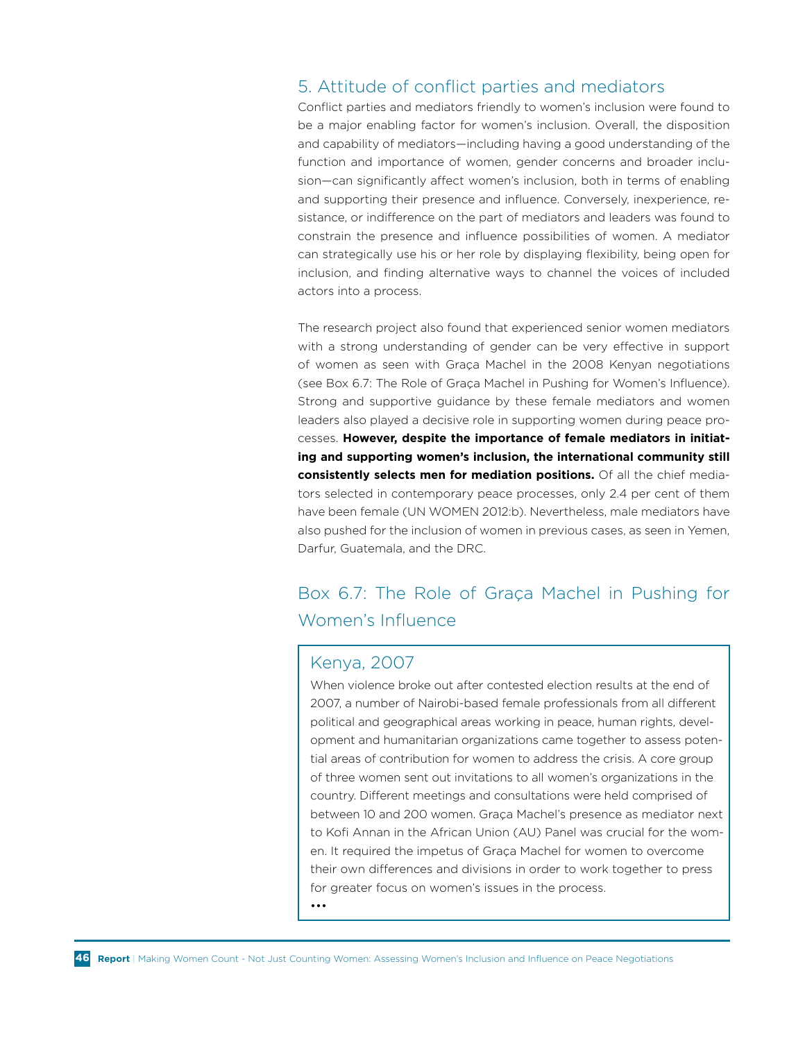## 5. Attitude of conflict parties and mediators

Conflict parties and mediators friendly to women's inclusion were found to be a major enabling factor for women's inclusion. Overall, the disposition and capability of mediators—including having a good understanding of the function and importance of women, gender concerns and broader inclusion—can significantly affect women's inclusion, both in terms of enabling and supporting their presence and influence. Conversely, inexperience, resistance, or indifference on the part of mediators and leaders was found to constrain the presence and influence possibilities of women. A mediator can strategically use his or her role by displaying flexibility, being open for inclusion, and finding alternative ways to channel the voices of included actors into a process.

The research project also found that experienced senior women mediators with a strong understanding of gender can be very effective in support of women as seen with Graça Machel in the 2008 Kenyan negotiations (see Box 6.7: The Role of Graça Machel in Pushing for Women's Influence). Strong and supportive guidance by these female mediators and women leaders also played a decisive role in supporting women during peace processes. **However, despite the importance of female mediators in initiating and supporting women's inclusion, the international community still consistently selects men for mediation positions.** Of all the chief mediators selected in contemporary peace processes, only 2.4 per cent of them have been female (UN WOMEN 2012:b). Nevertheless, male mediators have also pushed for the inclusion of women in previous cases, as seen in Yemen, Darfur, Guatemala, and the DRC.

## Box 6.7: The Role of Graça Machel in Pushing for Women's Influence

### Kenya, 2007

When violence broke out after contested election results at the end of 2007, a number of Nairobi-based female professionals from all different political and geographical areas working in peace, human rights, development and humanitarian organizations came together to assess potential areas of contribution for women to address the crisis. A core group of three women sent out invitations to all women's organizations in the country. Different meetings and consultations were held comprised of between 10 and 200 women. Graça Machel's presence as mediator next to Kofi Annan in the African Union (AU) Panel was crucial for the women. It required the impetus of Graça Machel for women to overcome their own differences and divisions in order to work together to press for greater focus on women's issues in the process.

...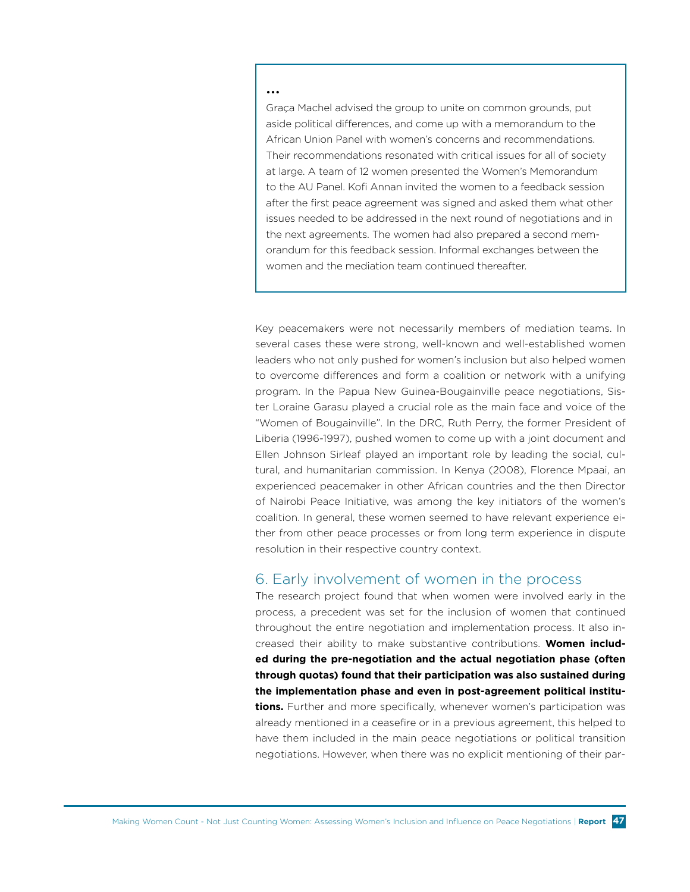…

Graça Machel advised the group to unite on common grounds, put aside political differences, and come up with a memorandum to the African Union Panel with women's concerns and recommendations. Their recommendations resonated with critical issues for all of society at large. A team of 12 women presented the Women's Memorandum to the AU Panel. Kofi Annan invited the women to a feedback session after the first peace agreement was signed and asked them what other issues needed to be addressed in the next round of negotiations and in the next agreements. The women had also prepared a second memorandum for this feedback session. Informal exchanges between the women and the mediation team continued thereafter.

Key peacemakers were not necessarily members of mediation teams. In several cases these were strong, well-known and well-established women leaders who not only pushed for women's inclusion but also helped women to overcome differences and form a coalition or network with a unifying program. In the Papua New Guinea-Bougainville peace negotiations, Sister Loraine Garasu played a crucial role as the main face and voice of the "Women of Bougainville". In the DRC, Ruth Perry, the former President of Liberia (1996-1997), pushed women to come up with a joint document and Ellen Johnson Sirleaf played an important role by leading the social, cultural, and humanitarian commission. In Kenya (2008), Florence Mpaai, an experienced peacemaker in other African countries and the then Director of Nairobi Peace Initiative, was among the key initiators of the women's coalition. In general, these women seemed to have relevant experience either from other peace processes or from long term experience in dispute resolution in their respective country context.

## 6. Early involvement of women in the process

The research project found that when women were involved early in the process, a precedent was set for the inclusion of women that continued throughout the entire negotiation and implementation process. It also increased their ability to make substantive contributions. **Women included during the pre-negotiation and the actual negotiation phase (often through quotas) found that their participation was also sustained during the implementation phase and even in post-agreement political institutions.** Further and more specifically, whenever women's participation was already mentioned in a ceasefire or in a previous agreement, this helped to have them included in the main peace negotiations or political transition negotiations. However, when there was no explicit mentioning of their par-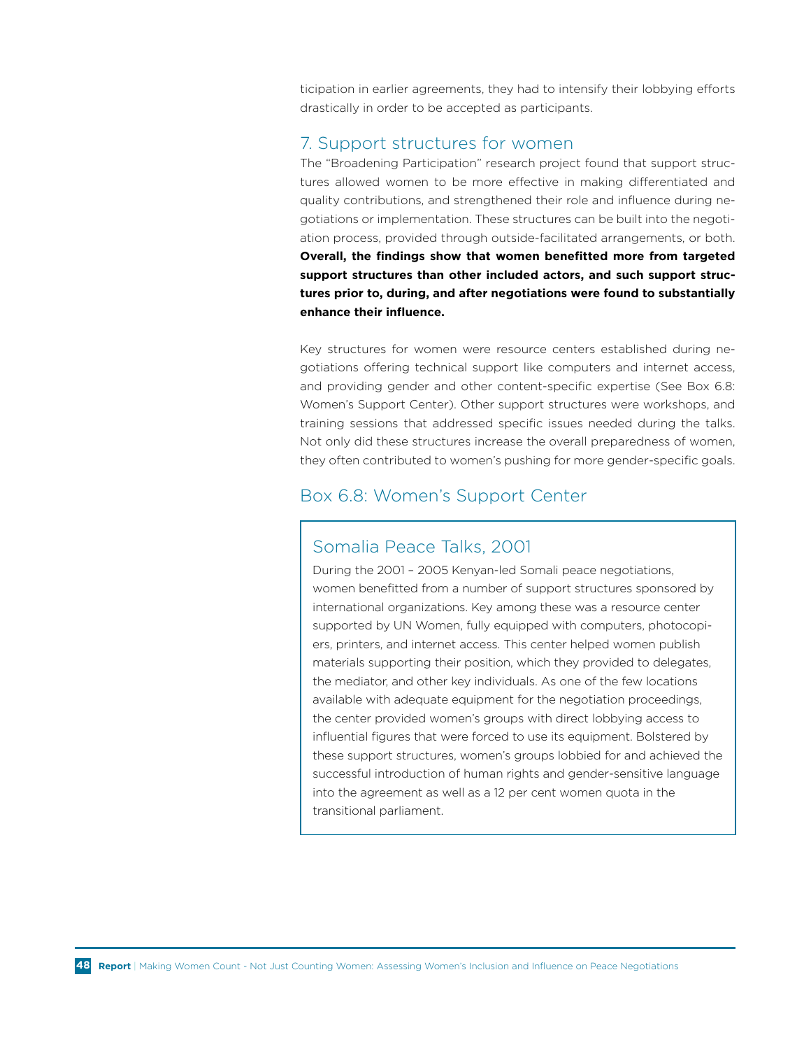ticipation in earlier agreements, they had to intensify their lobbying efforts drastically in order to be accepted as participants.

## 7. Support structures for women

The "Broadening Participation" research project found that support structures allowed women to be more effective in making differentiated and quality contributions, and strengthened their role and influence during negotiations or implementation. These structures can be built into the negotiation process, provided through outside-facilitated arrangements, or both. **Overall, the findings show that women benefitted more from targeted support structures than other included actors, and such support structures prior to, during, and after negotiations were found to substantially enhance their influence.**

Key structures for women were resource centers established during negotiations offering technical support like computers and internet access, and providing gender and other content-specific expertise (See Box 6.8: Women's Support Center). Other support structures were workshops, and training sessions that addressed specific issues needed during the talks. Not only did these structures increase the overall preparedness of women, they often contributed to women's pushing for more gender-specific goals.

## Box 6.8: Women's Support Center

### Somalia Peace Talks, 2001

During the 2001 – 2005 Kenyan-led Somali peace negotiations, women benefitted from a number of support structures sponsored by international organizations. Key among these was a resource center supported by UN Women, fully equipped with computers, photocopiers, printers, and internet access. This center helped women publish materials supporting their position, which they provided to delegates, the mediator, and other key individuals. As one of the few locations available with adequate equipment for the negotiation proceedings, the center provided women's groups with direct lobbying access to influential figures that were forced to use its equipment. Bolstered by these support structures, women's groups lobbied for and achieved the successful introduction of human rights and gender-sensitive language into the agreement as well as a 12 per cent women quota in the transitional parliament.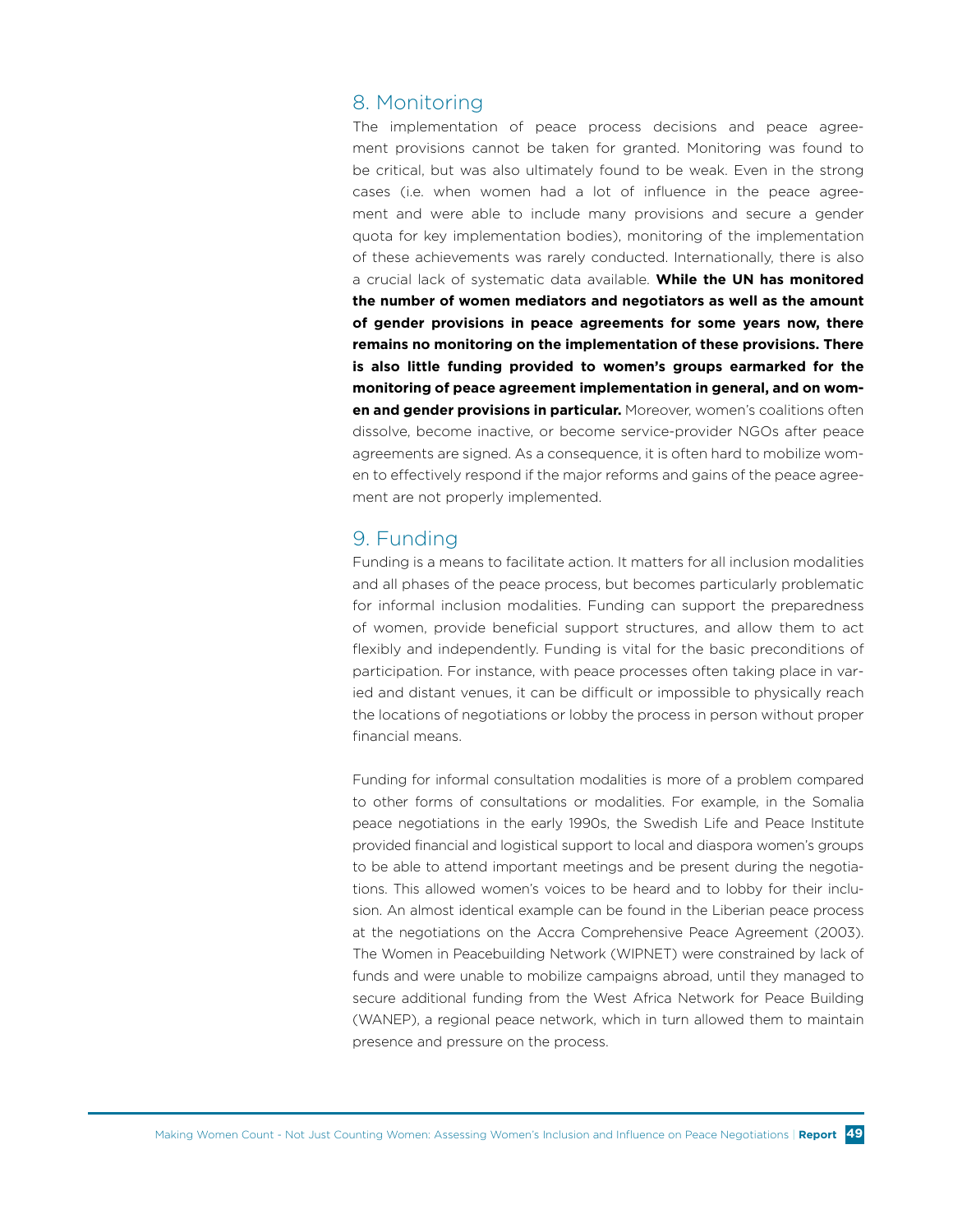## 8. Monitoring

The implementation of peace process decisions and peace agreement provisions cannot be taken for granted. Monitoring was found to be critical, but was also ultimately found to be weak. Even in the strong cases (i.e. when women had a lot of influence in the peace agreement and were able to include many provisions and secure a gender quota for key implementation bodies), monitoring of the implementation of these achievements was rarely conducted. Internationally, there is also a crucial lack of systematic data available. **While the UN has monitored the number of women mediators and negotiators as well as the amount of gender provisions in peace agreements for some years now, there remains no monitoring on the implementation of these provisions. There is also little funding provided to women's groups earmarked for the monitoring of peace agreement implementation in general, and on women and gender provisions in particular.** Moreover, women's coalitions often dissolve, become inactive, or become service-provider NGOs after peace agreements are signed. As a consequence, it is often hard to mobilize women to effectively respond if the major reforms and gains of the peace agreement are not properly implemented.

## 9. Funding

Funding is a means to facilitate action. It matters for all inclusion modalities and all phases of the peace process, but becomes particularly problematic for informal inclusion modalities. Funding can support the preparedness of women, provide beneficial support structures, and allow them to act flexibly and independently. Funding is vital for the basic preconditions of participation. For instance, with peace processes often taking place in varied and distant venues, it can be difficult or impossible to physically reach the locations of negotiations or lobby the process in person without proper financial means.

Funding for informal consultation modalities is more of a problem compared to other forms of consultations or modalities. For example, in the Somalia peace negotiations in the early 1990s, the Swedish Life and Peace Institute provided financial and logistical support to local and diaspora women's groups to be able to attend important meetings and be present during the negotiations. This allowed women's voices to be heard and to lobby for their inclusion. An almost identical example can be found in the Liberian peace process at the negotiations on the Accra Comprehensive Peace Agreement (2003). The Women in Peacebuilding Network (WIPNET) were constrained by lack of funds and were unable to mobilize campaigns abroad, until they managed to secure additional funding from the West Africa Network for Peace Building (WANEP), a regional peace network, which in turn allowed them to maintain presence and pressure on the process.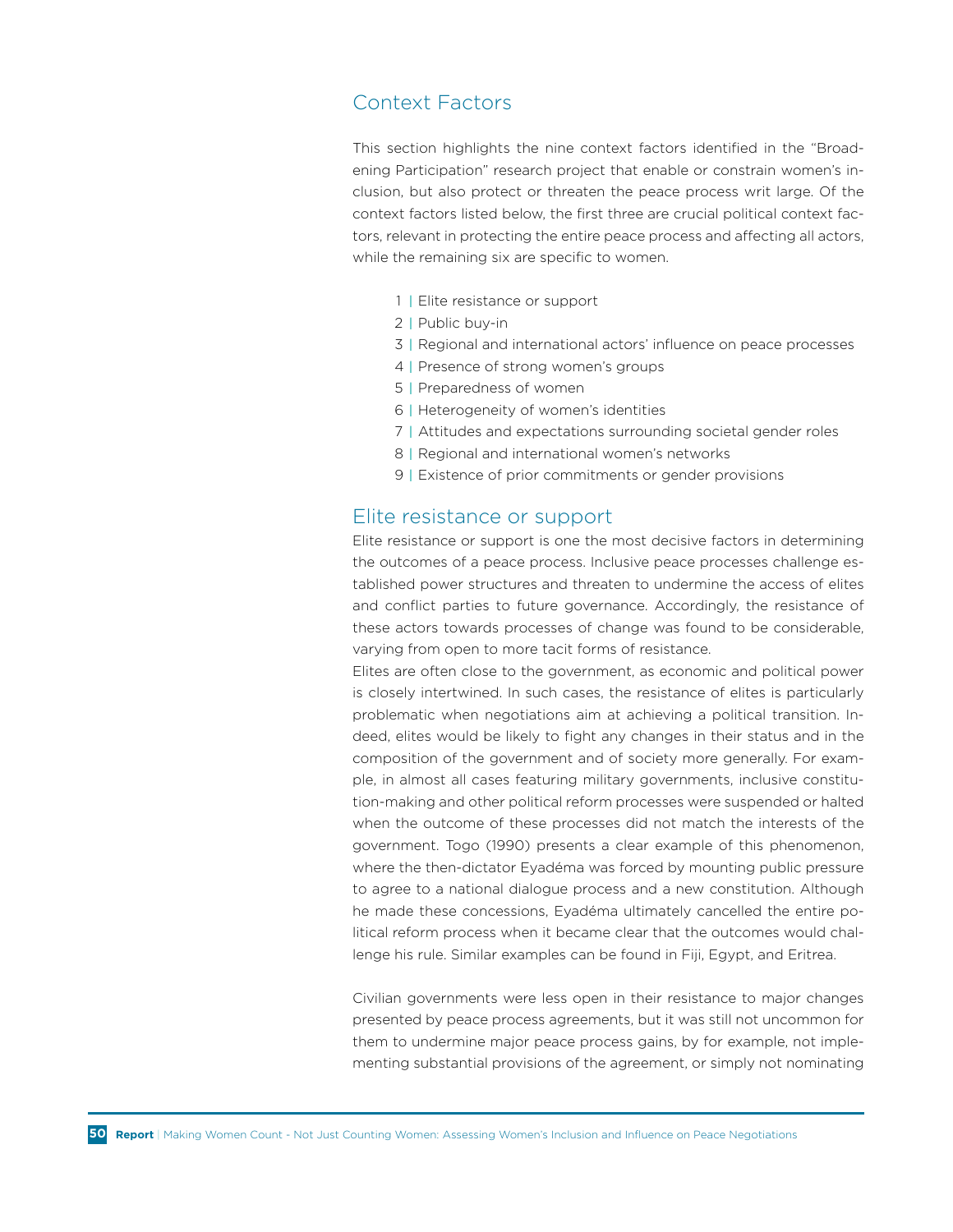## Context Factors

This section highlights the nine context factors identified in the "Broadening Participation" research project that enable or constrain women's inclusion, but also protect or threaten the peace process writ large. Of the context factors listed below, the first three are crucial political context factors, relevant in protecting the entire peace process and affecting all actors, while the remaining six are specific to women.

1 | Elite resistance or support
2 | Public buy-in
3 | Regional and international actors' influence on peace processes
4 | Presence of strong women's groups
5 | Preparedness of women
6 | Heterogeneity of women's identities
7 | Attitudes and expectations surrounding societal gender roles
8 | Regional and international women's networks
9 | Existence of prior commitments or gender provisions

## Elite resistance or support

Elite resistance or support is one the most decisive factors in determining the outcomes of a peace process. Inclusive peace processes challenge established power structures and threaten to undermine the access of elites and conflict parties to future governance. Accordingly, the resistance of these actors towards processes of change was found to be considerable, varying from open to more tacit forms of resistance.

Elites are often close to the government, as economic and political power is closely intertwined. In such cases, the resistance of elites is particularly problematic when negotiations aim at achieving a political transition. Indeed, elites would be likely to fight any changes in their status and in the composition of the government and of society more generally. For example, in almost all cases featuring military governments, inclusive constitution-making and other political reform processes were suspended or halted when the outcome of these processes did not match the interests of the government. Togo (1990) presents a clear example of this phenomenon, where the then-dictator Eyadéma was forced by mounting public pressure to agree to a national dialogue process and a new constitution. Although he made these concessions, Eyadéma ultimately cancelled the entire political reform process when it became clear that the outcomes would challenge his rule. Similar examples can be found in Fiji, Egypt, and Eritrea.

Civilian governments were less open in their resistance to major changes presented by peace process agreements, but it was still not uncommon for them to undermine major peace process gains, by for example, not implementing substantial provisions of the agreement, or simply not nominating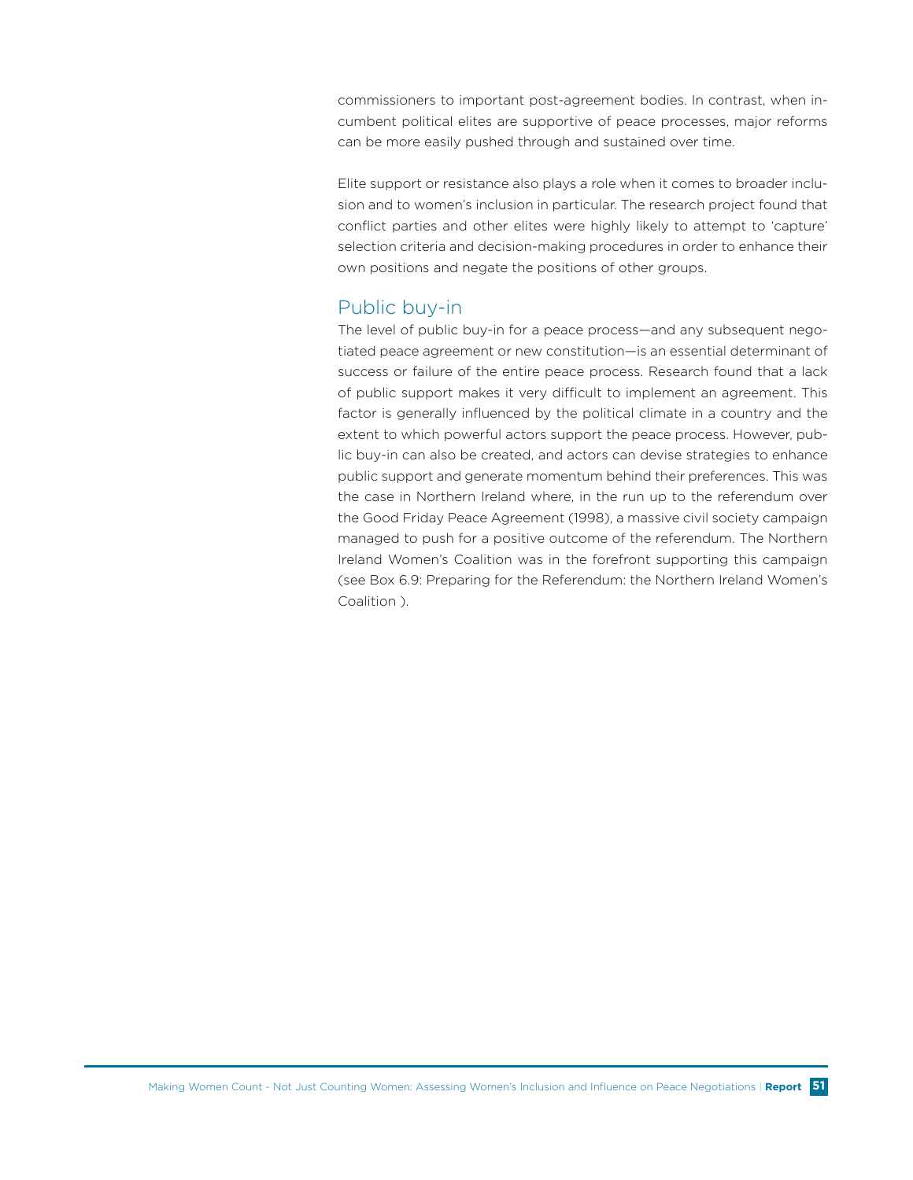commissioners to important post-agreement bodies. In contrast, when incumbent political elites are supportive of peace processes, major reforms can be more easily pushed through and sustained over time.

Elite support or resistance also plays a role when it comes to broader inclusion and to women's inclusion in particular. The research project found that conflict parties and other elites were highly likely to attempt to 'capture' selection criteria and decision-making procedures in order to enhance their own positions and negate the positions of other groups.

## Public buy-in

The level of public buy-in for a peace process—and any subsequent negotiated peace agreement or new constitution—is an essential determinant of success or failure of the entire peace process. Research found that a lack of public support makes it very difficult to implement an agreement. This factor is generally influenced by the political climate in a country and the extent to which powerful actors support the peace process. However, public buy-in can also be created, and actors can devise strategies to enhance public support and generate momentum behind their preferences. This was the case in Northern Ireland where, in the run up to the referendum over the Good Friday Peace Agreement (1998), a massive civil society campaign managed to push for a positive outcome of the referendum. The Northern Ireland Women's Coalition was in the forefront supporting this campaign (see Box 6.9: Preparing for the Referendum: the Northern Ireland Women's Coalition ).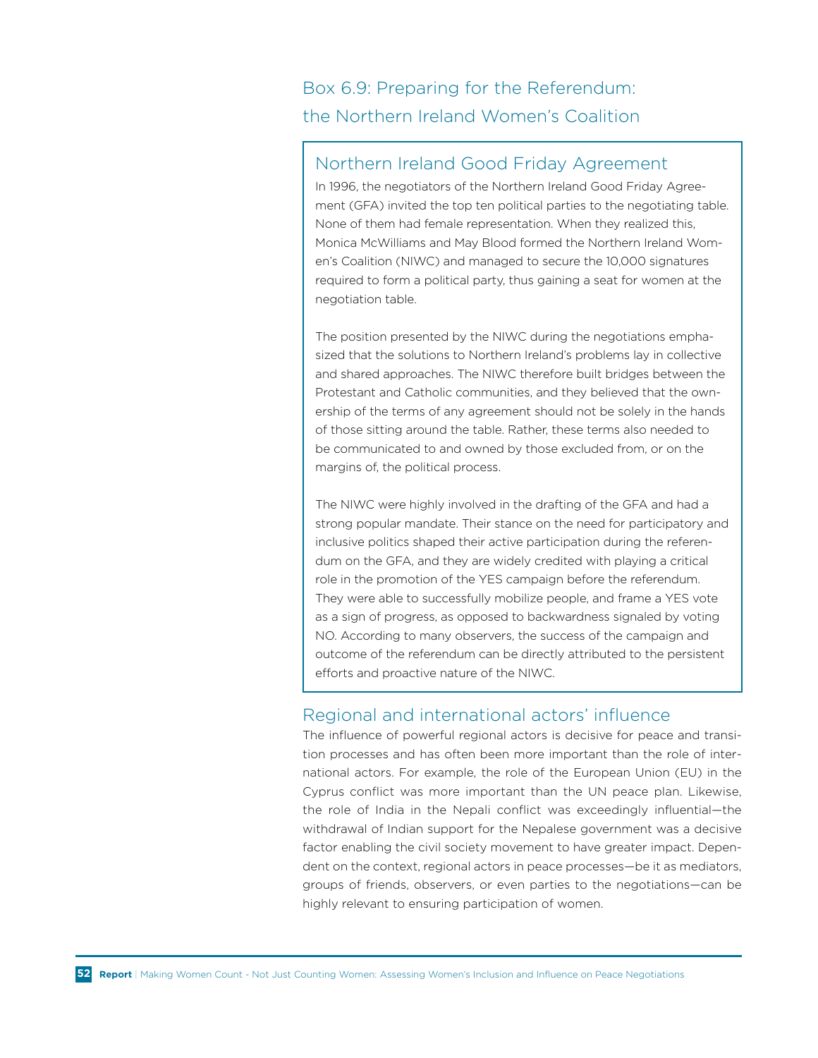## Box 6.9: Preparing for the Referendum: the Northern Ireland Women's Coalition

### Northern Ireland Good Friday Agreement

In 1996, the negotiators of the Northern Ireland Good Friday Agreement (GFA) invited the top ten political parties to the negotiating table. None of them had female representation. When they realized this, Monica McWilliams and May Blood formed the Northern Ireland Women's Coalition (NIWC) and managed to secure the 10,000 signatures required to form a political party, thus gaining a seat for women at the negotiation table.

The position presented by the NIWC during the negotiations emphasized that the solutions to Northern Ireland's problems lay in collective and shared approaches. The NIWC therefore built bridges between the Protestant and Catholic communities, and they believed that the ownership of the terms of any agreement should not be solely in the hands of those sitting around the table. Rather, these terms also needed to be communicated to and owned by those excluded from, or on the margins of, the political process.

The NIWC were highly involved in the drafting of the GFA and had a strong popular mandate. Their stance on the need for participatory and inclusive politics shaped their active participation during the referendum on the GFA, and they are widely credited with playing a critical role in the promotion of the YES campaign before the referendum. They were able to successfully mobilize people, and frame a YES vote as a sign of progress, as opposed to backwardness signaled by voting NO. According to many observers, the success of the campaign and outcome of the referendum can be directly attributed to the persistent efforts and proactive nature of the NIWC.

## Regional and international actors' influence

The influence of powerful regional actors is decisive for peace and transition processes and has often been more important than the role of international actors. For example, the role of the European Union (EU) in the Cyprus conflict was more important than the UN peace plan. Likewise, the role of India in the Nepali conflict was exceedingly influential—the withdrawal of Indian support for the Nepalese government was a decisive factor enabling the civil society movement to have greater impact. Dependent on the context, regional actors in peace processes—be it as mediators, groups of friends, observers, or even parties to the negotiations—can be highly relevant to ensuring participation of women.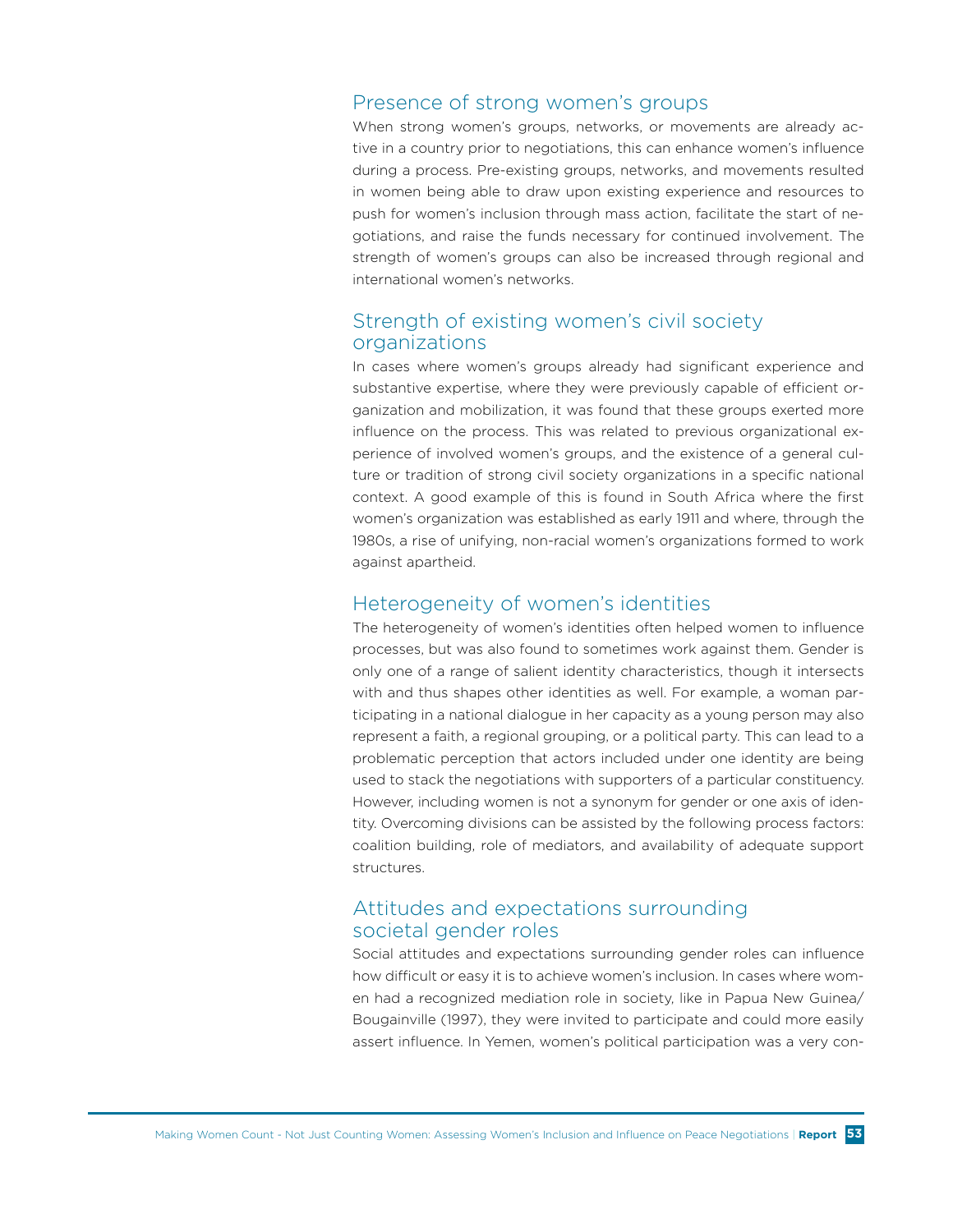## Presence of strong women's groups

When strong women's groups, networks, or movements are already active in a country prior to negotiations, this can enhance women's influence during a process. Pre-existing groups, networks, and movements resulted in women being able to draw upon existing experience and resources to push for women's inclusion through mass action, facilitate the start of negotiations, and raise the funds necessary for continued involvement. The strength of women's groups can also be increased through regional and international women's networks.

## Strength of existing women's civil society organizations

In cases where women's groups already had significant experience and substantive expertise, where they were previously capable of efficient organization and mobilization, it was found that these groups exerted more influence on the process. This was related to previous organizational experience of involved women's groups, and the existence of a general culture or tradition of strong civil society organizations in a specific national context. A good example of this is found in South Africa where the first women's organization was established as early 1911 and where, through the 1980s, a rise of unifying, non-racial women's organizations formed to work against apartheid.

## Heterogeneity of women's identities

The heterogeneity of women's identities often helped women to influence processes, but was also found to sometimes work against them. Gender is only one of a range of salient identity characteristics, though it intersects with and thus shapes other identities as well. For example, a woman participating in a national dialogue in her capacity as a young person may also represent a faith, a regional grouping, or a political party. This can lead to a problematic perception that actors included under one identity are being used to stack the negotiations with supporters of a particular constituency. However, including women is not a synonym for gender or one axis of identity. Overcoming divisions can be assisted by the following process factors: coalition building, role of mediators, and availability of adequate support structures.

## Attitudes and expectations surrounding societal gender roles

Social attitudes and expectations surrounding gender roles can influence how difficult or easy it is to achieve women's inclusion. In cases where women had a recognized mediation role in society, like in Papua New Guinea/Bougainville (1997), they were invited to participate and could more easily assert influence. In Yemen, women's political participation was a very con-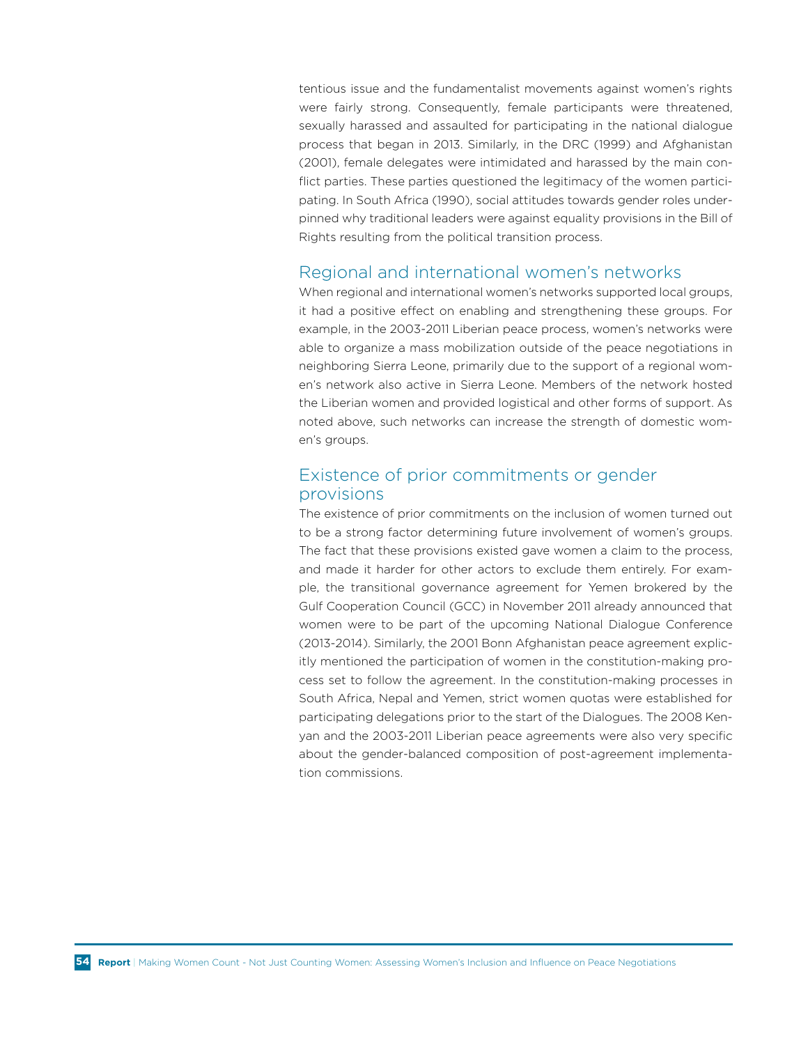tentious issue and the fundamentalist movements against women's rights were fairly strong. Consequently, female participants were threatened, sexually harassed and assaulted for participating in the national dialogue process that began in 2013. Similarly, in the DRC (1999) and Afghanistan (2001), female delegates were intimidated and harassed by the main conflict parties. These parties questioned the legitimacy of the women participating. In South Africa (1990), social attitudes towards gender roles underpinned why traditional leaders were against equality provisions in the Bill of Rights resulting from the political transition process.

## Regional and international women's networks

When regional and international women's networks supported local groups, it had a positive effect on enabling and strengthening these groups. For example, in the 2003-2011 Liberian peace process, women's networks were able to organize a mass mobilization outside of the peace negotiations in neighboring Sierra Leone, primarily due to the support of a regional women's network also active in Sierra Leone. Members of the network hosted the Liberian women and provided logistical and other forms of support. As noted above, such networks can increase the strength of domestic women's groups.

## Existence of prior commitments or gender provisions

The existence of prior commitments on the inclusion of women turned out to be a strong factor determining future involvement of women's groups. The fact that these provisions existed gave women a claim to the process, and made it harder for other actors to exclude them entirely. For example, the transitional governance agreement for Yemen brokered by the Gulf Cooperation Council (GCC) in November 2011 already announced that women were to be part of the upcoming National Dialogue Conference (2013-2014). Similarly, the 2001 Bonn Afghanistan peace agreement explicitly mentioned the participation of women in the constitution-making process set to follow the agreement. In the constitution-making processes in South Africa, Nepal and Yemen, strict women quotas were established for participating delegations prior to the start of the Dialogues. The 2008 Kenyan and the 2003-2011 Liberian peace agreements were also very specific about the gender-balanced composition of post-agreement implementation commissions.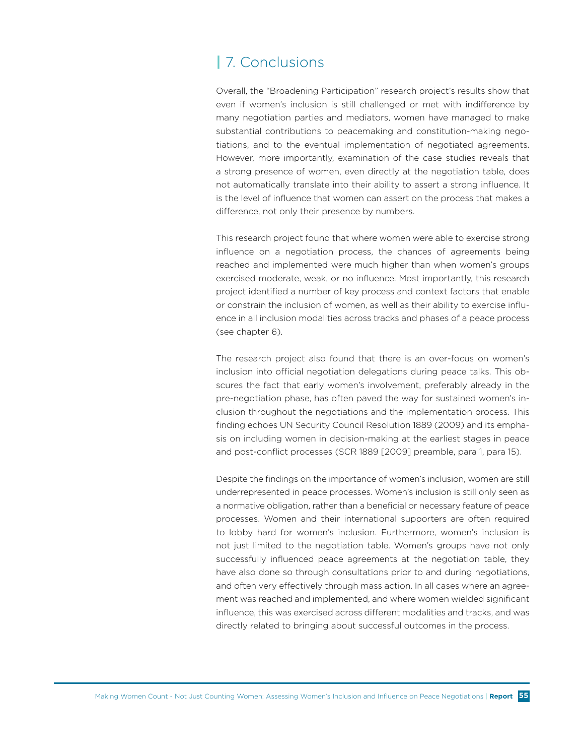# 7. Conclusions

Overall, the "Broadening Participation" research project's results show that even if women's inclusion is still challenged or met with indifference by many negotiation parties and mediators, women have managed to make substantial contributions to peacemaking and constitution-making negotiations, and to the eventual implementation of negotiated agreements. However, more importantly, examination of the case studies reveals that a strong presence of women, even directly at the negotiation table, does not automatically translate into their ability to assert a strong influence. It is the level of influence that women can assert on the process that makes a difference, not only their presence by numbers.

This research project found that where women were able to exercise strong influence on a negotiation process, the chances of agreements being reached and implemented were much higher than when women's groups exercised moderate, weak, or no influence. Most importantly, this research project identified a number of key process and context factors that enable or constrain the inclusion of women, as well as their ability to exercise influence in all inclusion modalities across tracks and phases of a peace process (see chapter 6).

The research project also found that there is an over-focus on women's inclusion into official negotiation delegations during peace talks. This obscures the fact that early women's involvement, preferably already in the pre-negotiation phase, has often paved the way for sustained women's inclusion throughout the negotiations and the implementation process. This finding echoes UN Security Council Resolution 1889 (2009) and its emphasis on including women in decision-making at the earliest stages in peace and post-conflict processes (SCR 1889 [2009] preamble, para 1, para 15).

Despite the findings on the importance of women's inclusion, women are still underrepresented in peace processes. Women's inclusion is still only seen as a normative obligation, rather than a beneficial or necessary feature of peace processes. Women and their international supporters are often required to lobby hard for women's inclusion. Furthermore, women's inclusion is not just limited to the negotiation table. Women's groups have not only successfully influenced peace agreements at the negotiation table, they have also done so through consultations prior to and during negotiations, and often very effectively through mass action. In all cases where an agreement was reached and implemented, and where women wielded significant influence, this was exercised across different modalities and tracks, and was directly related to bringing about successful outcomes in the process.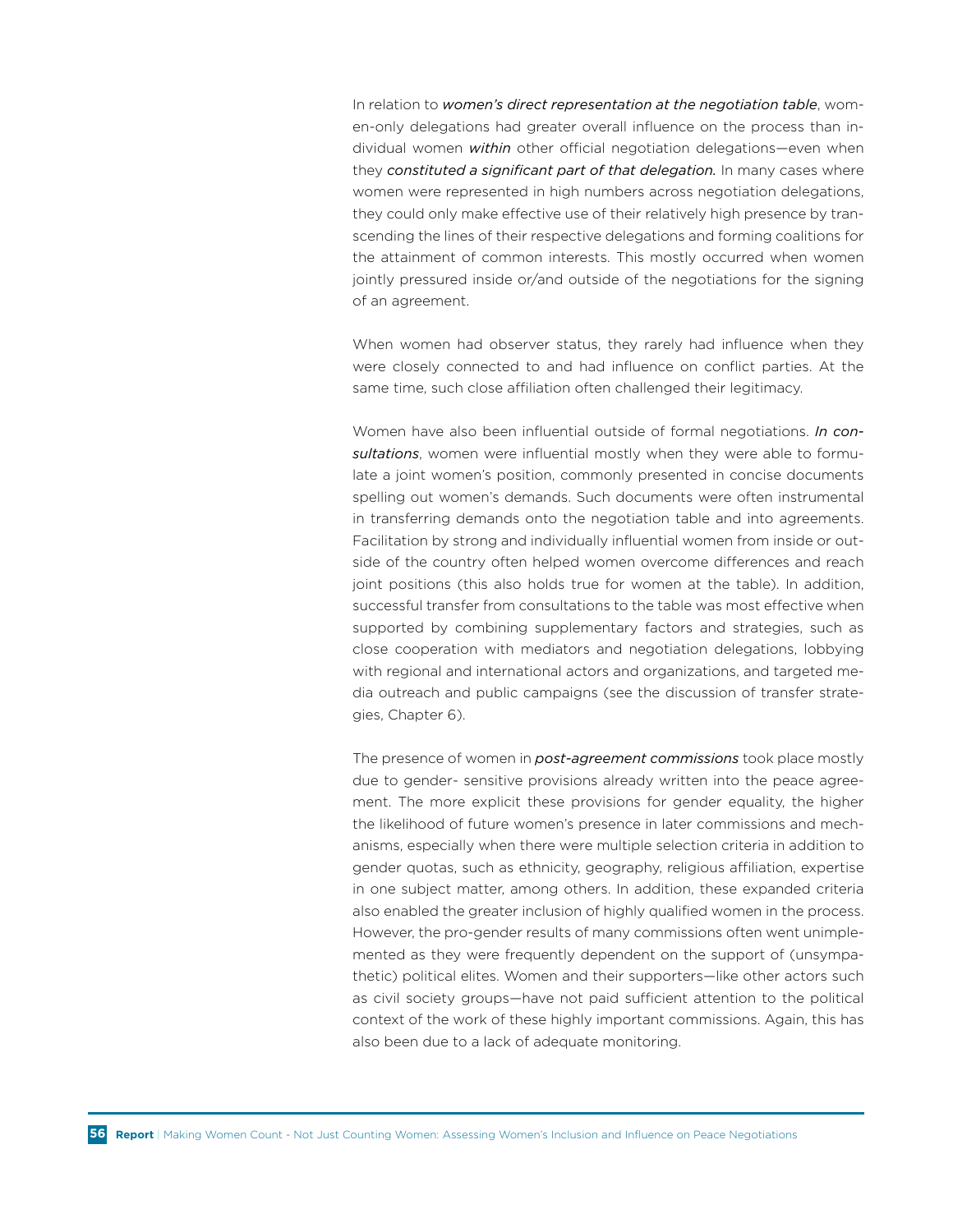In relation to ***women's direct representation at the negotiation table***, women-only delegations had greater overall influence on the process than individual women ***within*** other official negotiation delegations—even when they ***constituted a significant part of that delegation.*** In many cases where women were represented in high numbers across negotiation delegations, they could only make effective use of their relatively high presence by transcending the lines of their respective delegations and forming coalitions for the attainment of common interests. This mostly occurred when women jointly pressured inside or/and outside of the negotiations for the signing of an agreement.

When women had observer status, they rarely had influence when they were closely connected to and had influence on conflict parties. At the same time, such close affiliation often challenged their legitimacy.

Women have also been influential outside of formal negotiations. ***In consultations***, women were influential mostly when they were able to formulate a joint women's position, commonly presented in concise documents spelling out women's demands. Such documents were often instrumental in transferring demands onto the negotiation table and into agreements. Facilitation by strong and individually influential women from inside or outside of the country often helped women overcome differences and reach joint positions (this also holds true for women at the table). In addition, successful transfer from consultations to the table was most effective when supported by combining supplementary factors and strategies, such as close cooperation with mediators and negotiation delegations, lobbying with regional and international actors and organizations, and targeted media outreach and public campaigns (see the discussion of transfer strategies, Chapter 6).

The presence of women in ***post-agreement commissions*** took place mostly due to gender- sensitive provisions already written into the peace agreement. The more explicit these provisions for gender equality, the higher the likelihood of future women's presence in later commissions and mechanisms, especially when there were multiple selection criteria in addition to gender quotas, such as ethnicity, geography, religious affiliation, expertise in one subject matter, among others. In addition, these expanded criteria also enabled the greater inclusion of highly qualified women in the process. However, the pro-gender results of many commissions often went unimplemented as they were frequently dependent on the support of (unsympathetic) political elites. Women and their supporters—like other actors such as civil society groups—have not paid sufficient attention to the political context of the work of these highly important commissions. Again, this has also been due to a lack of adequate monitoring.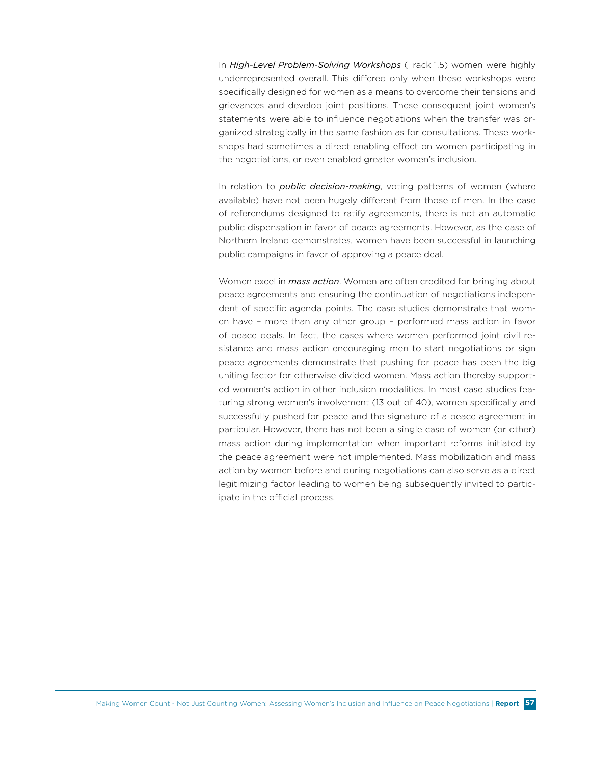In *High-Level Problem-Solving Workshops* (Track 1.5) women were highly underrepresented overall. This differed only when these workshops were specifically designed for women as a means to overcome their tensions and grievances and develop joint positions. These consequent joint women's statements were able to influence negotiations when the transfer was organized strategically in the same fashion as for consultations. These workshops had sometimes a direct enabling effect on women participating in the negotiations, or even enabled greater women's inclusion.

In relation to ***public decision-making***, voting patterns of women (where available) have not been hugely different from those of men. In the case of referendums designed to ratify agreements, there is not an automatic public dispensation in favor of peace agreements. However, as the case of Northern Ireland demonstrates, women have been successful in launching public campaigns in favor of approving a peace deal.

Women excel in ***mass action***. Women are often credited for bringing about peace agreements and ensuring the continuation of negotiations independent of specific agenda points. The case studies demonstrate that women have – more than any other group – performed mass action in favor of peace deals. In fact, the cases where women performed joint civil resistance and mass action encouraging men to start negotiations or sign peace agreements demonstrate that pushing for peace has been the big uniting factor for otherwise divided women. Mass action thereby supported women's action in other inclusion modalities. In most case studies featuring strong women's involvement (13 out of 40), women specifically and successfully pushed for peace and the signature of a peace agreement in particular. However, there has not been a single case of women (or other) mass action during implementation when important reforms initiated by the peace agreement were not implemented. Mass mobilization and mass action by women before and during negotiations can also serve as a direct legitimizing factor leading to women being subsequently invited to participate in the official process.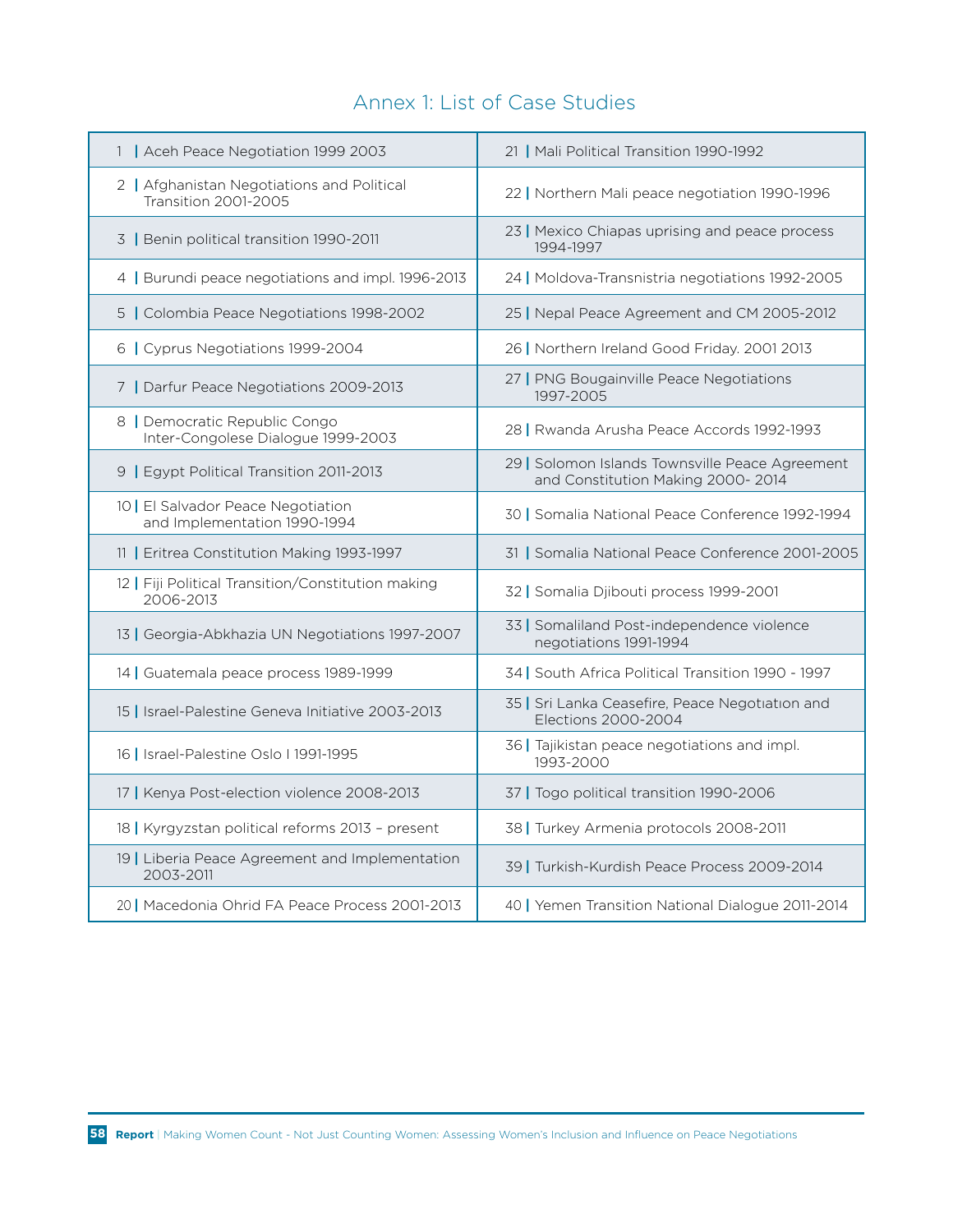## Annex 1: List of Case Studies

| | |
|---|---|
| 1 \| Aceh Peace Negotiation 1999 2003 | 21 \| Mali Political Transition 1990-1992 |
| 2 \| Afghanistan Negotiations and Political Transition 2001-2005 | 22 \| Northern Mali peace negotiation 1990-1996 |
| 3 \| Benin political transition 1990-2011 | 23 \| Mexico Chiapas uprising and peace process 1994-1997 |
| 4 \| Burundi peace negotiations and impl. 1996-2013 | 24 \| Moldova-Transnistria negotiations 1992-2005 |
| 5 \| Colombia Peace Negotiations 1998-2002 | 25 \| Nepal Peace Agreement and CM 2005-2012 |
| 6 \| Cyprus Negotiations 1999-2004 | 26 \| Northern Ireland Good Friday. 2001 2013 |
| 7 \| Darfur Peace Negotiations 2009-2013 | 27 \| PNG Bougainville Peace Negotiations 1997-2005 |
| 8 \| Democratic Republic Congo Inter-Congolese Dialogue 1999-2003 | 28 \| Rwanda Arusha Peace Accords 1992-1993 |
| 9 \| Egypt Political Transition 2011-2013 | 29 \| Solomon Islands Townsville Peace Agreement and Constitution Making 2000- 2014 |
| 10 \| El Salvador Peace Negotiation and Implementation 1990-1994 | 30 \| Somalia National Peace Conference 1992-1994 |
| 11 \| Eritrea Constitution Making 1993-1997 | 31 \| Somalia National Peace Conference 2001-2005 |
| 12 \| Fiji Political Transition/Constitution making 2006-2013 | 32 \| Somalia Djibouti process 1999-2001 |
| 13 \| Georgia-Abkhazia UN Negotiations 1997-2007 | 33 \| Somaliland Post-independence violence negotiations 1991-1994 |
| 14 \| Guatemala peace process 1989-1999 | 34 \| South Africa Political Transition 1990 - 1997 |
| 15 \| Israel-Palestine Geneva Initiative 2003-2013 | 35 \| Sri Lanka Ceasefire, Peace Negotiation and Elections 2000-2004 |
| 16 \| Israel-Palestine Oslo I 1991-1995 | 36 \| Tajikistan peace negotiations and impl. 1993-2000 |
| 17 \| Kenya Post-election violence 2008-2013 | 37 \| Togo political transition 1990-2006 |
| 18 \| Kyrgyzstan political reforms 2013 – present | 38 \| Turkey Armenia protocols 2008-2011 |
| 19 \| Liberia Peace Agreement and Implementation 2003-2011 | 39 \| Turkish-Kurdish Peace Process 2009-2014 |
| 20 \| Macedonia Ohrid FA Peace Process 2001-2013 | 40 \| Yemen Transition National Dialogue 2011-2014 |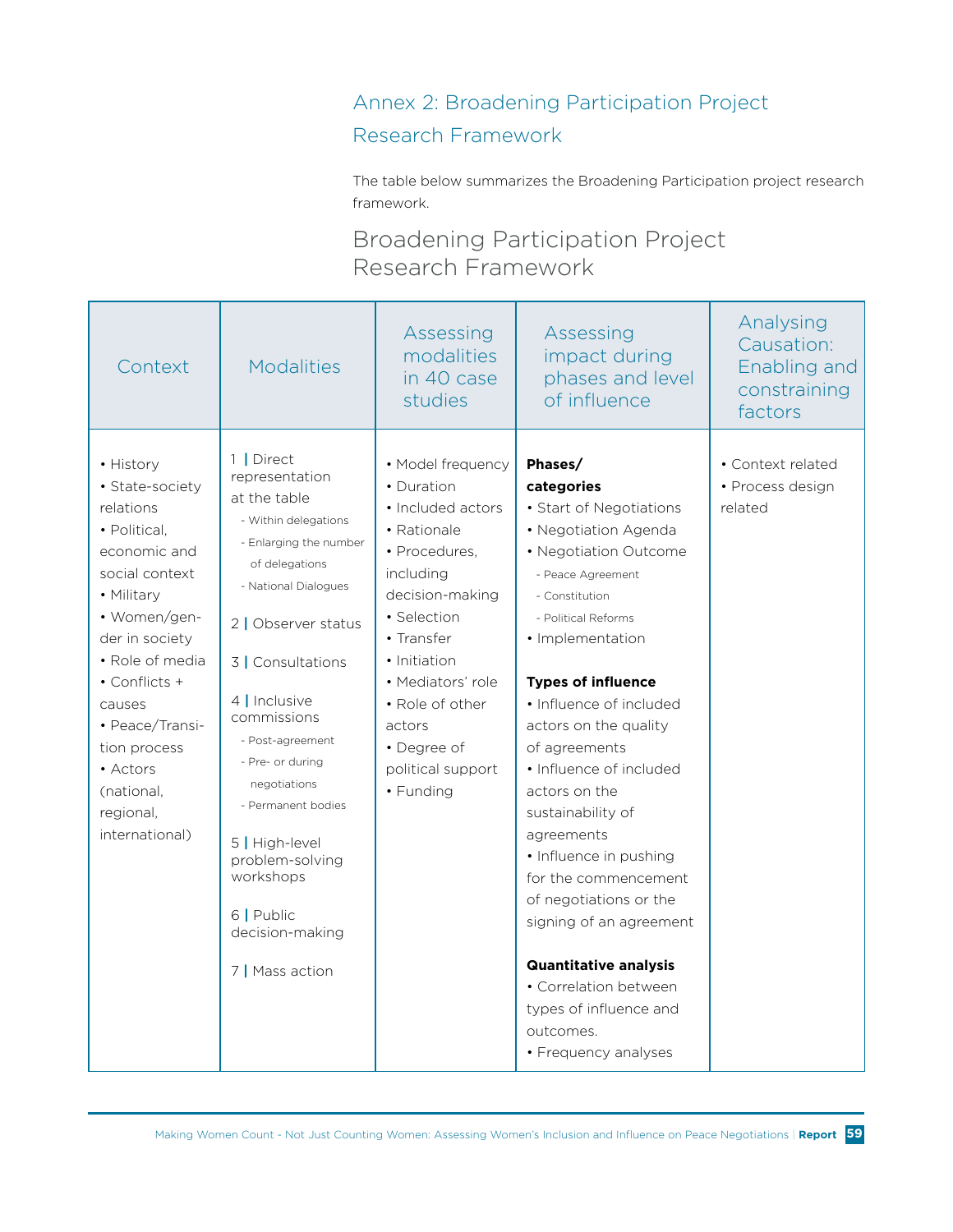# Annex 2: Broadening Participation Project Research Framework

The table below summarizes the Broadening Participation project research framework.

## Broadening Participation Project Research Framework

| Context | Modalities | Assessing modalities in 40 case studies | Assessing impact during phases and level of influence | Analysing Causation: Enabling and constraining factors |
|---|---|---|---|---|
| • History<br>• State-society relations<br>• Political, economic and social context<br>• Military<br>• Women/gender in society<br>• Role of media<br>• Conflicts + causes<br>• Peace/Transition process<br>• Actors (national, regional, international) | 1 \| Direct representation at the table<br>- Within delegations<br>- Enlarging the number of delegations<br>- National Dialogues<br><br>2 \| Observer status<br><br>3 \| Consultations<br><br>4 \| Inclusive commissions<br>- Post-agreement<br>- Pre- or during negotiations<br>- Permanent bodies<br><br>5 \| High-level problem-solving workshops<br><br>6 \| Public decision-making<br><br>7 \| Mass action | • Model frequency<br>• Duration<br>• Included actors<br>• Rationale<br>• Procedures, including decision-making<br>• Selection<br>• Transfer<br>• Initiation<br>• Mediators' role<br>• Role of other actors<br>• Degree of political support<br>• Funding | **Phases/ categories**<br>• Start of Negotiations<br>• Negotiation Agenda<br>• Negotiation Outcome<br>- Peace Agreement<br>- Constitution<br>- Political Reforms<br>• Implementation<br><br>**Types of influence**<br>• Influence of included actors on the quality of agreements<br>• Influence of included actors on the sustainability of agreements<br>• Influence in pushing for the commencement of negotiations or the signing of an agreement<br><br>**Quantitative analysis**<br>• Correlation between types of influence and outcomes.<br>• Frequency analyses | • Context related<br>• Process design related |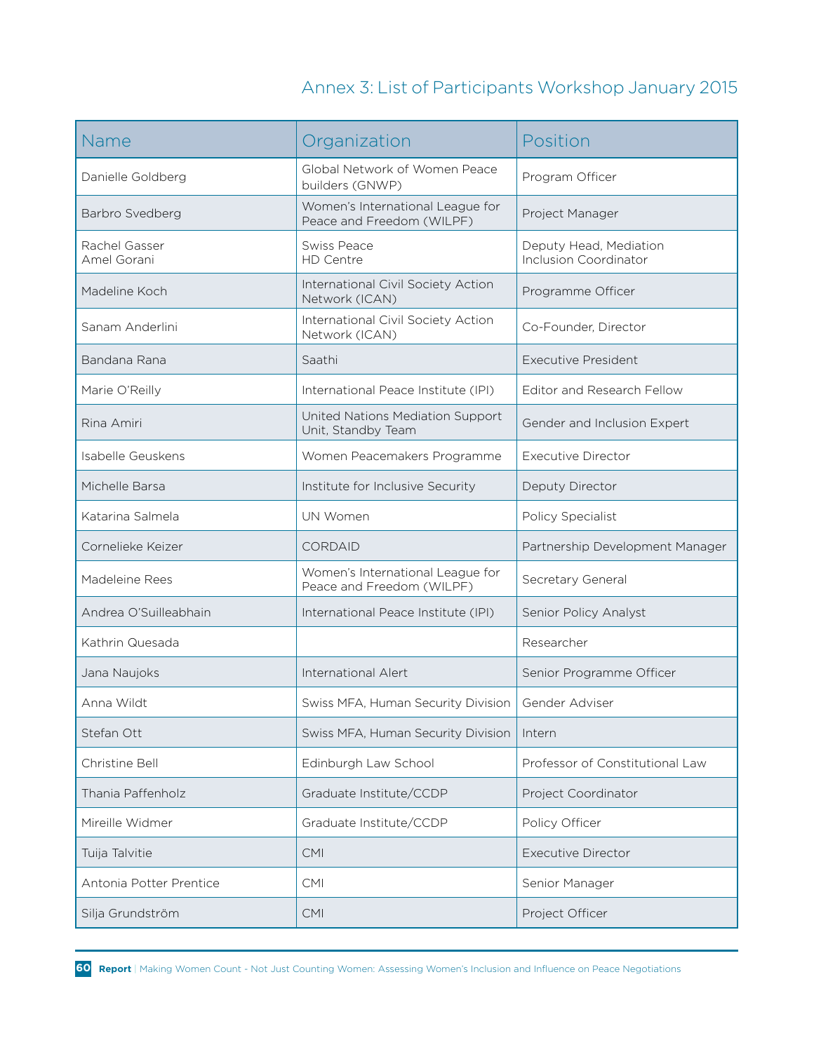## Annex 3: List of Participants Workshop January 2015

| Name | Organization | Position |
|---|---|---|
| Danielle Goldberg | Global Network of Women Peace builders (GNWP) | Program Officer |
| Barbro Svedberg | Women's International League for Peace and Freedom (WILPF) | Project Manager |
| Rachel Gasser<br>Amel Gorani | Swiss Peace<br>HD Centre | Deputy Head, Mediation<br>Inclusion Coordinator |
| Madeline Koch | International Civil Society Action Network (ICAN) | Programme Officer |
| Sanam Anderlini | International Civil Society Action Network (ICAN) | Co-Founder, Director |
| Bandana Rana | Saathi | Executive President |
| Marie O'Reilly | International Peace Institute (IPI) | Editor and Research Fellow |
| Rina Amiri | United Nations Mediation Support Unit, Standby Team | Gender and Inclusion Expert |
| Isabelle Geuskens | Women Peacemakers Programme | Executive Director |
| Michelle Barsa | Institute for Inclusive Security | Deputy Director |
| Katarina Salmela | UN Women | Policy Specialist |
| Cornelieke Keizer | CORDAID | Partnership Development Manager |
| Madeleine Rees | Women's International League for Peace and Freedom (WILPF) | Secretary General |
| Andrea O'Suilleabhain | International Peace Institute (IPI) | Senior Policy Analyst |
| Kathrin Quesada | | Researcher |
| Jana Naujoks | International Alert | Senior Programme Officer |
| Anna Wildt | Swiss MFA, Human Security Division | Gender Adviser |
| Stefan Ott | Swiss MFA, Human Security Division | Intern |
| Christine Bell | Edinburgh Law School | Professor of Constitutional Law |
| Thania Paffenholz | Graduate Institute/CCDP | Project Coordinator |
| Mireille Widmer | Graduate Institute/CCDP | Policy Officer |
| Tuija Talvitie | CMI | Executive Director |
| Antonia Potter Prentice | CMI | Senior Manager |
| Silja Grundström | CMI | Project Officer |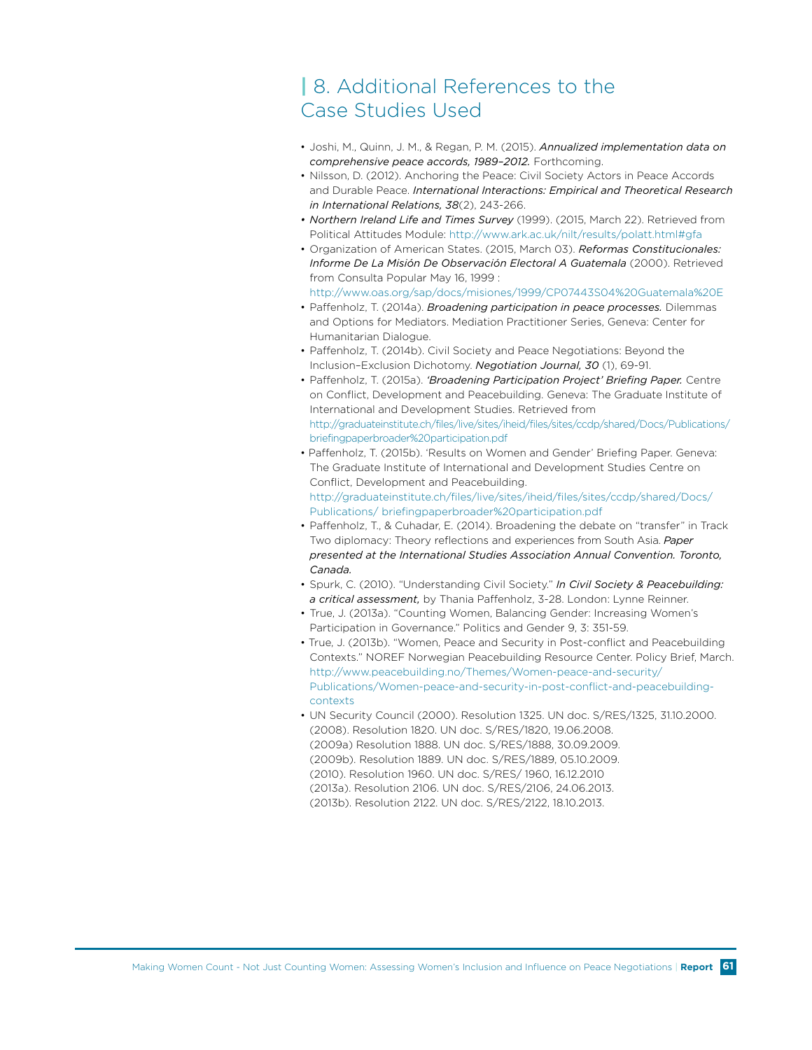# 8. Additional References to the Case Studies Used

- Joshi, M., Quinn, J. M., & Regan, P. M. (2015). *Annualized implementation data on comprehensive peace accords, 1989–2012.* Forthcoming.
- Nilsson, D. (2012). Anchoring the Peace: Civil Society Actors in Peace Accords and Durable Peace. *International Interactions: Empirical and Theoretical Research in International Relations, 38*(2), 243-266.
- *Northern Ireland Life and Times Survey* (1999). (2015, March 22). Retrieved from Political Attitudes Module: http://www.ark.ac.uk/nilt/results/polatt.html#gfa
- Organization of American States. (2015, March 03). *Reformas Constitucionales: Informe De La Misión De Observación Electoral A Guatemala* (2000). Retrieved from Consulta Popular May 16, 1999 : http://www.oas.org/sap/docs/misiones/1999/CP07443S04%20Guatemala%20E
- Paffenholz, T. (2014a). ***Broadening participation in peace processes.*** Dilemmas and Options for Mediators. Mediation Practitioner Series, Geneva: Center for Humanitarian Dialogue.
- Paffenholz, T. (2014b). Civil Society and Peace Negotiations: Beyond the Inclusion–Exclusion Dichotomy. ***Negotiation Journal, 30*** (1), 69-91.
- Paffenholz, T. (2015a). ***'Broadening Participation Project' Briefing Paper.*** Centre on Conflict, Development and Peacebuilding. Geneva: The Graduate Institute of International and Development Studies. Retrieved from http://graduateinstitute.ch/files/live/sites/iheid/files/sites/ccdp/shared/Docs/Publications/briefingpaperbroader%20participation.pdf
- Paffenholz, T. (2015b). 'Results on Women and Gender' Briefing Paper. Geneva: The Graduate Institute of International and Development Studies Centre on Conflict, Development and Peacebuilding. http://graduateinstitute.ch/files/live/sites/iheid/files/sites/ccdp/shared/Docs/Publications/ briefingpaperbroader%20participation.pdf
- Paffenholz, T., & Cuhadar, E. (2014). Broadening the debate on "transfer" in Track Two diplomacy: Theory reflections and experiences from South Asia. *Paper presented at the International Studies Association Annual Convention. Toronto, Canada.*
- Spurk, C. (2010). "Understanding Civil Society." *In Civil Society & Peacebuilding: a critical assessment,* by Thania Paffenholz, 3-28. London: Lynne Reinner.
- True, J. (2013a). "Counting Women, Balancing Gender: Increasing Women's Participation in Governance." Politics and Gender 9, 3: 351-59.
- True, J. (2013b). "Women, Peace and Security in Post-conflict and Peacebuilding Contexts." NOREF Norwegian Peacebuilding Resource Center. Policy Brief, March. http://www.peacebuilding.no/Themes/Women-peace-and-security/Publications/Women-peace-and-security-in-post-conflict-and-peacebuilding-contexts
- UN Security Council (2000). Resolution 1325. UN doc. S/RES/1325, 31.10.2000.
  (2008). Resolution 1820. UN doc. S/RES/1820, 19.06.2008.
  (2009a) Resolution 1888. UN doc. S/RES/1888, 30.09.2009.
  (2009b). Resolution 1889. UN doc. S/RES/1889, 05.10.2009.
  (2010). Resolution 1960. UN doc. S/RES/ 1960, 16.12.2010
  (2013a). Resolution 2106. UN doc. S/RES/2106, 24.06.2013.
  (2013b). Resolution 2122. UN doc. S/RES/2122, 18.10.2013.